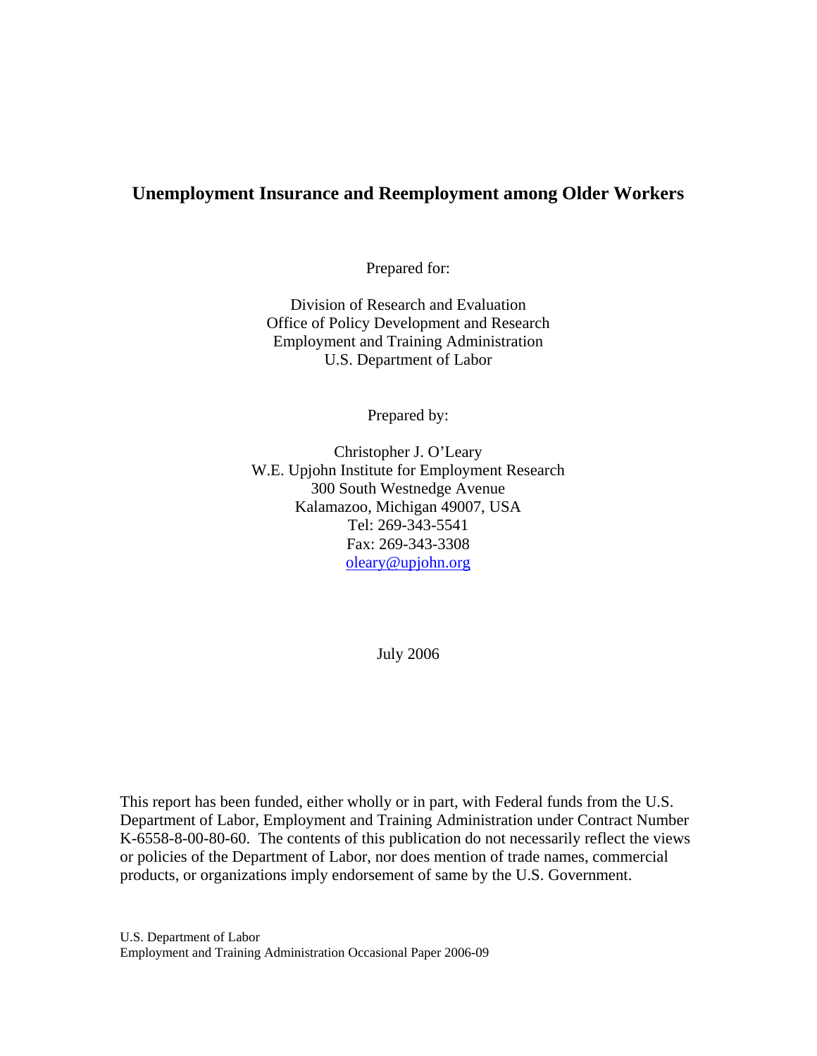# Unemployment Insurance and Reemployment among Older Workers

Prepared for:

Division of Research and Evaluation
Office of Policy Development and Research
Employment and Training Administration
U.S. Department of Labor

Prepared by:

Christopher J. O'Leary
W.E. Upjohn Institute for Employment Research
300 South Westnedge Avenue
Kalamazoo, Michigan 49007, USA
Tel: 269-343-5541
Fax: 269-343-3308
oleary@upjohn.org

July 2006

This report has been funded, either wholly or in part, with Federal funds from the U.S. Department of Labor, Employment and Training Administration under Contract Number K-6558-8-00-80-60. The contents of this publication do not necessarily reflect the views or policies of the Department of Labor, nor does mention of trade names, commercial products, or organizations imply endorsement of same by the U.S. Government.

U.S. Department of Labor
Employment and Training Administration Occasional Paper 2006-09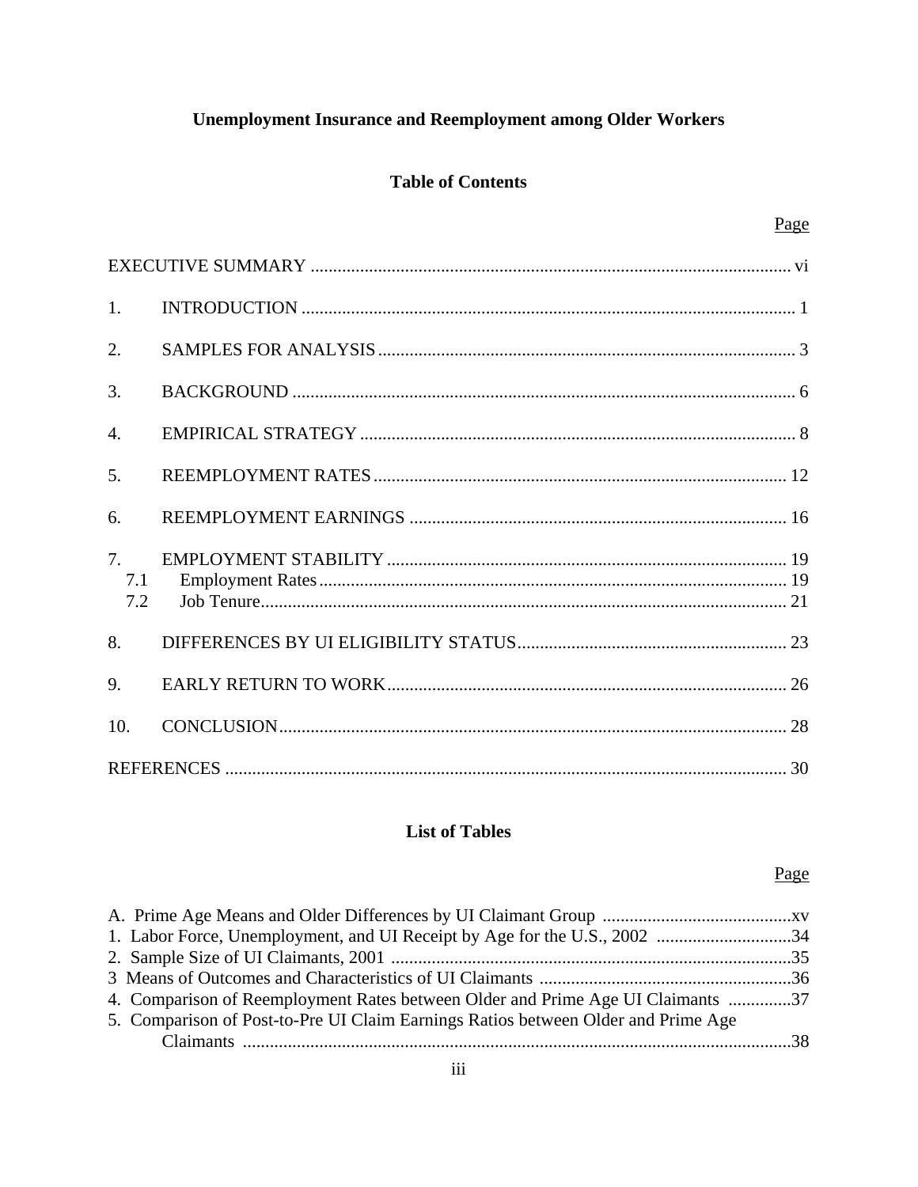# Unemployment Insurance and Reemployment among Older Workers

## Table of Contents

| | Page |
|---|---|
| EXECUTIVE SUMMARY | vi |
| 1. INTRODUCTION | 1 |
| 2. SAMPLES FOR ANALYSIS | 3 |
| 3. BACKGROUND | 6 |
| 4. EMPIRICAL STRATEGY | 8 |
| 5. REEMPLOYMENT RATES | 12 |
| 6. REEMPLOYMENT EARNINGS | 16 |
| 7. EMPLOYMENT STABILITY | 19 |
| 7.1 Employment Rates | 19 |
| 7.2 Job Tenure | 21 |
| 8. DIFFERENCES BY UI ELIGIBILITY STATUS | 23 |
| 9. EARLY RETURN TO WORK | 26 |
| 10. CONCLUSION | 28 |
| REFERENCES | 30 |

## List of Tables

| | Page |
|---|---|
| A. Prime Age Means and Older Differences by UI Claimant Group | xv |
| 1. Labor Force, Unemployment, and UI Receipt by Age for the U.S., 2002 | 34 |
| 2. Sample Size of UI Claimants, 2001 | 35 |
| 3 Means of Outcomes and Characteristics of UI Claimants | 36 |
| 4. Comparison of Reemployment Rates between Older and Prime Age UI Claimants | 37 |
| 5. Comparison of Post-to-Pre UI Claim Earnings Ratios between Older and Prime Age Claimants | 38 |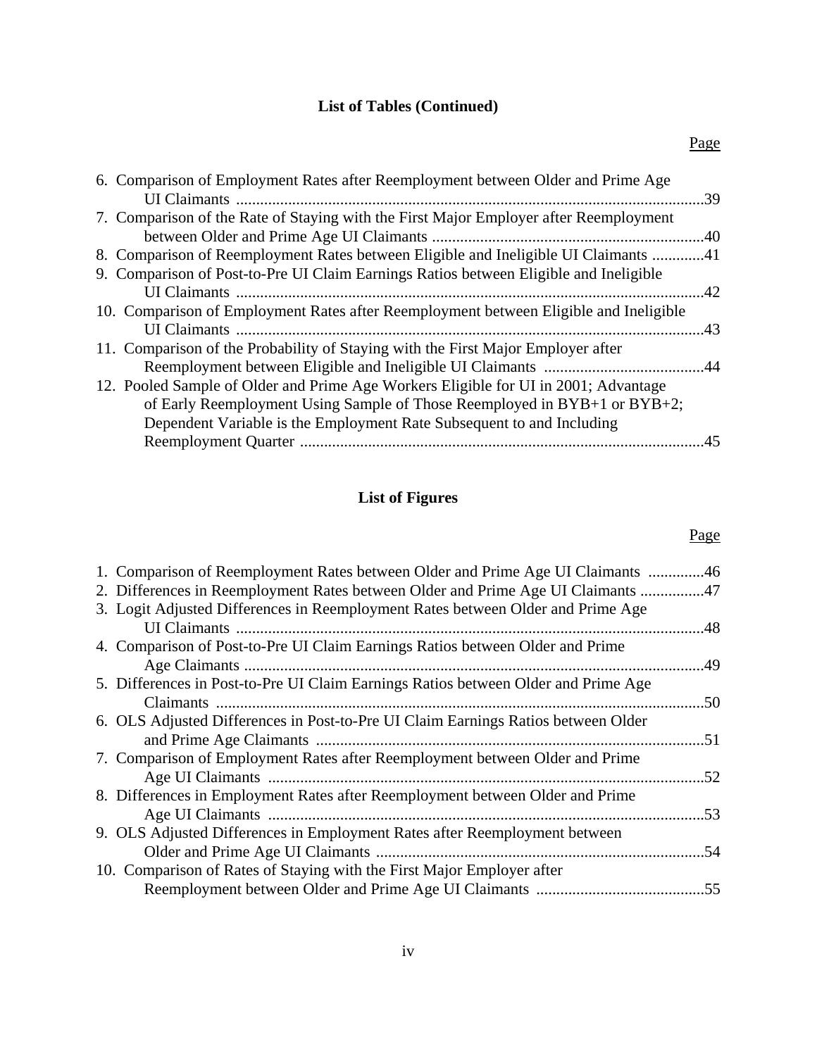## List of Tables (Continued)

Page

6. Comparison of Employment Rates after Reemployment between Older and Prime Age UI Claimants ....39
7. Comparison of the Rate of Staying with the First Major Employer after Reemployment between Older and Prime Age UI Claimants ....40
8. Comparison of Reemployment Rates between Eligible and Ineligible UI Claimants ....41
9. Comparison of Post-to-Pre UI Claim Earnings Ratios between Eligible and Ineligible UI Claimants ....42
10. Comparison of Employment Rates after Reemployment between Eligible and Ineligible UI Claimants ....43
11. Comparison of the Probability of Staying with the First Major Employer after Reemployment between Eligible and Ineligible UI Claimants ....44
12. Pooled Sample of Older and Prime Age Workers Eligible for UI in 2001; Advantage of Early Reemployment Using Sample of Those Reemployed in BYB+1 or BYB+2; Dependent Variable is the Employment Rate Subsequent to and Including Reemployment Quarter ....45

## List of Figures

Page

1. Comparison of Reemployment Rates between Older and Prime Age UI Claimants ....46
2. Differences in Reemployment Rates between Older and Prime Age UI Claimants ....47
3. Logit Adjusted Differences in Reemployment Rates between Older and Prime Age UI Claimants ....48
4. Comparison of Post-to-Pre UI Claim Earnings Ratios between Older and Prime Age Claimants ....49
5. Differences in Post-to-Pre UI Claim Earnings Ratios between Older and Prime Age Claimants ....50
6. OLS Adjusted Differences in Post-to-Pre UI Claim Earnings Ratios between Older and Prime Age Claimants ....51
7. Comparison of Employment Rates after Reemployment between Older and Prime Age UI Claimants ....52
8. Differences in Employment Rates after Reemployment between Older and Prime Age UI Claimants ....53
9. OLS Adjusted Differences in Employment Rates after Reemployment between Older and Prime Age UI Claimants ....54
10. Comparison of Rates of Staying with the First Major Employer after Reemployment between Older and Prime Age UI Claimants ....55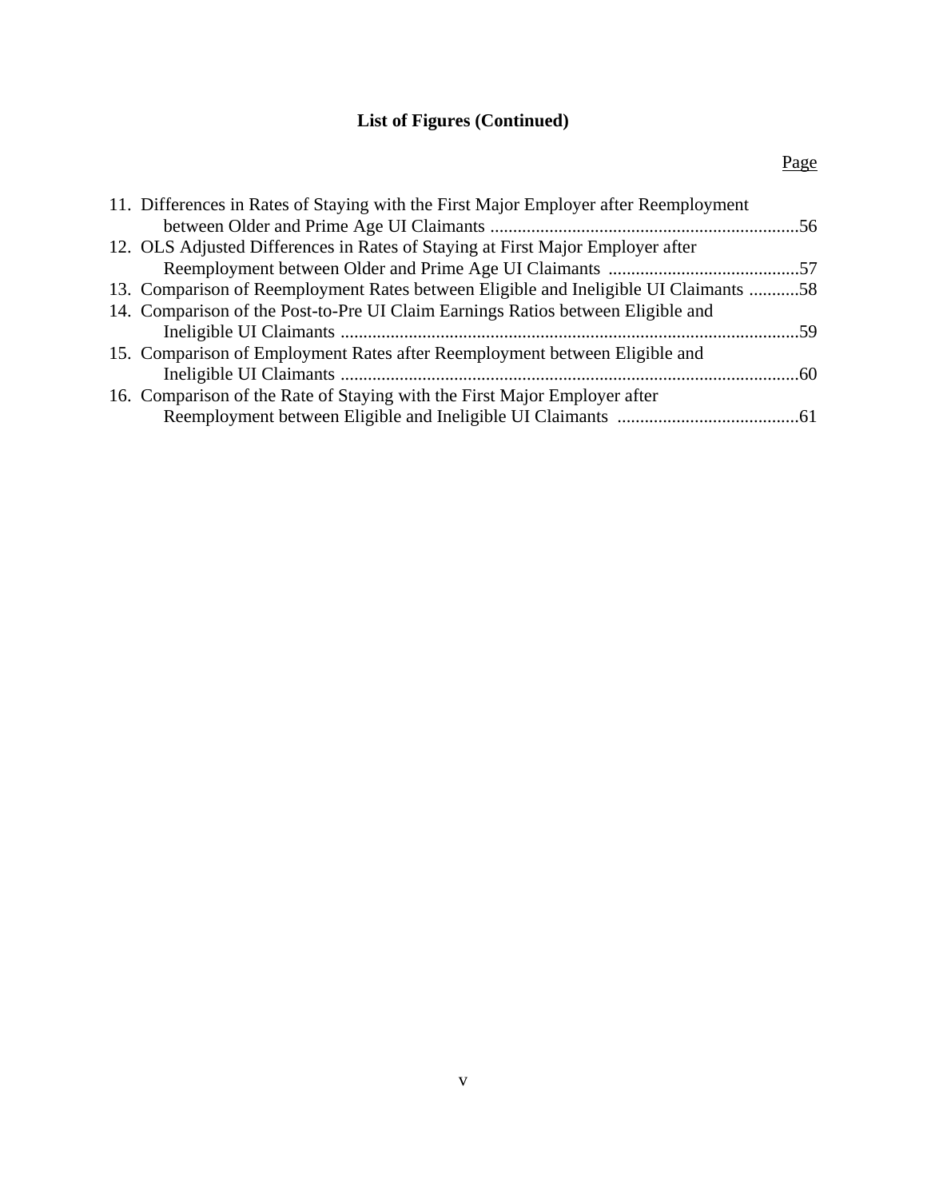## List of Figures (Continued)

Page

11. Differences in Rates of Staying with the First Major Employer after Reemployment between Older and Prime Age UI Claimants ....................................................................56
12. OLS Adjusted Differences in Rates of Staying at First Major Employer after Reemployment between Older and Prime Age UI Claimants ..........................................57
13. Comparison of Reemployment Rates between Eligible and Ineligible UI Claimants ...........58
14. Comparison of the Post-to-Pre UI Claim Earnings Ratios between Eligible and Ineligible UI Claimants .....................................................................................................59
15. Comparison of Employment Rates after Reemployment between Eligible and Ineligible UI Claimants .....................................................................................................60
16. Comparison of the Rate of Staying with the First Major Employer after Reemployment between Eligible and Ineligible UI Claimants ........................................61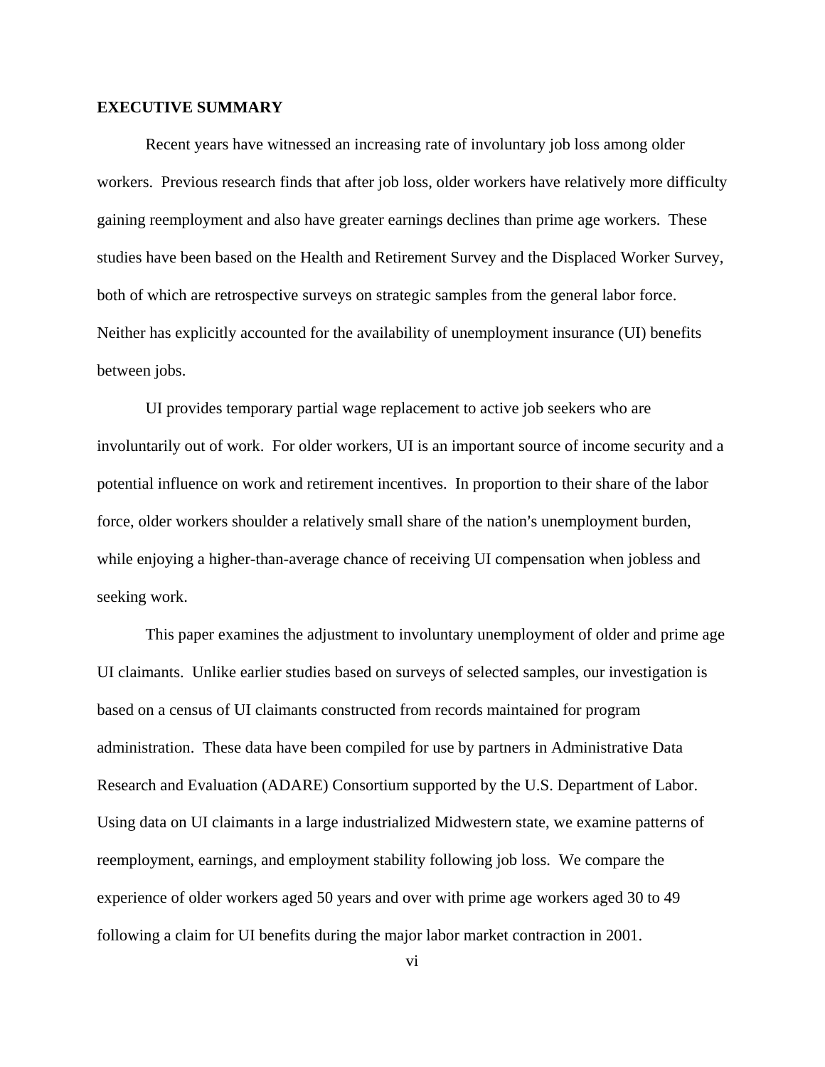## EXECUTIVE SUMMARY

Recent years have witnessed an increasing rate of involuntary job loss among older workers. Previous research finds that after job loss, older workers have relatively more difficulty gaining reemployment and also have greater earnings declines than prime age workers. These studies have been based on the Health and Retirement Survey and the Displaced Worker Survey, both of which are retrospective surveys on strategic samples from the general labor force. Neither has explicitly accounted for the availability of unemployment insurance (UI) benefits between jobs.

UI provides temporary partial wage replacement to active job seekers who are involuntarily out of work. For older workers, UI is an important source of income security and a potential influence on work and retirement incentives. In proportion to their share of the labor force, older workers shoulder a relatively small share of the nation's unemployment burden, while enjoying a higher-than-average chance of receiving UI compensation when jobless and seeking work.

This paper examines the adjustment to involuntary unemployment of older and prime age UI claimants. Unlike earlier studies based on surveys of selected samples, our investigation is based on a census of UI claimants constructed from records maintained for program administration. These data have been compiled for use by partners in Administrative Data Research and Evaluation (ADARE) Consortium supported by the U.S. Department of Labor. Using data on UI claimants in a large industrialized Midwestern state, we examine patterns of reemployment, earnings, and employment stability following job loss. We compare the experience of older workers aged 50 years and over with prime age workers aged 30 to 49 following a claim for UI benefits during the major labor market contraction in 2001.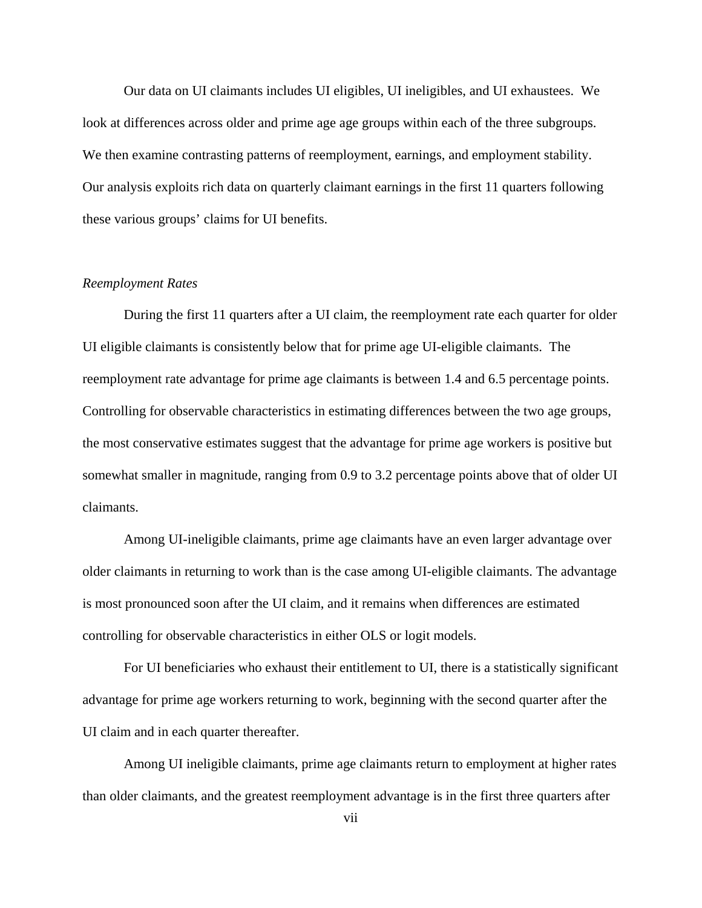Our data on UI claimants includes UI eligibles, UI ineligibles, and UI exhaustees. We look at differences across older and prime age age groups within each of the three subgroups. We then examine contrasting patterns of reemployment, earnings, and employment stability. Our analysis exploits rich data on quarterly claimant earnings in the first 11 quarters following these various groups' claims for UI benefits.

*Reemployment Rates*

During the first 11 quarters after a UI claim, the reemployment rate each quarter for older UI eligible claimants is consistently below that for prime age UI-eligible claimants. The reemployment rate advantage for prime age claimants is between 1.4 and 6.5 percentage points. Controlling for observable characteristics in estimating differences between the two age groups, the most conservative estimates suggest that the advantage for prime age workers is positive but somewhat smaller in magnitude, ranging from 0.9 to 3.2 percentage points above that of older UI claimants.

Among UI-ineligible claimants, prime age claimants have an even larger advantage over older claimants in returning to work than is the case among UI-eligible claimants. The advantage is most pronounced soon after the UI claim, and it remains when differences are estimated controlling for observable characteristics in either OLS or logit models.

For UI beneficiaries who exhaust their entitlement to UI, there is a statistically significant advantage for prime age workers returning to work, beginning with the second quarter after the UI claim and in each quarter thereafter.

Among UI ineligible claimants, prime age claimants return to employment at higher rates than older claimants, and the greatest reemployment advantage is in the first three quarters after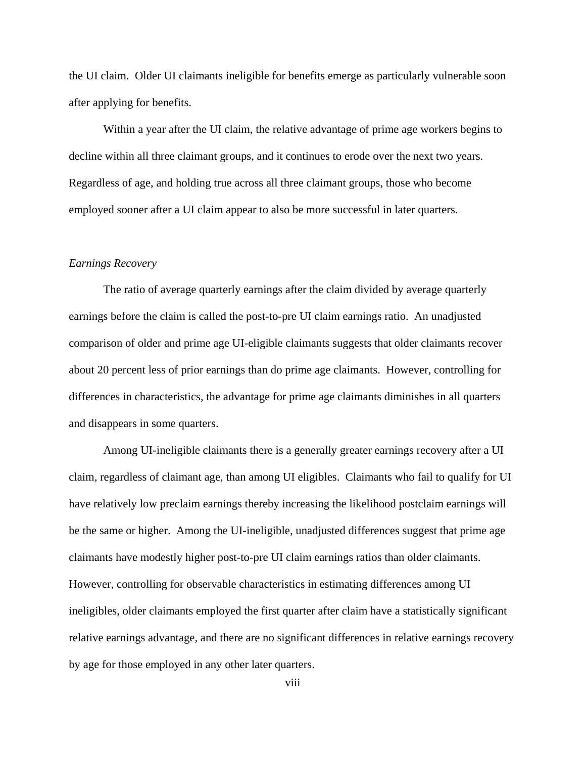the UI claim. Older UI claimants ineligible for benefits emerge as particularly vulnerable soon after applying for benefits.

Within a year after the UI claim, the relative advantage of prime age workers begins to decline within all three claimant groups, and it continues to erode over the next two years. Regardless of age, and holding true across all three claimant groups, those who become employed sooner after a UI claim appear to also be more successful in later quarters.

*Earnings Recovery*

The ratio of average quarterly earnings after the claim divided by average quarterly earnings before the claim is called the post-to-pre UI claim earnings ratio. An unadjusted comparison of older and prime age UI-eligible claimants suggests that older claimants recover about 20 percent less of prior earnings than do prime age claimants. However, controlling for differences in characteristics, the advantage for prime age claimants diminishes in all quarters and disappears in some quarters.

Among UI-ineligible claimants there is a generally greater earnings recovery after a UI claim, regardless of claimant age, than among UI eligibles. Claimants who fail to qualify for UI have relatively low preclaim earnings thereby increasing the likelihood postclaim earnings will be the same or higher. Among the UI-ineligible, unadjusted differences suggest that prime age claimants have modestly higher post-to-pre UI claim earnings ratios than older claimants. However, controlling for observable characteristics in estimating differences among UI ineligibles, older claimants employed the first quarter after claim have a statistically significant relative earnings advantage, and there are no significant differences in relative earnings recovery by age for those employed in any other later quarters.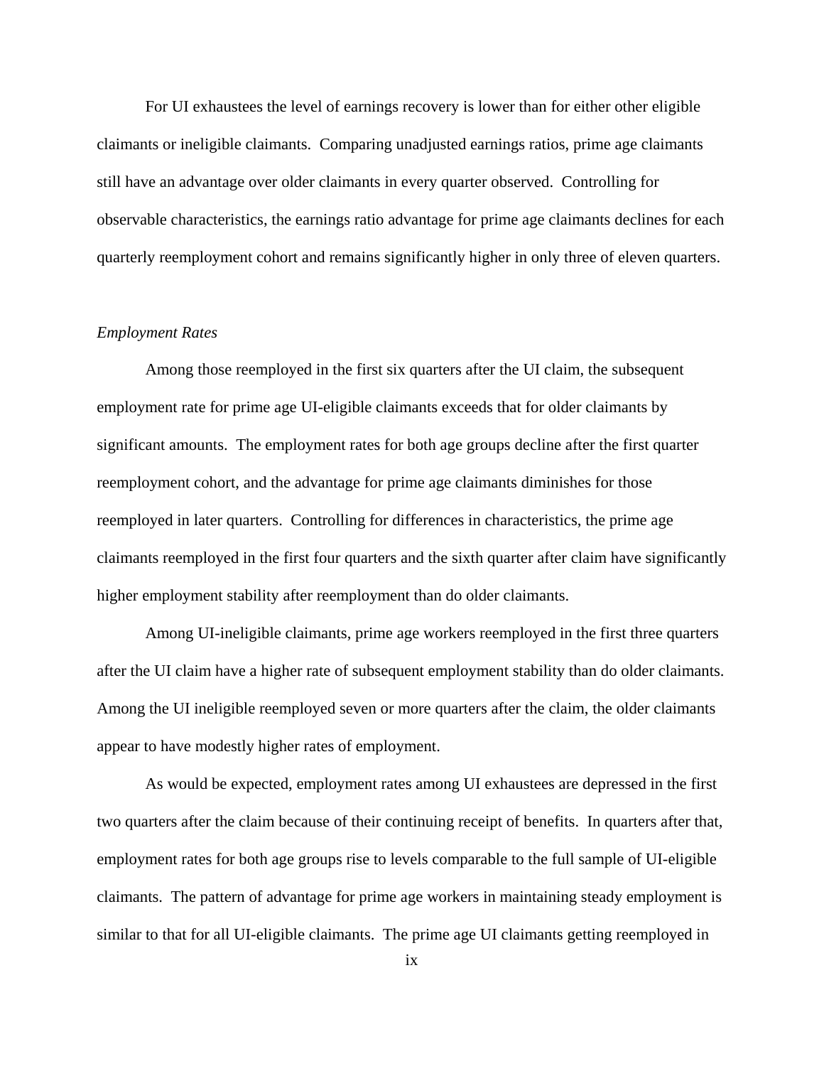For UI exhaustees the level of earnings recovery is lower than for either other eligible claimants or ineligible claimants. Comparing unadjusted earnings ratios, prime age claimants still have an advantage over older claimants in every quarter observed. Controlling for observable characteristics, the earnings ratio advantage for prime age claimants declines for each quarterly reemployment cohort and remains significantly higher in only three of eleven quarters.

*Employment Rates*

Among those reemployed in the first six quarters after the UI claim, the subsequent employment rate for prime age UI-eligible claimants exceeds that for older claimants by significant amounts. The employment rates for both age groups decline after the first quarter reemployment cohort, and the advantage for prime age claimants diminishes for those reemployed in later quarters. Controlling for differences in characteristics, the prime age claimants reemployed in the first four quarters and the sixth quarter after claim have significantly higher employment stability after reemployment than do older claimants.

Among UI-ineligible claimants, prime age workers reemployed in the first three quarters after the UI claim have a higher rate of subsequent employment stability than do older claimants. Among the UI ineligible reemployed seven or more quarters after the claim, the older claimants appear to have modestly higher rates of employment.

As would be expected, employment rates among UI exhaustees are depressed in the first two quarters after the claim because of their continuing receipt of benefits. In quarters after that, employment rates for both age groups rise to levels comparable to the full sample of UI-eligible claimants. The pattern of advantage for prime age workers in maintaining steady employment is similar to that for all UI-eligible claimants. The prime age UI claimants getting reemployed in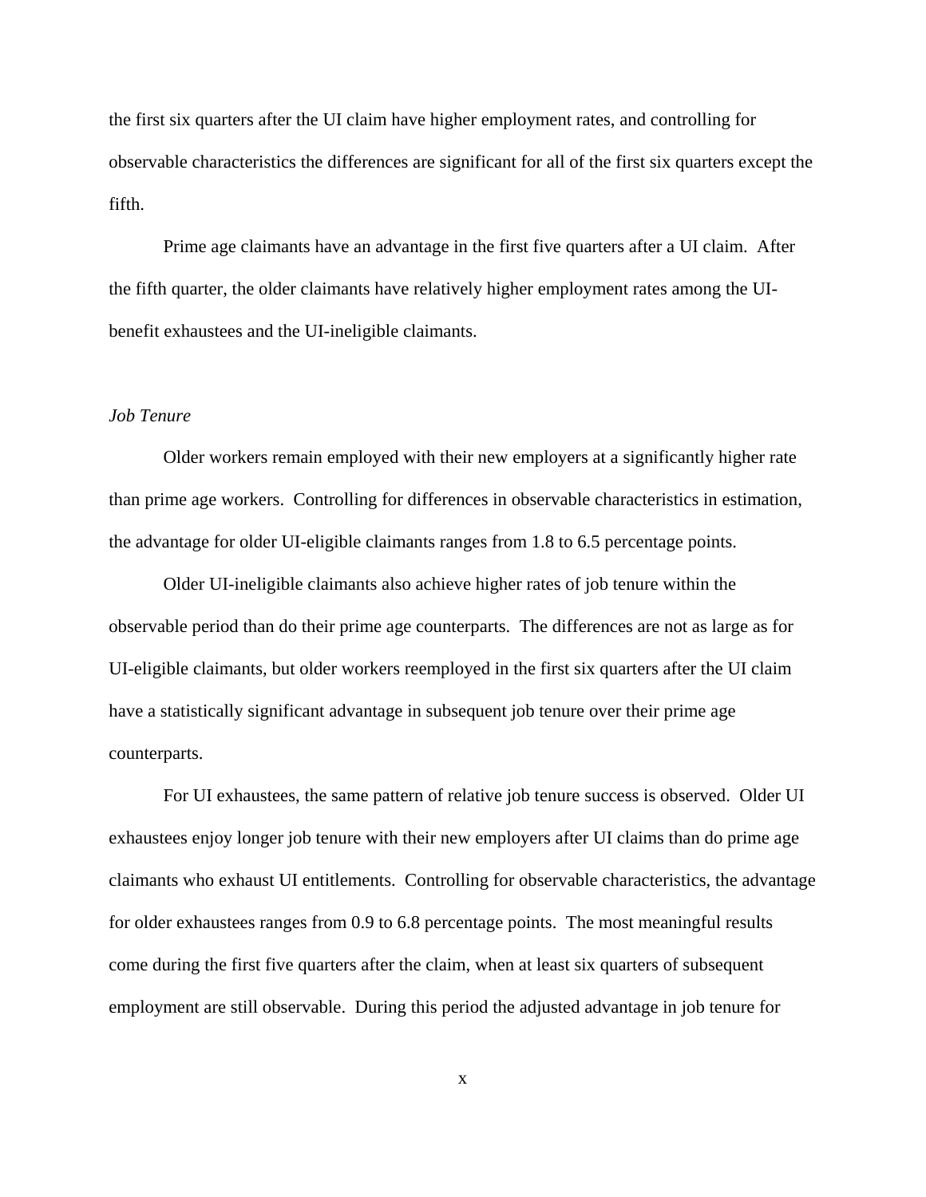the first six quarters after the UI claim have higher employment rates, and controlling for observable characteristics the differences are significant for all of the first six quarters except the fifth.

Prime age claimants have an advantage in the first five quarters after a UI claim. After the fifth quarter, the older claimants have relatively higher employment rates among the UI-benefit exhaustees and the UI-ineligible claimants.

*Job Tenure*

Older workers remain employed with their new employers at a significantly higher rate than prime age workers. Controlling for differences in observable characteristics in estimation, the advantage for older UI-eligible claimants ranges from 1.8 to 6.5 percentage points.

Older UI-ineligible claimants also achieve higher rates of job tenure within the observable period than do their prime age counterparts. The differences are not as large as for UI-eligible claimants, but older workers reemployed in the first six quarters after the UI claim have a statistically significant advantage in subsequent job tenure over their prime age counterparts.

For UI exhaustees, the same pattern of relative job tenure success is observed. Older UI exhaustees enjoy longer job tenure with their new employers after UI claims than do prime age claimants who exhaust UI entitlements. Controlling for observable characteristics, the advantage for older exhaustees ranges from 0.9 to 6.8 percentage points. The most meaningful results come during the first five quarters after the claim, when at least six quarters of subsequent employment are still observable. During this period the adjusted advantage in job tenure for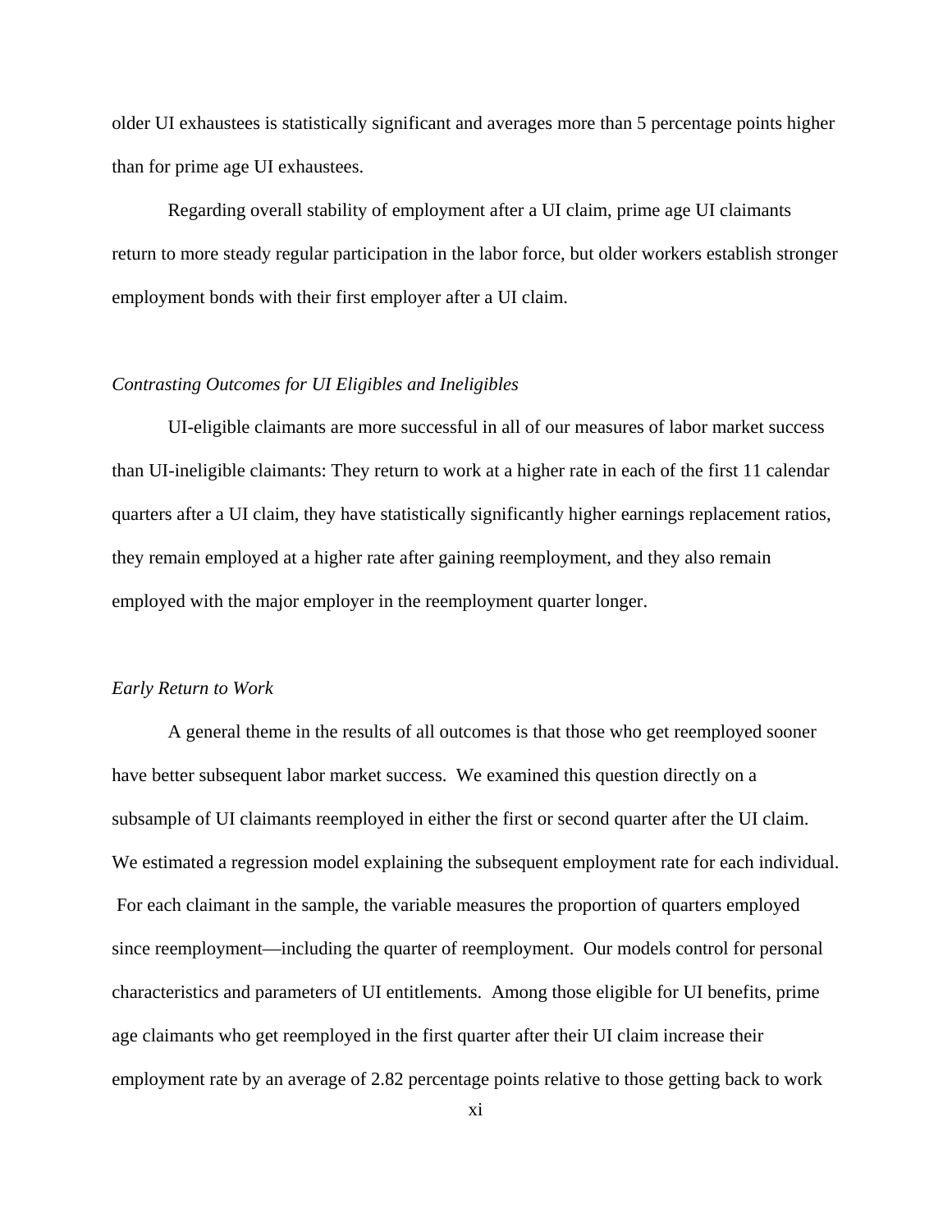older UI exhaustees is statistically significant and averages more than 5 percentage points higher than for prime age UI exhaustees.

Regarding overall stability of employment after a UI claim, prime age UI claimants return to more steady regular participation in the labor force, but older workers establish stronger employment bonds with their first employer after a UI claim.

*Contrasting Outcomes for UI Eligibles and Ineligibles*

UI-eligible claimants are more successful in all of our measures of labor market success than UI-ineligible claimants: They return to work at a higher rate in each of the first 11 calendar quarters after a UI claim, they have statistically significantly higher earnings replacement ratios, they remain employed at a higher rate after gaining reemployment, and they also remain employed with the major employer in the reemployment quarter longer.

*Early Return to Work*

A general theme in the results of all outcomes is that those who get reemployed sooner have better subsequent labor market success. We examined this question directly on a subsample of UI claimants reemployed in either the first or second quarter after the UI claim. We estimated a regression model explaining the subsequent employment rate for each individual. For each claimant in the sample, the variable measures the proportion of quarters employed since reemployment—including the quarter of reemployment. Our models control for personal characteristics and parameters of UI entitlements. Among those eligible for UI benefits, prime age claimants who get reemployed in the first quarter after their UI claim increase their employment rate by an average of 2.82 percentage points relative to those getting back to work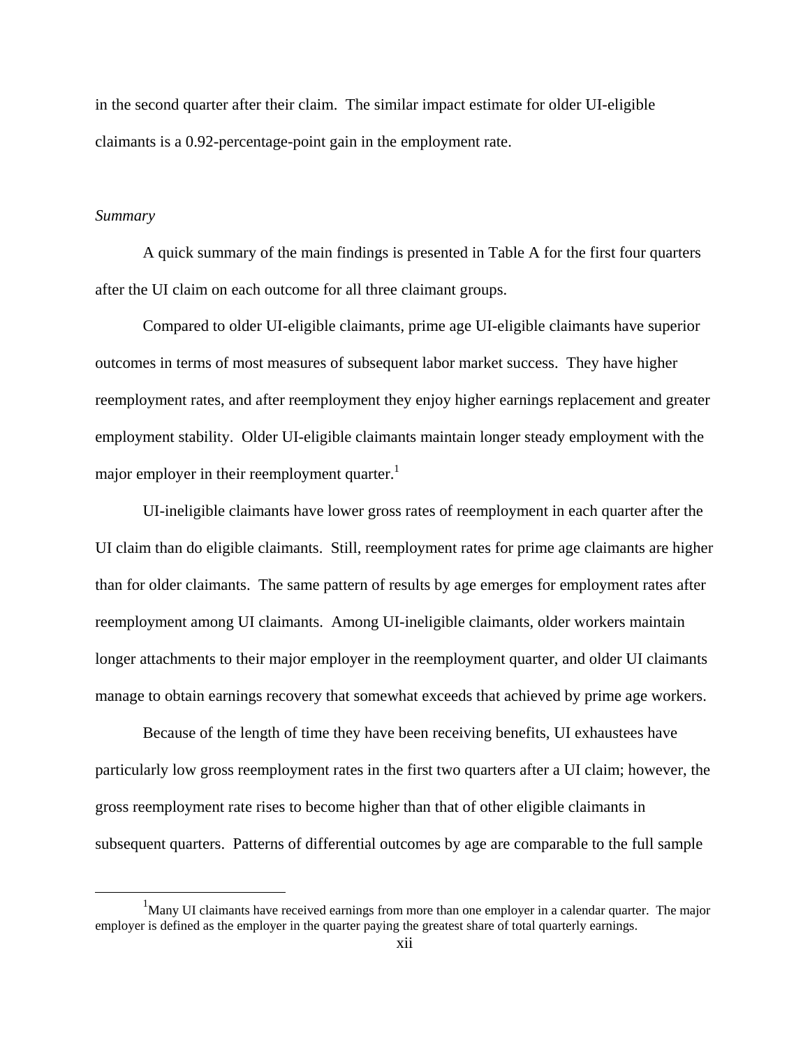in the second quarter after their claim. The similar impact estimate for older UI-eligible claimants is a 0.92-percentage-point gain in the employment rate.

*Summary*

A quick summary of the main findings is presented in Table A for the first four quarters after the UI claim on each outcome for all three claimant groups.

Compared to older UI-eligible claimants, prime age UI-eligible claimants have superior outcomes in terms of most measures of subsequent labor market success. They have higher reemployment rates, and after reemployment they enjoy higher earnings replacement and greater employment stability. Older UI-eligible claimants maintain longer steady employment with the major employer in their reemployment quarter.[1]

UI-ineligible claimants have lower gross rates of reemployment in each quarter after the UI claim than do eligible claimants. Still, reemployment rates for prime age claimants are higher than for older claimants. The same pattern of results by age emerges for employment rates after reemployment among UI claimants. Among UI-ineligible claimants, older workers maintain longer attachments to their major employer in the reemployment quarter, and older UI claimants manage to obtain earnings recovery that somewhat exceeds that achieved by prime age workers.

Because of the length of time they have been receiving benefits, UI exhaustees have particularly low gross reemployment rates in the first two quarters after a UI claim; however, the gross reemployment rate rises to become higher than that of other eligible claimants in subsequent quarters. Patterns of differential outcomes by age are comparable to the full sample

[1] Many UI claimants have received earnings from more than one employer in a calendar quarter. The major employer is defined as the employer in the quarter paying the greatest share of total quarterly earnings.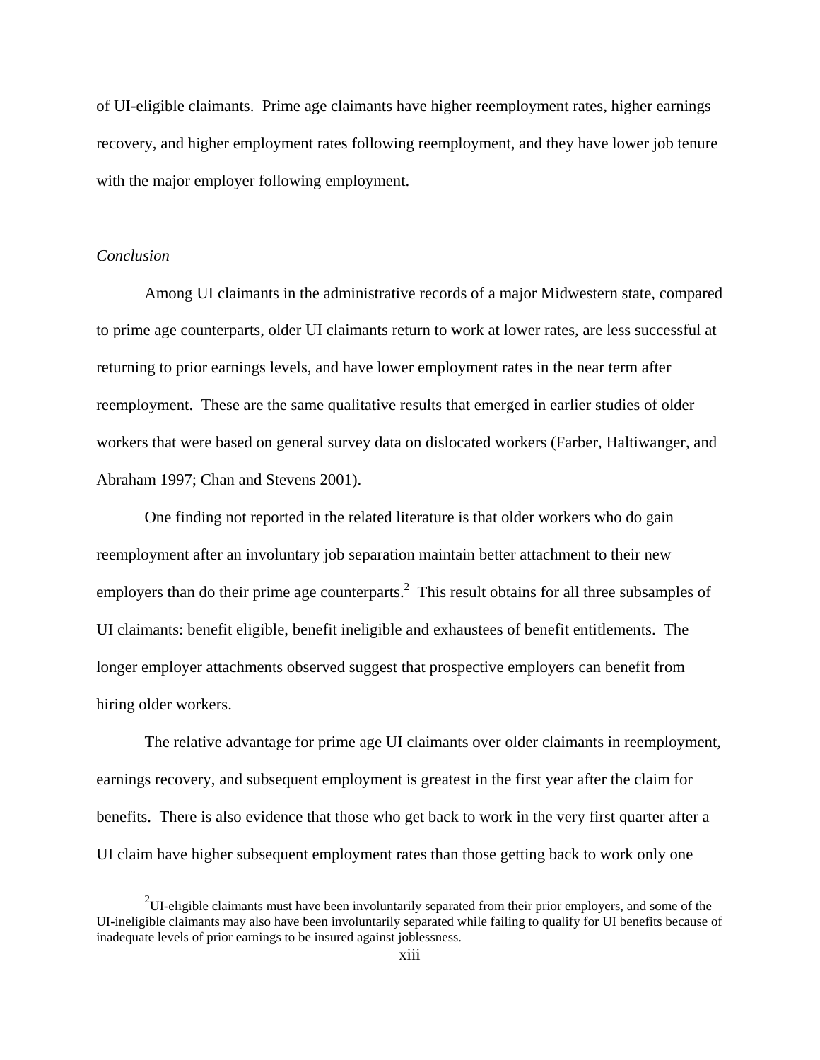of UI-eligible claimants. Prime age claimants have higher reemployment rates, higher earnings recovery, and higher employment rates following reemployment, and they have lower job tenure with the major employer following employment.

*Conclusion*

Among UI claimants in the administrative records of a major Midwestern state, compared to prime age counterparts, older UI claimants return to work at lower rates, are less successful at returning to prior earnings levels, and have lower employment rates in the near term after reemployment. These are the same qualitative results that emerged in earlier studies of older workers that were based on general survey data on dislocated workers (Farber, Haltiwanger, and Abraham 1997; Chan and Stevens 2001).

One finding not reported in the related literature is that older workers who do gain reemployment after an involuntary job separation maintain better attachment to their new employers than do their prime age counterparts.[2] This result obtains for all three subsamples of UI claimants: benefit eligible, benefit ineligible and exhaustees of benefit entitlements. The longer employer attachments observed suggest that prospective employers can benefit from hiring older workers.

The relative advantage for prime age UI claimants over older claimants in reemployment, earnings recovery, and subsequent employment is greatest in the first year after the claim for benefits. There is also evidence that those who get back to work in the very first quarter after a UI claim have higher subsequent employment rates than those getting back to work only one

[2] UI-eligible claimants must have been involuntarily separated from their prior employers, and some of the UI-ineligible claimants may also have been involuntarily separated while failing to qualify for UI benefits because of inadequate levels of prior earnings to be insured against joblessness.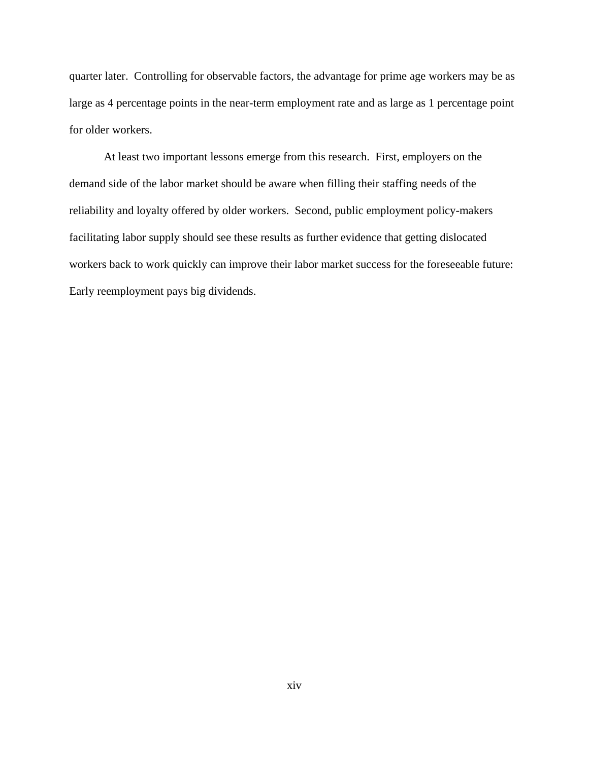quarter later. Controlling for observable factors, the advantage for prime age workers may be as large as 4 percentage points in the near-term employment rate and as large as 1 percentage point for older workers.

At least two important lessons emerge from this research. First, employers on the demand side of the labor market should be aware when filling their staffing needs of the reliability and loyalty offered by older workers. Second, public employment policy-makers facilitating labor supply should see these results as further evidence that getting dislocated workers back to work quickly can improve their labor market success for the foreseeable future: Early reemployment pays big dividends.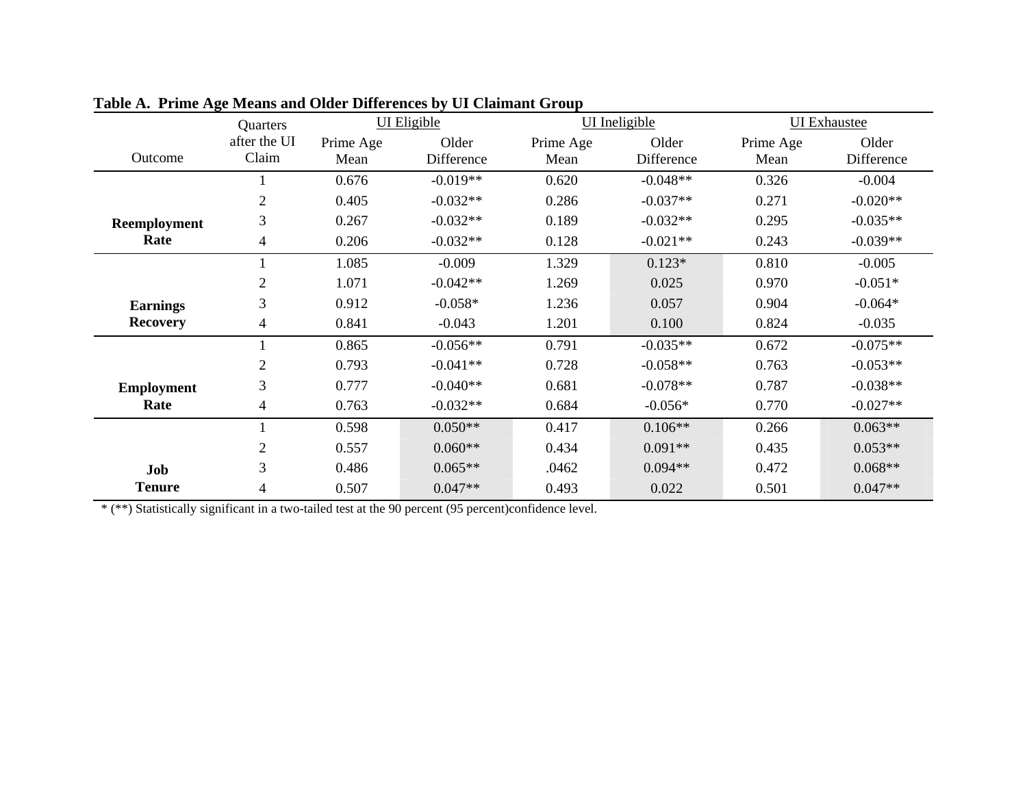**Table A. Prime Age Means and Older Differences by UI Claimant Group**

| Outcome | Quarters after the UI Claim | UI Eligible | | UI Ineligible | | UI Exhaustee | |
|---|---|---|---|---|---|---|---|
| | | Prime Age Mean | Older Difference | Prime Age Mean | Older Difference | Prime Age Mean | Older Difference |
| **Reemployment Rate** | 1 | 0.676 | -0.019** | 0.620 | -0.048** | 0.326 | -0.004 |
| | 2 | 0.405 | -0.032** | 0.286 | -0.037** | 0.271 | -0.020** |
| | 3 | 0.267 | -0.032** | 0.189 | -0.032** | 0.295 | -0.035** |
| | 4 | 0.206 | -0.032** | 0.128 | -0.021** | 0.243 | -0.039** |
| **Earnings Recovery** | 1 | 1.085 | -0.009 | 1.329 | 0.123* | 0.810 | -0.005 |
| | 2 | 1.071 | -0.042** | 1.269 | 0.025 | 0.970 | -0.051* |
| | 3 | 0.912 | -0.058* | 1.236 | 0.057 | 0.904 | -0.064* |
| | 4 | 0.841 | -0.043 | 1.201 | 0.100 | 0.824 | -0.035 |
| **Employment Rate** | 1 | 0.865 | -0.056** | 0.791 | -0.035** | 0.672 | -0.075** |
| | 2 | 0.793 | -0.041** | 0.728 | -0.058** | 0.763 | -0.053** |
| | 3 | 0.777 | -0.040** | 0.681 | -0.078** | 0.787 | -0.038** |
| | 4 | 0.763 | -0.032** | 0.684 | -0.056* | 0.770 | -0.027** |
| **Job Tenure** | 1 | 0.598 | 0.050** | 0.417 | 0.106** | 0.266 | 0.063** |
| | 2 | 0.557 | 0.060** | 0.434 | 0.091** | 0.435 | 0.053** |
| | 3 | 0.486 | 0.065** | .0462 | 0.094** | 0.472 | 0.068** |
| | 4 | 0.507 | 0.047** | 0.493 | 0.022 | 0.501 | 0.047** |

* (**) Statistically significant in a two-tailed test at the 90 percent (95 percent)confidence level.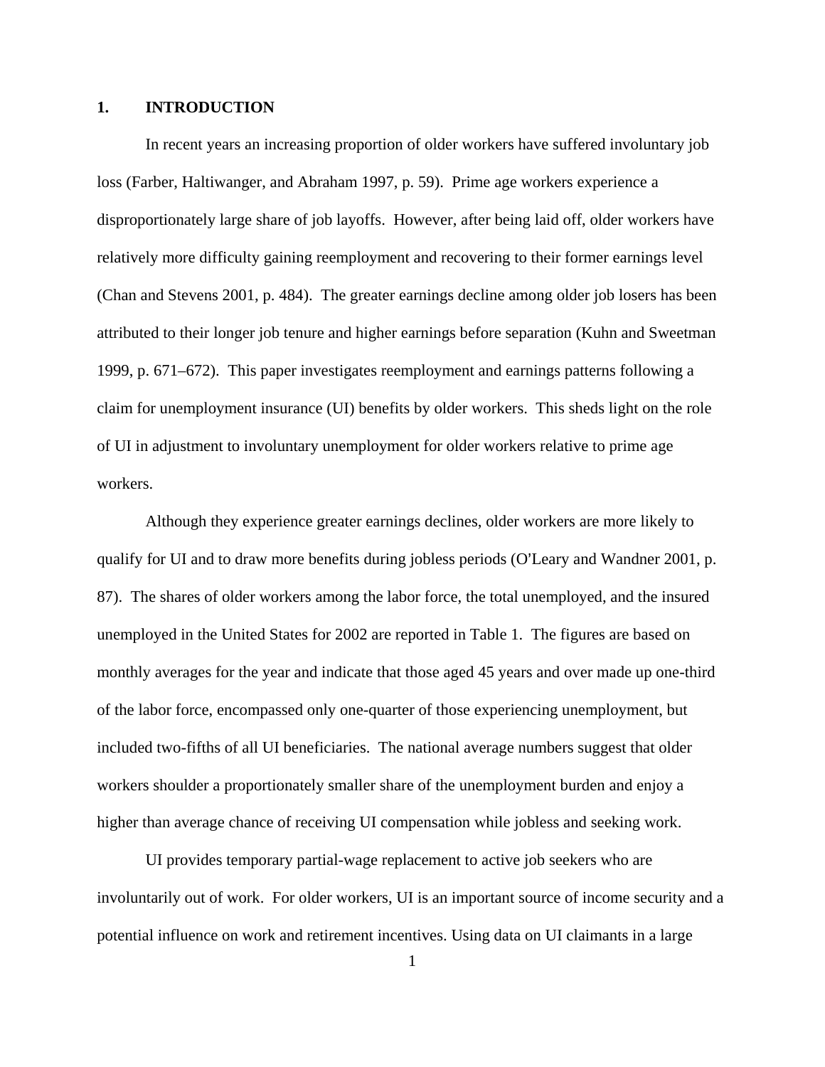## 1. INTRODUCTION

In recent years an increasing proportion of older workers have suffered involuntary job loss (Farber, Haltiwanger, and Abraham 1997, p. 59). Prime age workers experience a disproportionately large share of job layoffs. However, after being laid off, older workers have relatively more difficulty gaining reemployment and recovering to their former earnings level (Chan and Stevens 2001, p. 484). The greater earnings decline among older job losers has been attributed to their longer job tenure and higher earnings before separation (Kuhn and Sweetman 1999, p. 671–672). This paper investigates reemployment and earnings patterns following a claim for unemployment insurance (UI) benefits by older workers. This sheds light on the role of UI in adjustment to involuntary unemployment for older workers relative to prime age workers.

Although they experience greater earnings declines, older workers are more likely to qualify for UI and to draw more benefits during jobless periods (O'Leary and Wandner 2001, p. 87). The shares of older workers among the labor force, the total unemployed, and the insured unemployed in the United States for 2002 are reported in Table 1. The figures are based on monthly averages for the year and indicate that those aged 45 years and over made up one-third of the labor force, encompassed only one-quarter of those experiencing unemployment, but included two-fifths of all UI beneficiaries. The national average numbers suggest that older workers shoulder a proportionately smaller share of the unemployment burden and enjoy a higher than average chance of receiving UI compensation while jobless and seeking work.

UI provides temporary partial-wage replacement to active job seekers who are involuntarily out of work. For older workers, UI is an important source of income security and a potential influence on work and retirement incentives. Using data on UI claimants in a large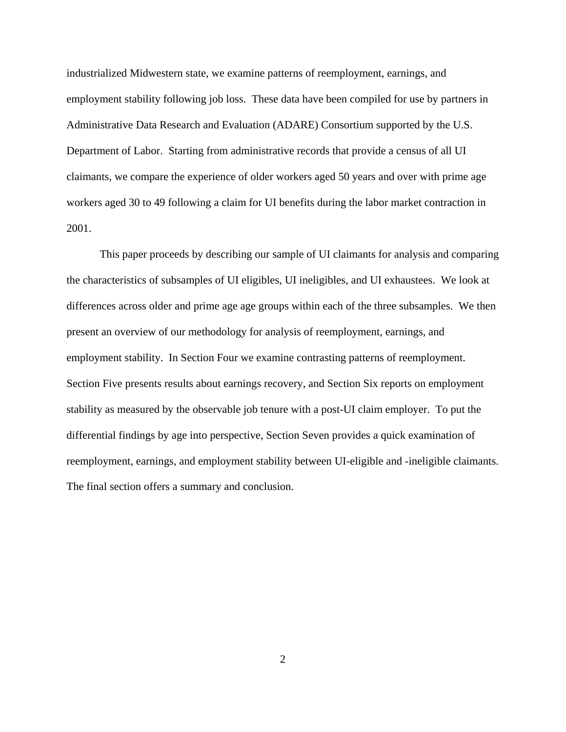industrialized Midwestern state, we examine patterns of reemployment, earnings, and employment stability following job loss. These data have been compiled for use by partners in Administrative Data Research and Evaluation (ADARE) Consortium supported by the U.S. Department of Labor. Starting from administrative records that provide a census of all UI claimants, we compare the experience of older workers aged 50 years and over with prime age workers aged 30 to 49 following a claim for UI benefits during the labor market contraction in 2001.

This paper proceeds by describing our sample of UI claimants for analysis and comparing the characteristics of subsamples of UI eligibles, UI ineligibles, and UI exhaustees. We look at differences across older and prime age age groups within each of the three subsamples. We then present an overview of our methodology for analysis of reemployment, earnings, and employment stability. In Section Four we examine contrasting patterns of reemployment. Section Five presents results about earnings recovery, and Section Six reports on employment stability as measured by the observable job tenure with a post-UI claim employer. To put the differential findings by age into perspective, Section Seven provides a quick examination of reemployment, earnings, and employment stability between UI-eligible and -ineligible claimants. The final section offers a summary and conclusion.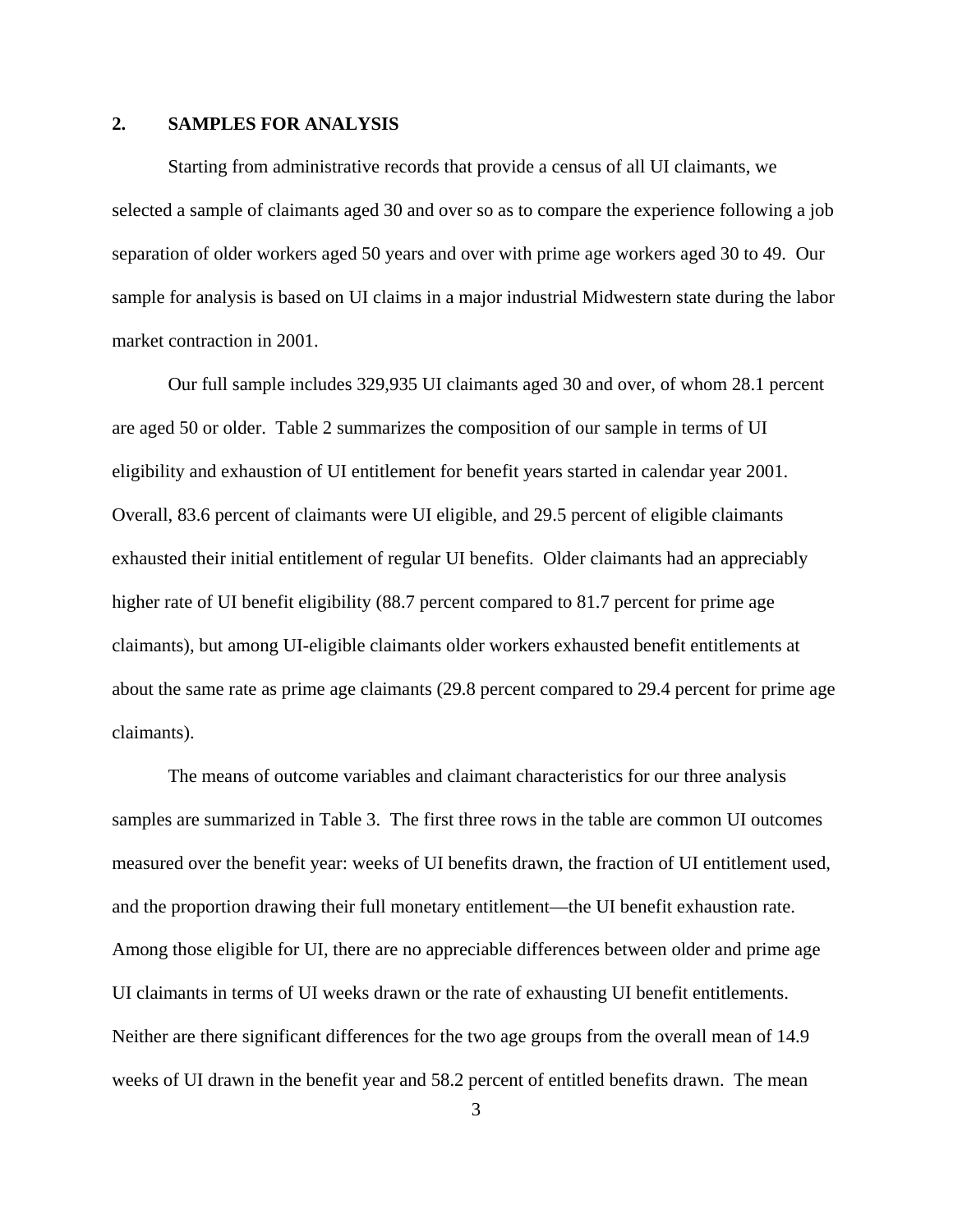## 2. SAMPLES FOR ANALYSIS

Starting from administrative records that provide a census of all UI claimants, we selected a sample of claimants aged 30 and over so as to compare the experience following a job separation of older workers aged 50 years and over with prime age workers aged 30 to 49. Our sample for analysis is based on UI claims in a major industrial Midwestern state during the labor market contraction in 2001.

Our full sample includes 329,935 UI claimants aged 30 and over, of whom 28.1 percent are aged 50 or older. Table 2 summarizes the composition of our sample in terms of UI eligibility and exhaustion of UI entitlement for benefit years started in calendar year 2001. Overall, 83.6 percent of claimants were UI eligible, and 29.5 percent of eligible claimants exhausted their initial entitlement of regular UI benefits. Older claimants had an appreciably higher rate of UI benefit eligibility (88.7 percent compared to 81.7 percent for prime age claimants), but among UI-eligible claimants older workers exhausted benefit entitlements at about the same rate as prime age claimants (29.8 percent compared to 29.4 percent for prime age claimants).

The means of outcome variables and claimant characteristics for our three analysis samples are summarized in Table 3. The first three rows in the table are common UI outcomes measured over the benefit year: weeks of UI benefits drawn, the fraction of UI entitlement used, and the proportion drawing their full monetary entitlement—the UI benefit exhaustion rate. Among those eligible for UI, there are no appreciable differences between older and prime age UI claimants in terms of UI weeks drawn or the rate of exhausting UI benefit entitlements. Neither are there significant differences for the two age groups from the overall mean of 14.9 weeks of UI drawn in the benefit year and 58.2 percent of entitled benefits drawn. The mean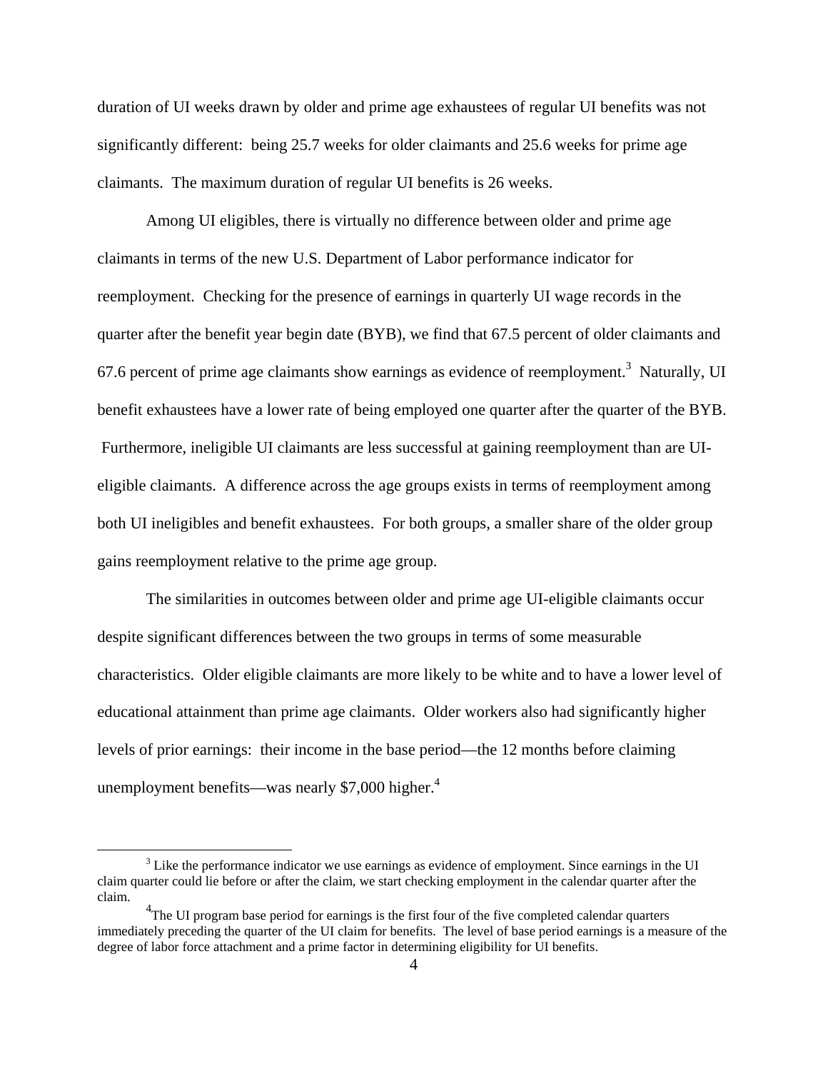duration of UI weeks drawn by older and prime age exhaustees of regular UI benefits was not significantly different: being 25.7 weeks for older claimants and 25.6 weeks for prime age claimants. The maximum duration of regular UI benefits is 26 weeks.

Among UI eligibles, there is virtually no difference between older and prime age claimants in terms of the new U.S. Department of Labor performance indicator for reemployment. Checking for the presence of earnings in quarterly UI wage records in the quarter after the benefit year begin date (BYB), we find that 67.5 percent of older claimants and 67.6 percent of prime age claimants show earnings as evidence of reemployment.[3] Naturally, UI benefit exhaustees have a lower rate of being employed one quarter after the quarter of the BYB. Furthermore, ineligible UI claimants are less successful at gaining reemployment than are UI-eligible claimants. A difference across the age groups exists in terms of reemployment among both UI ineligibles and benefit exhaustees. For both groups, a smaller share of the older group gains reemployment relative to the prime age group.

The similarities in outcomes between older and prime age UI-eligible claimants occur despite significant differences between the two groups in terms of some measurable characteristics. Older eligible claimants are more likely to be white and to have a lower level of educational attainment than prime age claimants. Older workers also had significantly higher levels of prior earnings: their income in the base period—the 12 months before claiming unemployment benefits—was nearly $7,000 higher.[4]

---

[3] Like the performance indicator we use earnings as evidence of employment. Since earnings in the UI claim quarter could lie before or after the claim, we start checking employment in the calendar quarter after the claim.

[4] The UI program base period for earnings is the first four of the five completed calendar quarters immediately preceding the quarter of the UI claim for benefits. The level of base period earnings is a measure of the degree of labor force attachment and a prime factor in determining eligibility for UI benefits.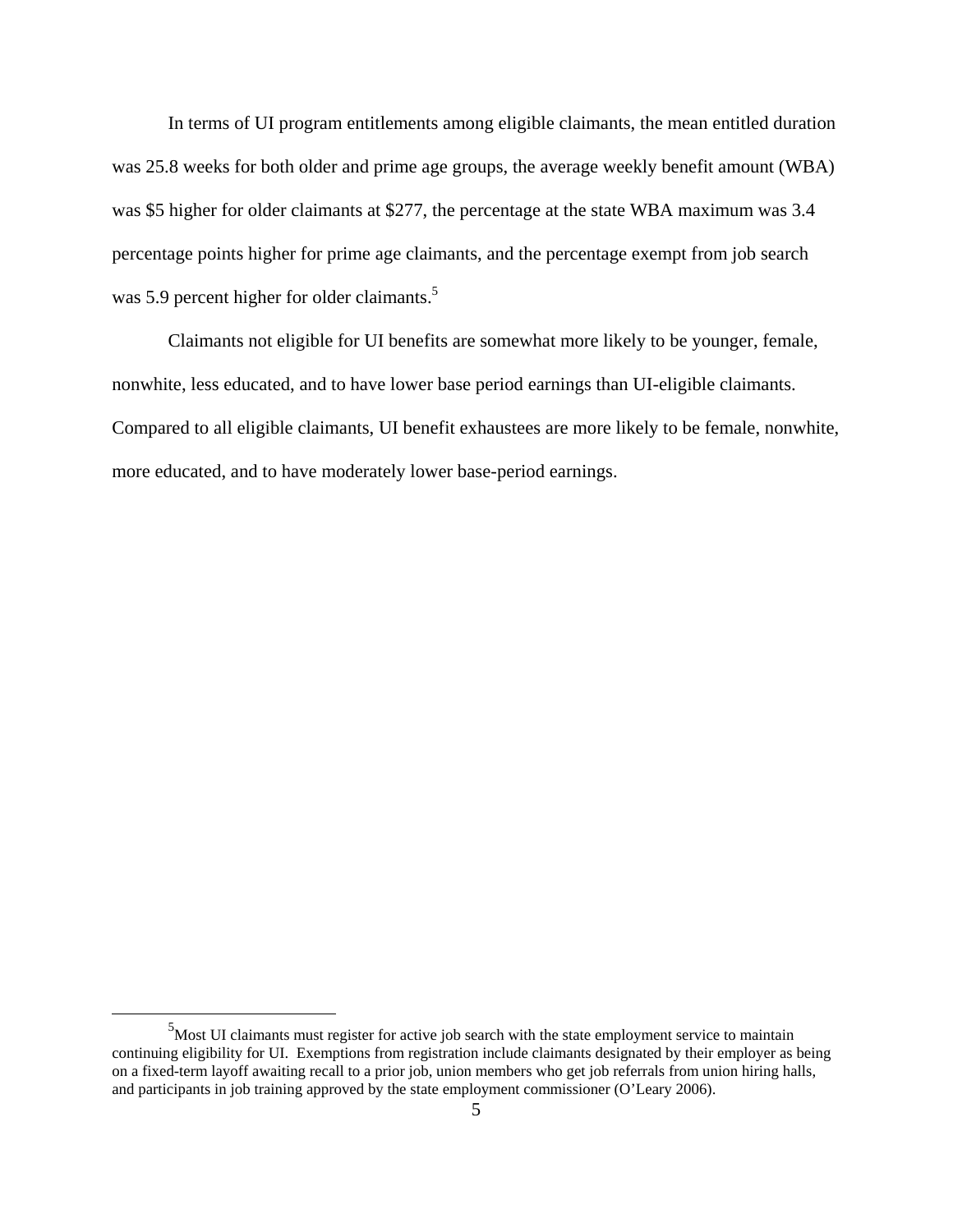In terms of UI program entitlements among eligible claimants, the mean entitled duration was 25.8 weeks for both older and prime age groups, the average weekly benefit amount (WBA) was $5 higher for older claimants at $277, the percentage at the state WBA maximum was 3.4 percentage points higher for prime age claimants, and the percentage exempt from job search was 5.9 percent higher for older claimants.[5]

Claimants not eligible for UI benefits are somewhat more likely to be younger, female, nonwhite, less educated, and to have lower base period earnings than UI-eligible claimants. Compared to all eligible claimants, UI benefit exhaustees are more likely to be female, nonwhite, more educated, and to have moderately lower base-period earnings.

---

[5] Most UI claimants must register for active job search with the state employment service to maintain continuing eligibility for UI. Exemptions from registration include claimants designated by their employer as being on a fixed-term layoff awaiting recall to a prior job, union members who get job referrals from union hiring halls, and participants in job training approved by the state employment commissioner (O'Leary 2006).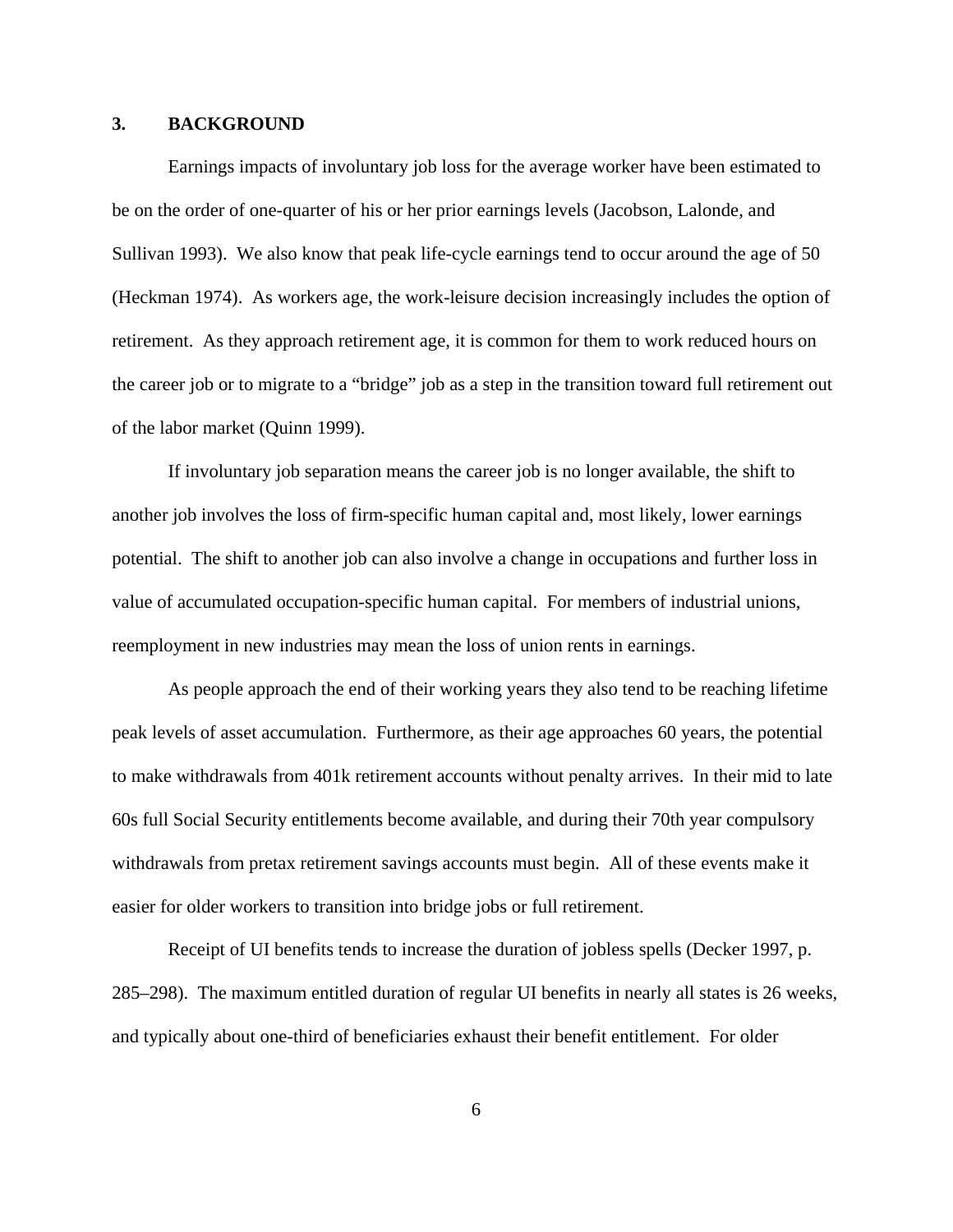## 3. BACKGROUND

Earnings impacts of involuntary job loss for the average worker have been estimated to be on the order of one-quarter of his or her prior earnings levels (Jacobson, Lalonde, and Sullivan 1993). We also know that peak life-cycle earnings tend to occur around the age of 50 (Heckman 1974). As workers age, the work-leisure decision increasingly includes the option of retirement. As they approach retirement age, it is common for them to work reduced hours on the career job or to migrate to a "bridge" job as a step in the transition toward full retirement out of the labor market (Quinn 1999).

If involuntary job separation means the career job is no longer available, the shift to another job involves the loss of firm-specific human capital and, most likely, lower earnings potential. The shift to another job can also involve a change in occupations and further loss in value of accumulated occupation-specific human capital. For members of industrial unions, reemployment in new industries may mean the loss of union rents in earnings.

As people approach the end of their working years they also tend to be reaching lifetime peak levels of asset accumulation. Furthermore, as their age approaches 60 years, the potential to make withdrawals from 401k retirement accounts without penalty arrives. In their mid to late 60s full Social Security entitlements become available, and during their 70th year compulsory withdrawals from pretax retirement savings accounts must begin. All of these events make it easier for older workers to transition into bridge jobs or full retirement.

Receipt of UI benefits tends to increase the duration of jobless spells (Decker 1997, p. 285–298). The maximum entitled duration of regular UI benefits in nearly all states is 26 weeks, and typically about one-third of beneficiaries exhaust their benefit entitlement. For older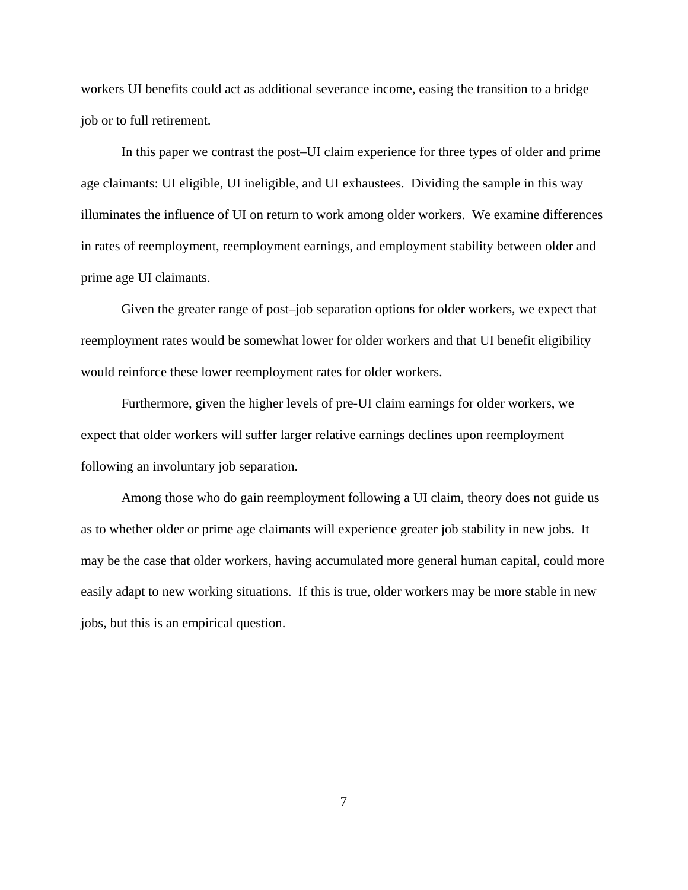workers UI benefits could act as additional severance income, easing the transition to a bridge job or to full retirement.

In this paper we contrast the post–UI claim experience for three types of older and prime age claimants: UI eligible, UI ineligible, and UI exhaustees. Dividing the sample in this way illuminates the influence of UI on return to work among older workers. We examine differences in rates of reemployment, reemployment earnings, and employment stability between older and prime age UI claimants.

Given the greater range of post–job separation options for older workers, we expect that reemployment rates would be somewhat lower for older workers and that UI benefit eligibility would reinforce these lower reemployment rates for older workers.

Furthermore, given the higher levels of pre-UI claim earnings for older workers, we expect that older workers will suffer larger relative earnings declines upon reemployment following an involuntary job separation.

Among those who do gain reemployment following a UI claim, theory does not guide us as to whether older or prime age claimants will experience greater job stability in new jobs. It may be the case that older workers, having accumulated more general human capital, could more easily adapt to new working situations. If this is true, older workers may be more stable in new jobs, but this is an empirical question.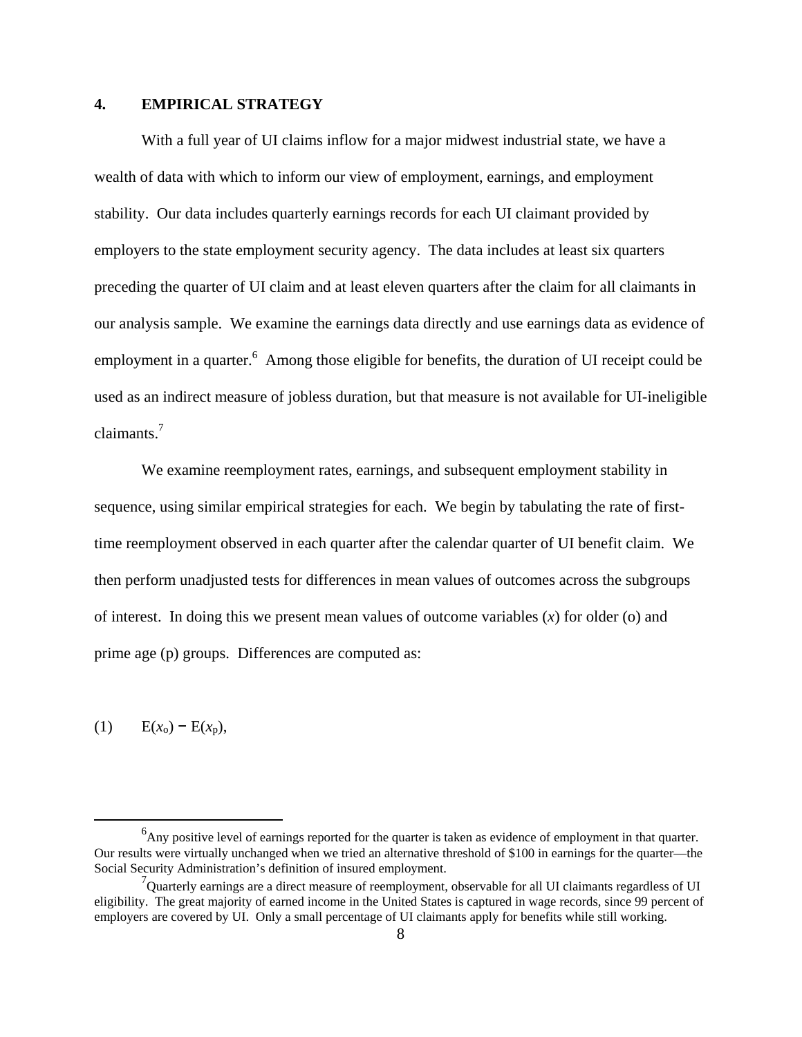## 4. EMPIRICAL STRATEGY

With a full year of UI claims inflow for a major midwest industrial state, we have a wealth of data with which to inform our view of employment, earnings, and employment stability. Our data includes quarterly earnings records for each UI claimant provided by employers to the state employment security agency. The data includes at least six quarters preceding the quarter of UI claim and at least eleven quarters after the claim for all claimants in our analysis sample. We examine the earnings data directly and use earnings data as evidence of employment in a quarter.[6] Among those eligible for benefits, the duration of UI receipt could be used as an indirect measure of jobless duration, but that measure is not available for UI-ineligible claimants.[7]

We examine reemployment rates, earnings, and subsequent employment stability in sequence, using similar empirical strategies for each. We begin by tabulating the rate of first-time reemployment observed in each quarter after the calendar quarter of UI benefit claim. We then perform unadjusted tests for differences in mean values of outcomes across the subgroups of interest. In doing this we present mean values of outcome variables ($x$) for older (o) and prime age (p) groups. Differences are computed as:

$$(1) \qquad E(x_o) - E(x_p),$$

---

[6] Any positive level of earnings reported for the quarter is taken as evidence of employment in that quarter. Our results were virtually unchanged when we tried an alternative threshold of $100 in earnings for the quarter—the Social Security Administration's definition of insured employment.

[7] Quarterly earnings are a direct measure of reemployment, observable for all UI claimants regardless of UI eligibility. The great majority of earned income in the United States is captured in wage records, since 99 percent of employers are covered by UI. Only a small percentage of UI claimants apply for benefits while still working.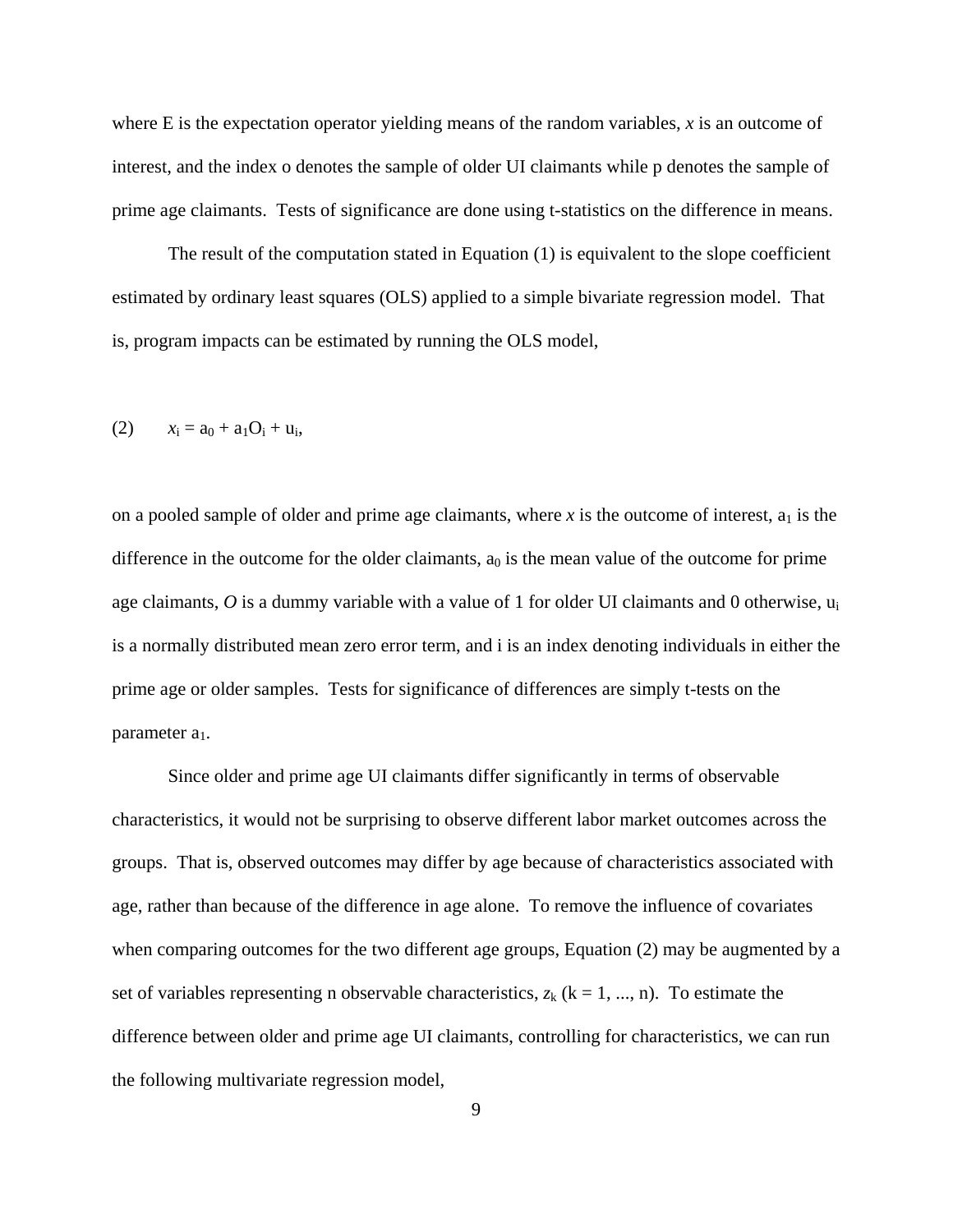where E is the expectation operator yielding means of the random variables, $x$ is an outcome of interest, and the index o denotes the sample of older UI claimants while p denotes the sample of prime age claimants. Tests of significance are done using t-statistics on the difference in means.

The result of the computation stated in Equation (1) is equivalent to the slope coefficient estimated by ordinary least squares (OLS) applied to a simple bivariate regression model. That is, program impacts can be estimated by running the OLS model,

$$(2) \qquad x_i = a_0 + a_1 O_i + u_i,$$

on a pooled sample of older and prime age claimants, where $x$ is the outcome of interest, $a_1$ is the difference in the outcome for the older claimants, $a_0$ is the mean value of the outcome for prime age claimants, $O$ is a dummy variable with a value of 1 for older UI claimants and 0 otherwise, $u_i$ is a normally distributed mean zero error term, and i is an index denoting individuals in either the prime age or older samples. Tests for significance of differences are simply t-tests on the parameter $a_1$.

Since older and prime age UI claimants differ significantly in terms of observable characteristics, it would not be surprising to observe different labor market outcomes across the groups. That is, observed outcomes may differ by age because of characteristics associated with age, rather than because of the difference in age alone. To remove the influence of covariates when comparing outcomes for the two different age groups, Equation (2) may be augmented by a set of variables representing n observable characteristics, $z_k$ (k = 1, ..., n). To estimate the difference between older and prime age UI claimants, controlling for characteristics, we can run the following multivariate regression model,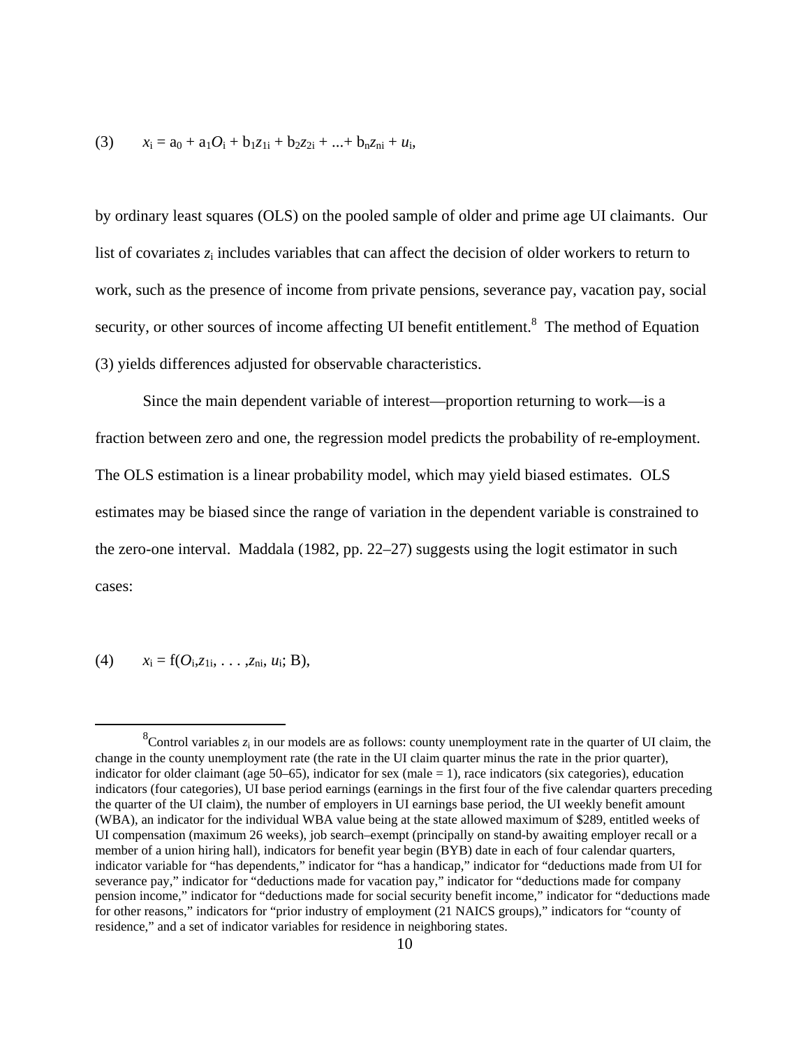$$(3) \qquad x_i = a_0 + a_1 O_i + b_1 z_{1i} + b_2 z_{2i} + ... + b_n z_{ni} + u_i,$$

by ordinary least squares (OLS) on the pooled sample of older and prime age UI claimants. Our list of covariates $z_i$ includes variables that can affect the decision of older workers to return to work, such as the presence of income from private pensions, severance pay, vacation pay, social security, or other sources of income affecting UI benefit entitlement.[8] The method of Equation (3) yields differences adjusted for observable characteristics.

Since the main dependent variable of interest—proportion returning to work—is a fraction between zero and one, the regression model predicts the probability of re-employment. The OLS estimation is a linear probability model, which may yield biased estimates. OLS estimates may be biased since the range of variation in the dependent variable is constrained to the zero-one interval. Maddala (1982, pp. 22–27) suggests using the logit estimator in such cases:

$$(4) \qquad x_i = f(O_i, z_{1i}, \ldots, z_{ni}, u_i; B),$$

[8]Control variables $z_i$ in our models are as follows: county unemployment rate in the quarter of UI claim, the change in the county unemployment rate (the rate in the UI claim quarter minus the rate in the prior quarter), indicator for older claimant (age 50–65), indicator for sex (male = 1), race indicators (six categories), education indicators (four categories), UI base period earnings (earnings in the first four of the five calendar quarters preceding the quarter of the UI claim), the number of employers in UI earnings base period, the UI weekly benefit amount (WBA), an indicator for the individual WBA value being at the state allowed maximum of $289, entitled weeks of UI compensation (maximum 26 weeks), job search–exempt (principally on stand-by awaiting employer recall or a member of a union hiring hall), indicators for benefit year begin (BYB) date in each of four calendar quarters, indicator variable for "has dependents," indicator for "has a handicap," indicator for "deductions made from UI for severance pay," indicator for "deductions made for vacation pay," indicator for "deductions made for company pension income," indicator for "deductions made for social security benefit income," indicator for "deductions made for other reasons," indicators for "prior industry of employment (21 NAICS groups)," indicators for "county of residence," and a set of indicator variables for residence in neighboring states.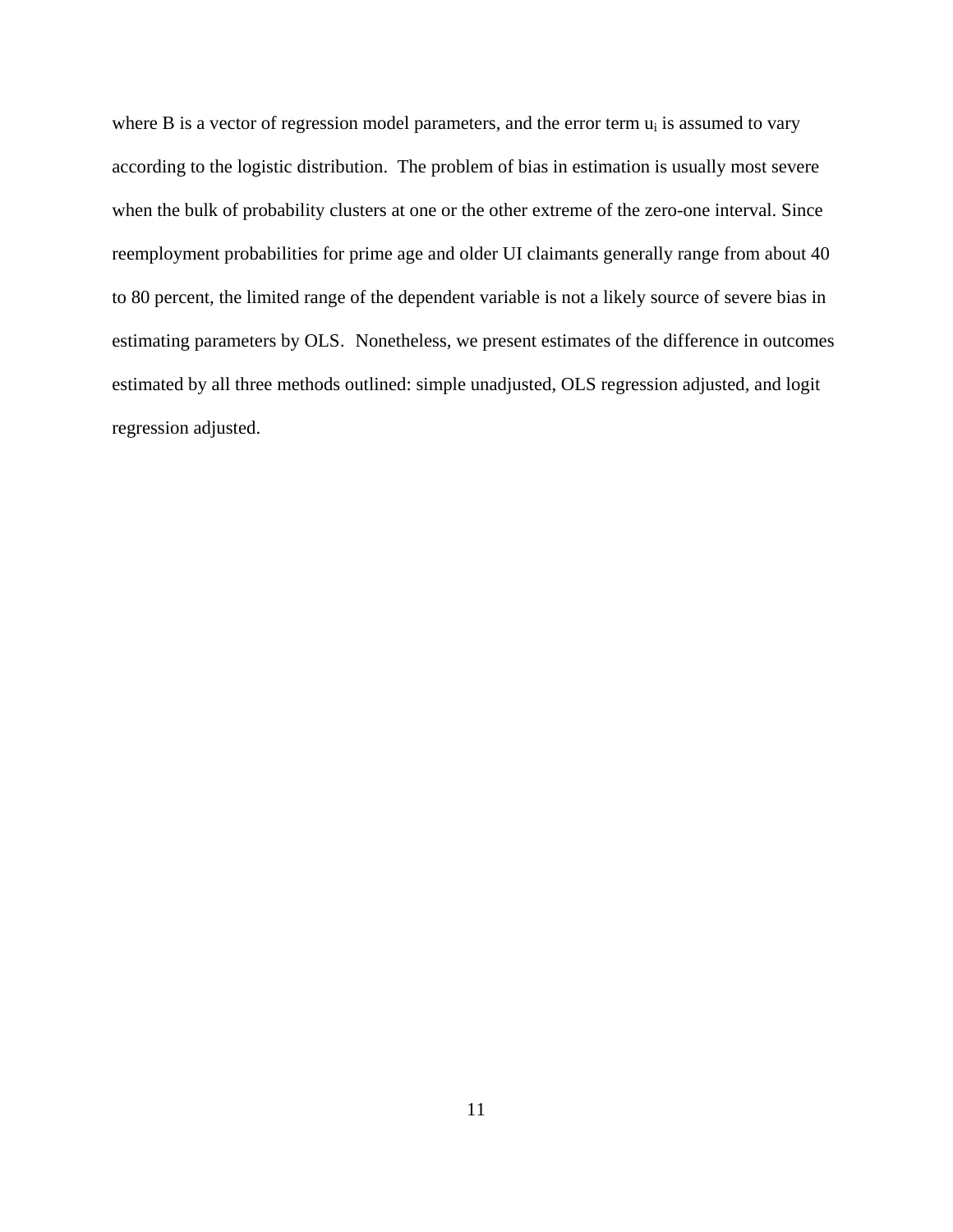where B is a vector of regression model parameters, and the error term $u_i$ is assumed to vary according to the logistic distribution. The problem of bias in estimation is usually most severe when the bulk of probability clusters at one or the other extreme of the zero-one interval. Since reemployment probabilities for prime age and older UI claimants generally range from about 40 to 80 percent, the limited range of the dependent variable is not a likely source of severe bias in estimating parameters by OLS. Nonetheless, we present estimates of the difference in outcomes estimated by all three methods outlined: simple unadjusted, OLS regression adjusted, and logit regression adjusted.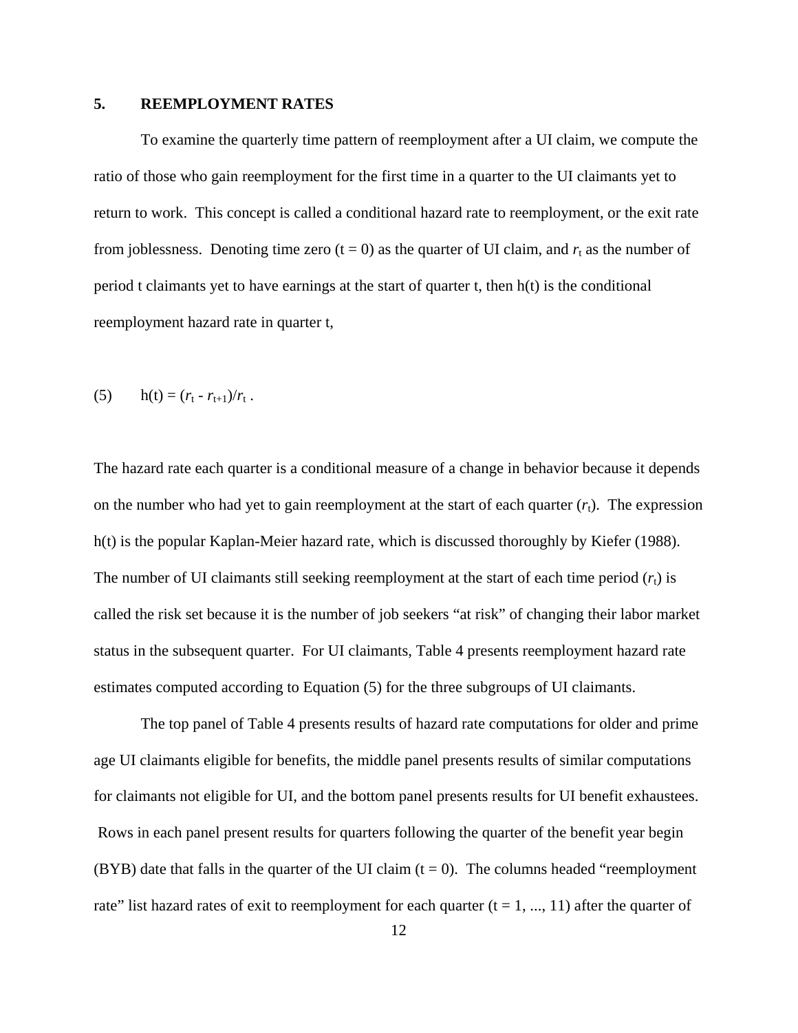## 5. REEMPLOYMENT RATES

To examine the quarterly time pattern of reemployment after a UI claim, we compute the ratio of those who gain reemployment for the first time in a quarter to the UI claimants yet to return to work. This concept is called a conditional hazard rate to reemployment, or the exit rate from joblessness. Denoting time zero ($t = 0$) as the quarter of UI claim, and $r_t$ as the number of period t claimants yet to have earnings at the start of quarter t, then h(t) is the conditional reemployment hazard rate in quarter t,

$$h(t) = (r_t - r_{t+1})/r_t \; . \tag{5}$$

The hazard rate each quarter is a conditional measure of a change in behavior because it depends on the number who had yet to gain reemployment at the start of each quarter ($r_t$). The expression h(t) is the popular Kaplan-Meier hazard rate, which is discussed thoroughly by Kiefer (1988). The number of UI claimants still seeking reemployment at the start of each time period ($r_t$) is called the risk set because it is the number of job seekers "at risk" of changing their labor market status in the subsequent quarter. For UI claimants, Table 4 presents reemployment hazard rate estimates computed according to Equation (5) for the three subgroups of UI claimants.

The top panel of Table 4 presents results of hazard rate computations for older and prime age UI claimants eligible for benefits, the middle panel presents results of similar computations for claimants not eligible for UI, and the bottom panel presents results for UI benefit exhaustees. Rows in each panel present results for quarters following the quarter of the benefit year begin (BYB) date that falls in the quarter of the UI claim ($t = 0$). The columns headed "reemployment rate" list hazard rates of exit to reemployment for each quarter ($t = 1, ..., 11$) after the quarter of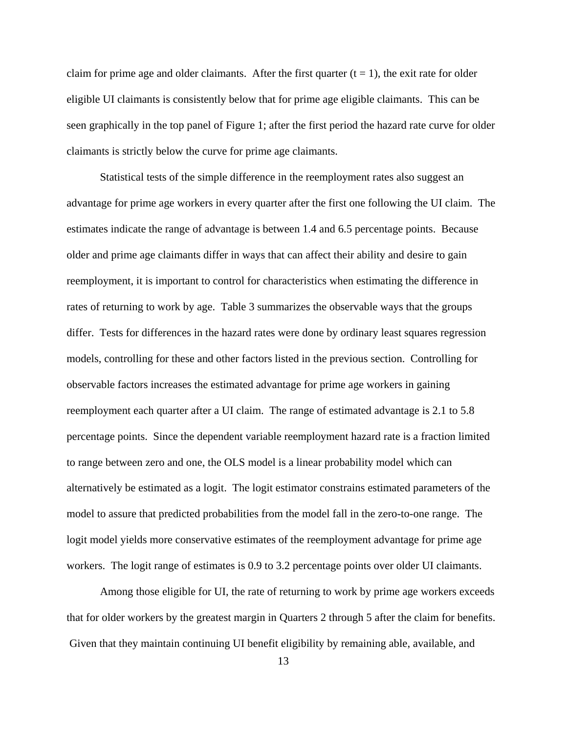claim for prime age and older claimants. After the first quarter ($t = 1$), the exit rate for older eligible UI claimants is consistently below that for prime age eligible claimants. This can be seen graphically in the top panel of Figure 1; after the first period the hazard rate curve for older claimants is strictly below the curve for prime age claimants.

Statistical tests of the simple difference in the reemployment rates also suggest an advantage for prime age workers in every quarter after the first one following the UI claim. The estimates indicate the range of advantage is between 1.4 and 6.5 percentage points. Because older and prime age claimants differ in ways that can affect their ability and desire to gain reemployment, it is important to control for characteristics when estimating the difference in rates of returning to work by age. Table 3 summarizes the observable ways that the groups differ. Tests for differences in the hazard rates were done by ordinary least squares regression models, controlling for these and other factors listed in the previous section. Controlling for observable factors increases the estimated advantage for prime age workers in gaining reemployment each quarter after a UI claim. The range of estimated advantage is 2.1 to 5.8 percentage points. Since the dependent variable reemployment hazard rate is a fraction limited to range between zero and one, the OLS model is a linear probability model which can alternatively be estimated as a logit. The logit estimator constrains estimated parameters of the model to assure that predicted probabilities from the model fall in the zero-to-one range. The logit model yields more conservative estimates of the reemployment advantage for prime age workers. The logit range of estimates is 0.9 to 3.2 percentage points over older UI claimants.

Among those eligible for UI, the rate of returning to work by prime age workers exceeds that for older workers by the greatest margin in Quarters 2 through 5 after the claim for benefits. Given that they maintain continuing UI benefit eligibility by remaining able, available, and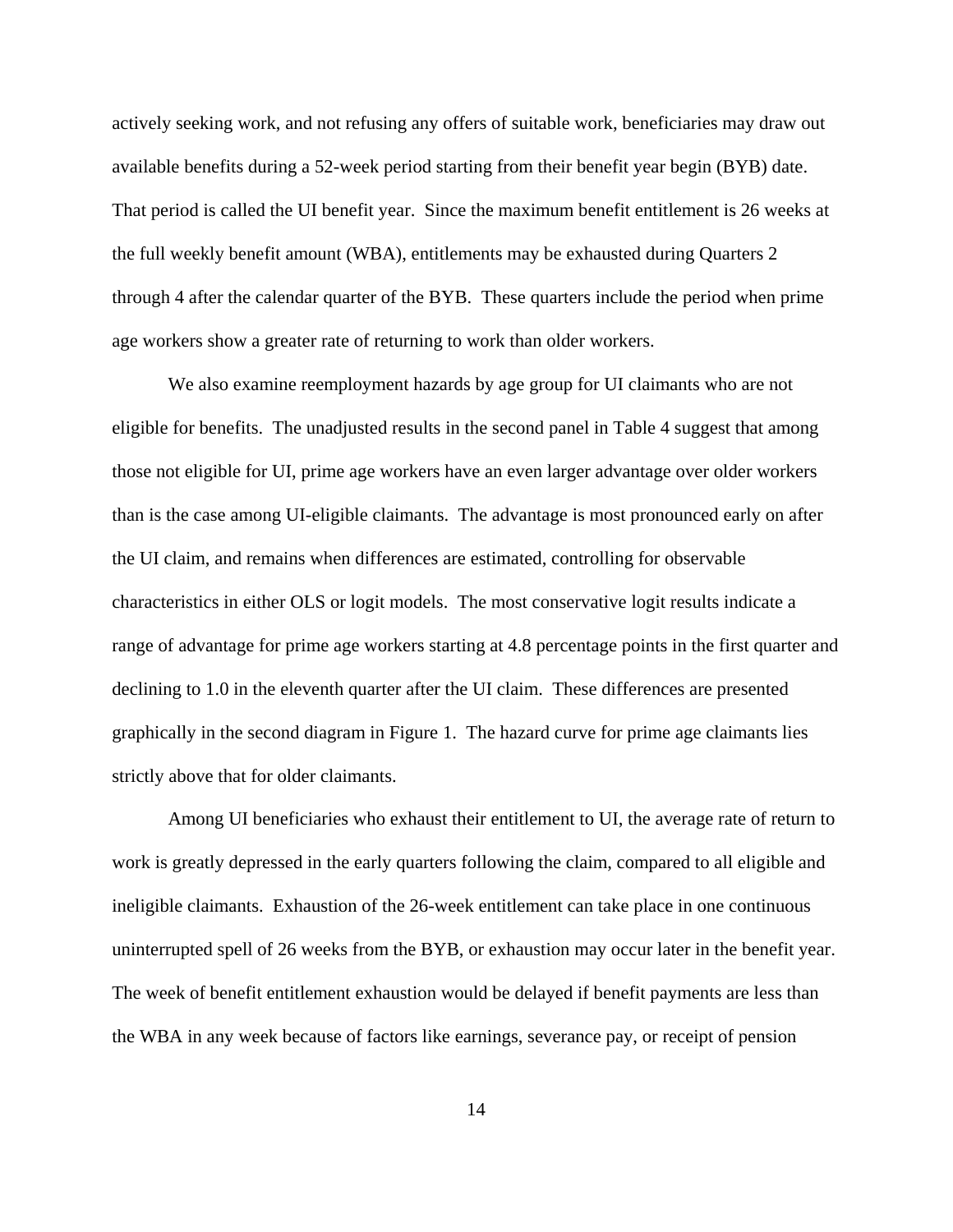actively seeking work, and not refusing any offers of suitable work, beneficiaries may draw out available benefits during a 52-week period starting from their benefit year begin (BYB) date. That period is called the UI benefit year. Since the maximum benefit entitlement is 26 weeks at the full weekly benefit amount (WBA), entitlements may be exhausted during Quarters 2 through 4 after the calendar quarter of the BYB. These quarters include the period when prime age workers show a greater rate of returning to work than older workers.

We also examine reemployment hazards by age group for UI claimants who are not eligible for benefits. The unadjusted results in the second panel in Table 4 suggest that among those not eligible for UI, prime age workers have an even larger advantage over older workers than is the case among UI-eligible claimants. The advantage is most pronounced early on after the UI claim, and remains when differences are estimated, controlling for observable characteristics in either OLS or logit models. The most conservative logit results indicate a range of advantage for prime age workers starting at 4.8 percentage points in the first quarter and declining to 1.0 in the eleventh quarter after the UI claim. These differences are presented graphically in the second diagram in Figure 1. The hazard curve for prime age claimants lies strictly above that for older claimants.

Among UI beneficiaries who exhaust their entitlement to UI, the average rate of return to work is greatly depressed in the early quarters following the claim, compared to all eligible and ineligible claimants. Exhaustion of the 26-week entitlement can take place in one continuous uninterrupted spell of 26 weeks from the BYB, or exhaustion may occur later in the benefit year. The week of benefit entitlement exhaustion would be delayed if benefit payments are less than the WBA in any week because of factors like earnings, severance pay, or receipt of pension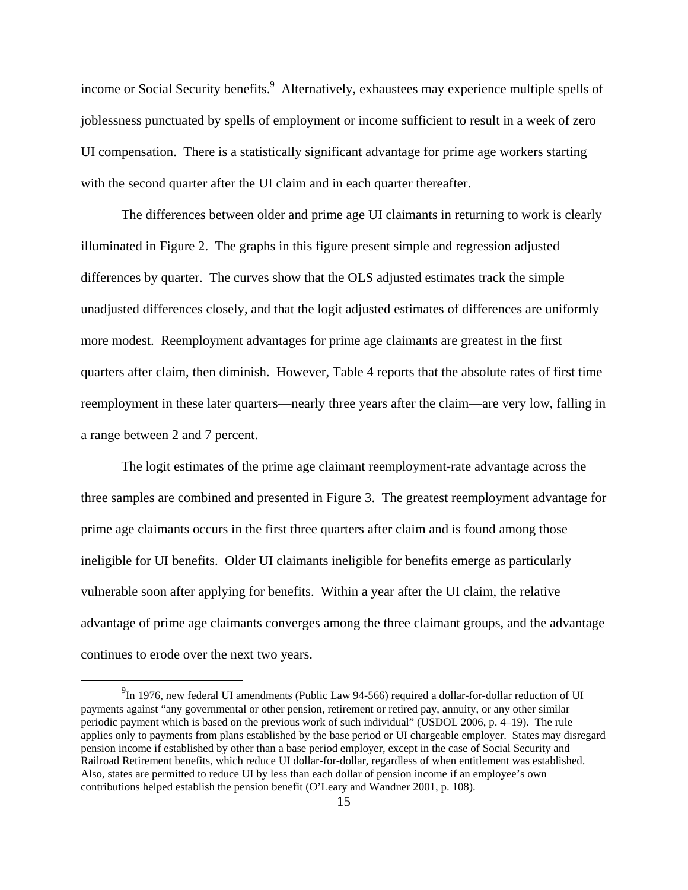income or Social Security benefits.[9] Alternatively, exhaustees may experience multiple spells of joblessness punctuated by spells of employment or income sufficient to result in a week of zero UI compensation. There is a statistically significant advantage for prime age workers starting with the second quarter after the UI claim and in each quarter thereafter.

The differences between older and prime age UI claimants in returning to work is clearly illuminated in Figure 2. The graphs in this figure present simple and regression adjusted differences by quarter. The curves show that the OLS adjusted estimates track the simple unadjusted differences closely, and that the logit adjusted estimates of differences are uniformly more modest. Reemployment advantages for prime age claimants are greatest in the first quarters after claim, then diminish. However, Table 4 reports that the absolute rates of first time reemployment in these later quarters—nearly three years after the claim—are very low, falling in a range between 2 and 7 percent.

The logit estimates of the prime age claimant reemployment-rate advantage across the three samples are combined and presented in Figure 3. The greatest reemployment advantage for prime age claimants occurs in the first three quarters after claim and is found among those ineligible for UI benefits. Older UI claimants ineligible for benefits emerge as particularly vulnerable soon after applying for benefits. Within a year after the UI claim, the relative advantage of prime age claimants converges among the three claimant groups, and the advantage continues to erode over the next two years.

---

[9] In 1976, new federal UI amendments (Public Law 94-566) required a dollar-for-dollar reduction of UI payments against "any governmental or other pension, retirement or retired pay, annuity, or any other similar periodic payment which is based on the previous work of such individual" (USDOL 2006, p. 4–19). The rule applies only to payments from plans established by the base period or UI chargeable employer. States may disregard pension income if established by other than a base period employer, except in the case of Social Security and Railroad Retirement benefits, which reduce UI dollar-for-dollar, regardless of when entitlement was established. Also, states are permitted to reduce UI by less than each dollar of pension income if an employee's own contributions helped establish the pension benefit (O'Leary and Wandner 2001, p. 108).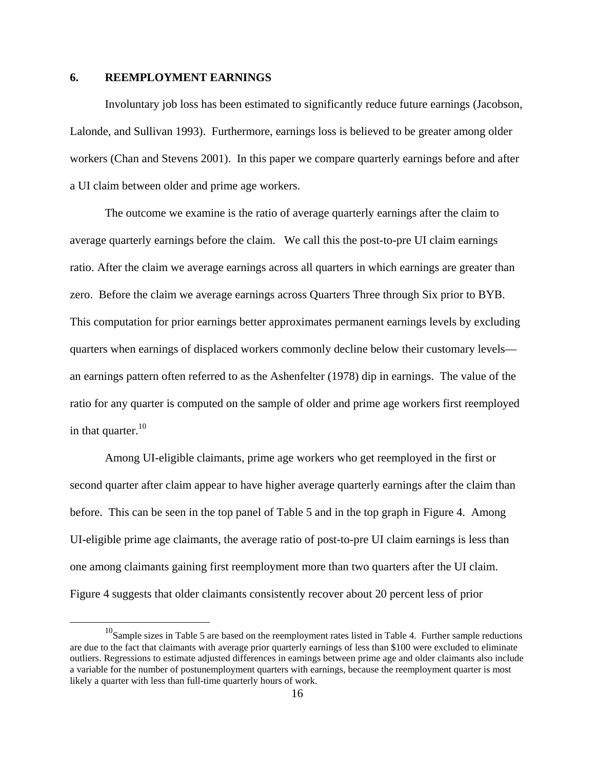## 6. REEMPLOYMENT EARNINGS

Involuntary job loss has been estimated to significantly reduce future earnings (Jacobson, Lalonde, and Sullivan 1993). Furthermore, earnings loss is believed to be greater among older workers (Chan and Stevens 2001). In this paper we compare quarterly earnings before and after a UI claim between older and prime age workers.

The outcome we examine is the ratio of average quarterly earnings after the claim to average quarterly earnings before the claim. We call this the post-to-pre UI claim earnings ratio. After the claim we average earnings across all quarters in which earnings are greater than zero. Before the claim we average earnings across Quarters Three through Six prior to BYB. This computation for prior earnings better approximates permanent earnings levels by excluding quarters when earnings of displaced workers commonly decline below their customary levels—an earnings pattern often referred to as the Ashenfelter (1978) dip in earnings. The value of the ratio for any quarter is computed on the sample of older and prime age workers first reemployed in that quarter.[10]

Among UI-eligible claimants, prime age workers who get reemployed in the first or second quarter after claim appear to have higher average quarterly earnings after the claim than before. This can be seen in the top panel of Table 5 and in the top graph in Figure 4. Among UI-eligible prime age claimants, the average ratio of post-to-pre UI claim earnings is less than one among claimants gaining first reemployment more than two quarters after the UI claim. Figure 4 suggests that older claimants consistently recover about 20 percent less of prior

[10] Sample sizes in Table 5 are based on the reemployment rates listed in Table 4. Further sample reductions are due to the fact that claimants with average prior quarterly earnings of less than $100 were excluded to eliminate outliers. Regressions to estimate adjusted differences in earnings between prime age and older claimants also include a variable for the number of postunemployment quarters with earnings, because the reemployment quarter is most likely a quarter with less than full-time quarterly hours of work.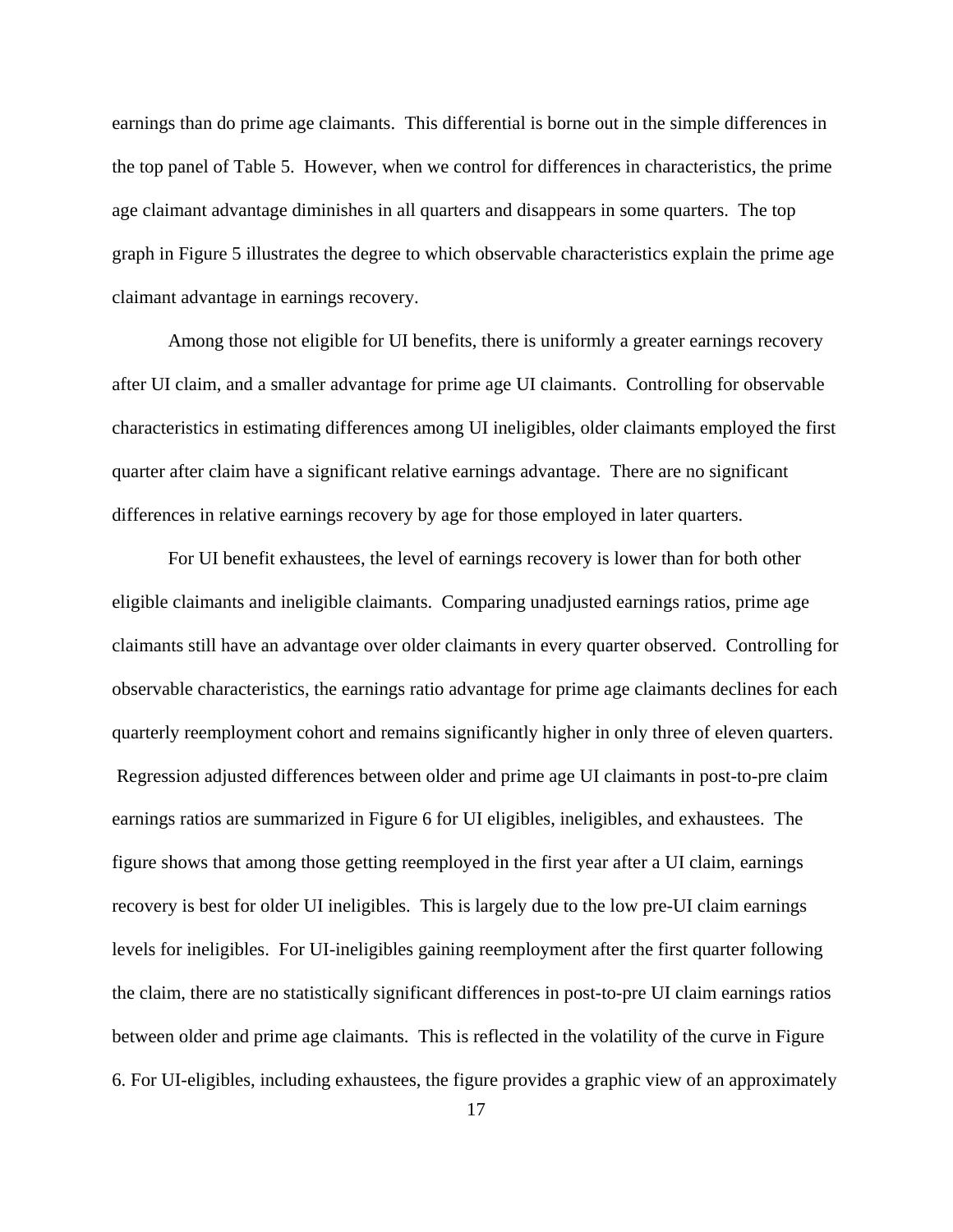earnings than do prime age claimants. This differential is borne out in the simple differences in the top panel of Table 5. However, when we control for differences in characteristics, the prime age claimant advantage diminishes in all quarters and disappears in some quarters. The top graph in Figure 5 illustrates the degree to which observable characteristics explain the prime age claimant advantage in earnings recovery.

Among those not eligible for UI benefits, there is uniformly a greater earnings recovery after UI claim, and a smaller advantage for prime age UI claimants. Controlling for observable characteristics in estimating differences among UI ineligibles, older claimants employed the first quarter after claim have a significant relative earnings advantage. There are no significant differences in relative earnings recovery by age for those employed in later quarters.

For UI benefit exhaustees, the level of earnings recovery is lower than for both other eligible claimants and ineligible claimants. Comparing unadjusted earnings ratios, prime age claimants still have an advantage over older claimants in every quarter observed. Controlling for observable characteristics, the earnings ratio advantage for prime age claimants declines for each quarterly reemployment cohort and remains significantly higher in only three of eleven quarters. Regression adjusted differences between older and prime age UI claimants in post-to-pre claim earnings ratios are summarized in Figure 6 for UI eligibles, ineligibles, and exhaustees. The figure shows that among those getting reemployed in the first year after a UI claim, earnings recovery is best for older UI ineligibles. This is largely due to the low pre-UI claim earnings levels for ineligibles. For UI-ineligibles gaining reemployment after the first quarter following the claim, there are no statistically significant differences in post-to-pre UI claim earnings ratios between older and prime age claimants. This is reflected in the volatility of the curve in Figure 6. For UI-eligibles, including exhaustees, the figure provides a graphic view of an approximately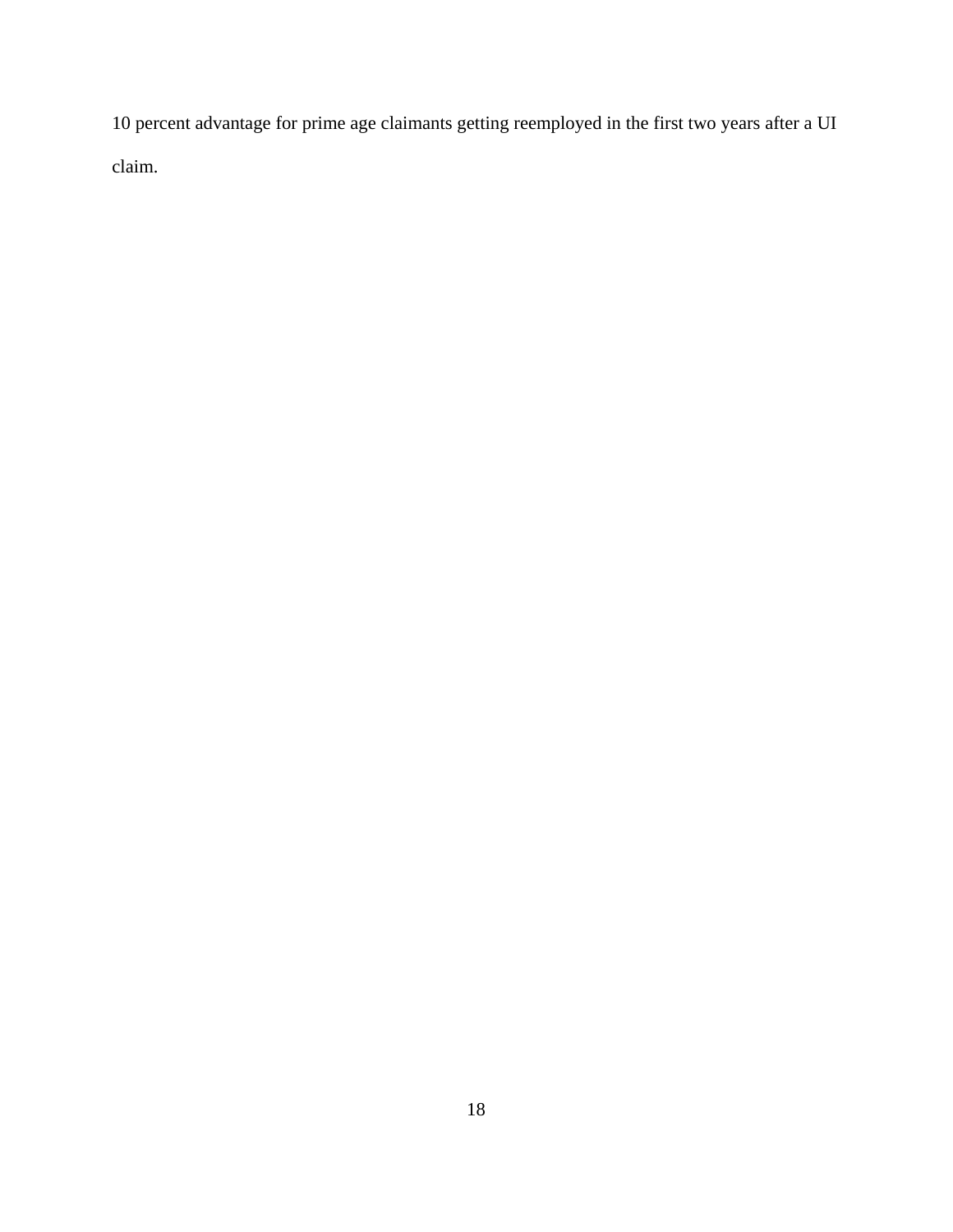10 percent advantage for prime age claimants getting reemployed in the first two years after a UI claim.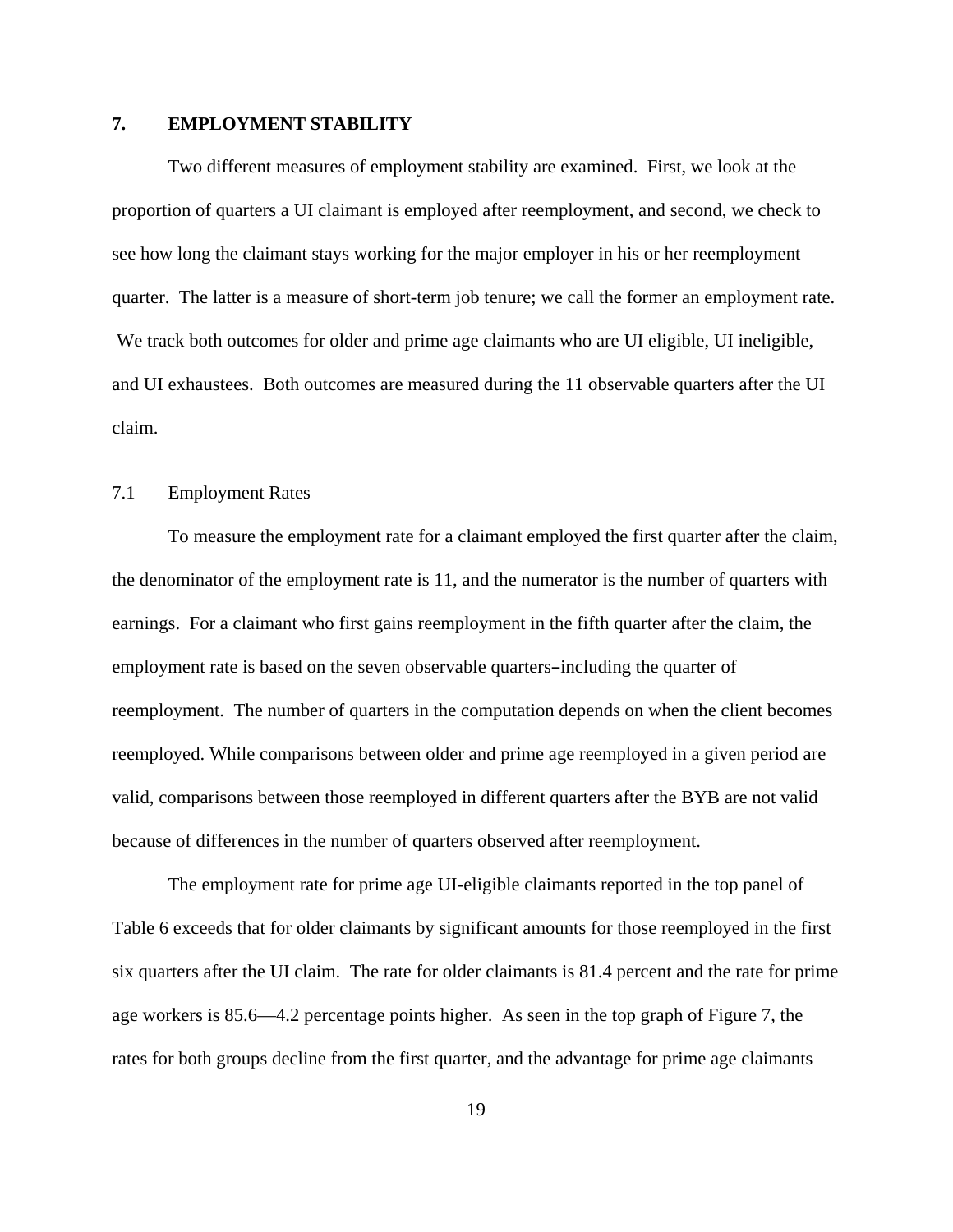## 7. EMPLOYMENT STABILITY

Two different measures of employment stability are examined. First, we look at the proportion of quarters a UI claimant is employed after reemployment, and second, we check to see how long the claimant stays working for the major employer in his or her reemployment quarter. The latter is a measure of short-term job tenure; we call the former an employment rate. We track both outcomes for older and prime age claimants who are UI eligible, UI ineligible, and UI exhaustees. Both outcomes are measured during the 11 observable quarters after the UI claim.

### 7.1 Employment Rates

To measure the employment rate for a claimant employed the first quarter after the claim, the denominator of the employment rate is 11, and the numerator is the number of quarters with earnings. For a claimant who first gains reemployment in the fifth quarter after the claim, the employment rate is based on the seven observable quarters–including the quarter of reemployment. The number of quarters in the computation depends on when the client becomes reemployed. While comparisons between older and prime age reemployed in a given period are valid, comparisons between those reemployed in different quarters after the BYB are not valid because of differences in the number of quarters observed after reemployment.

The employment rate for prime age UI-eligible claimants reported in the top panel of Table 6 exceeds that for older claimants by significant amounts for those reemployed in the first six quarters after the UI claim. The rate for older claimants is 81.4 percent and the rate for prime age workers is 85.6—4.2 percentage points higher. As seen in the top graph of Figure 7, the rates for both groups decline from the first quarter, and the advantage for prime age claimants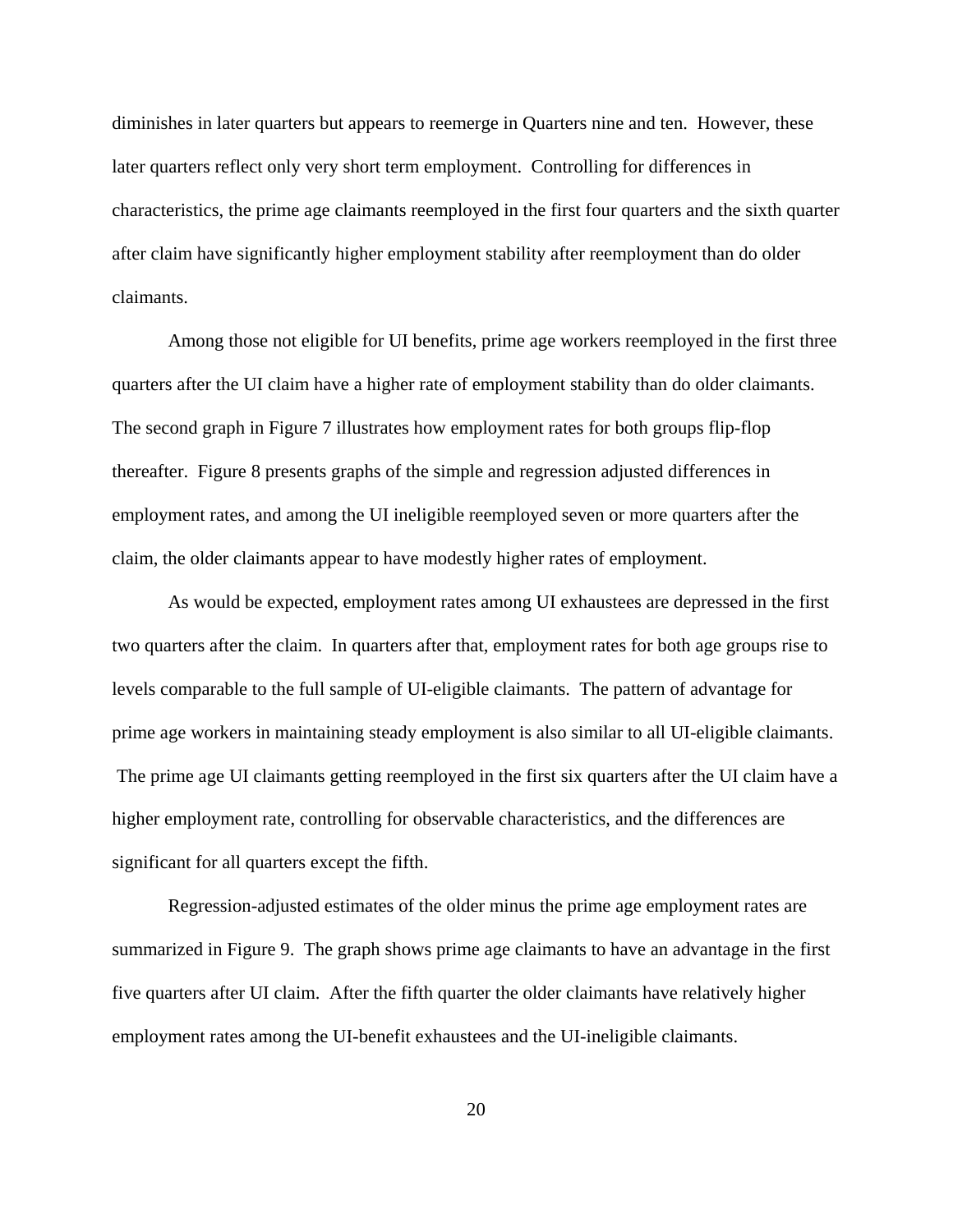diminishes in later quarters but appears to reemerge in Quarters nine and ten. However, these later quarters reflect only very short term employment. Controlling for differences in characteristics, the prime age claimants reemployed in the first four quarters and the sixth quarter after claim have significantly higher employment stability after reemployment than do older claimants.

Among those not eligible for UI benefits, prime age workers reemployed in the first three quarters after the UI claim have a higher rate of employment stability than do older claimants. The second graph in Figure 7 illustrates how employment rates for both groups flip-flop thereafter. Figure 8 presents graphs of the simple and regression adjusted differences in employment rates, and among the UI ineligible reemployed seven or more quarters after the claim, the older claimants appear to have modestly higher rates of employment.

As would be expected, employment rates among UI exhaustees are depressed in the first two quarters after the claim. In quarters after that, employment rates for both age groups rise to levels comparable to the full sample of UI-eligible claimants. The pattern of advantage for prime age workers in maintaining steady employment is also similar to all UI-eligible claimants. The prime age UI claimants getting reemployed in the first six quarters after the UI claim have a higher employment rate, controlling for observable characteristics, and the differences are significant for all quarters except the fifth.

Regression-adjusted estimates of the older minus the prime age employment rates are summarized in Figure 9. The graph shows prime age claimants to have an advantage in the first five quarters after UI claim. After the fifth quarter the older claimants have relatively higher employment rates among the UI-benefit exhaustees and the UI-ineligible claimants.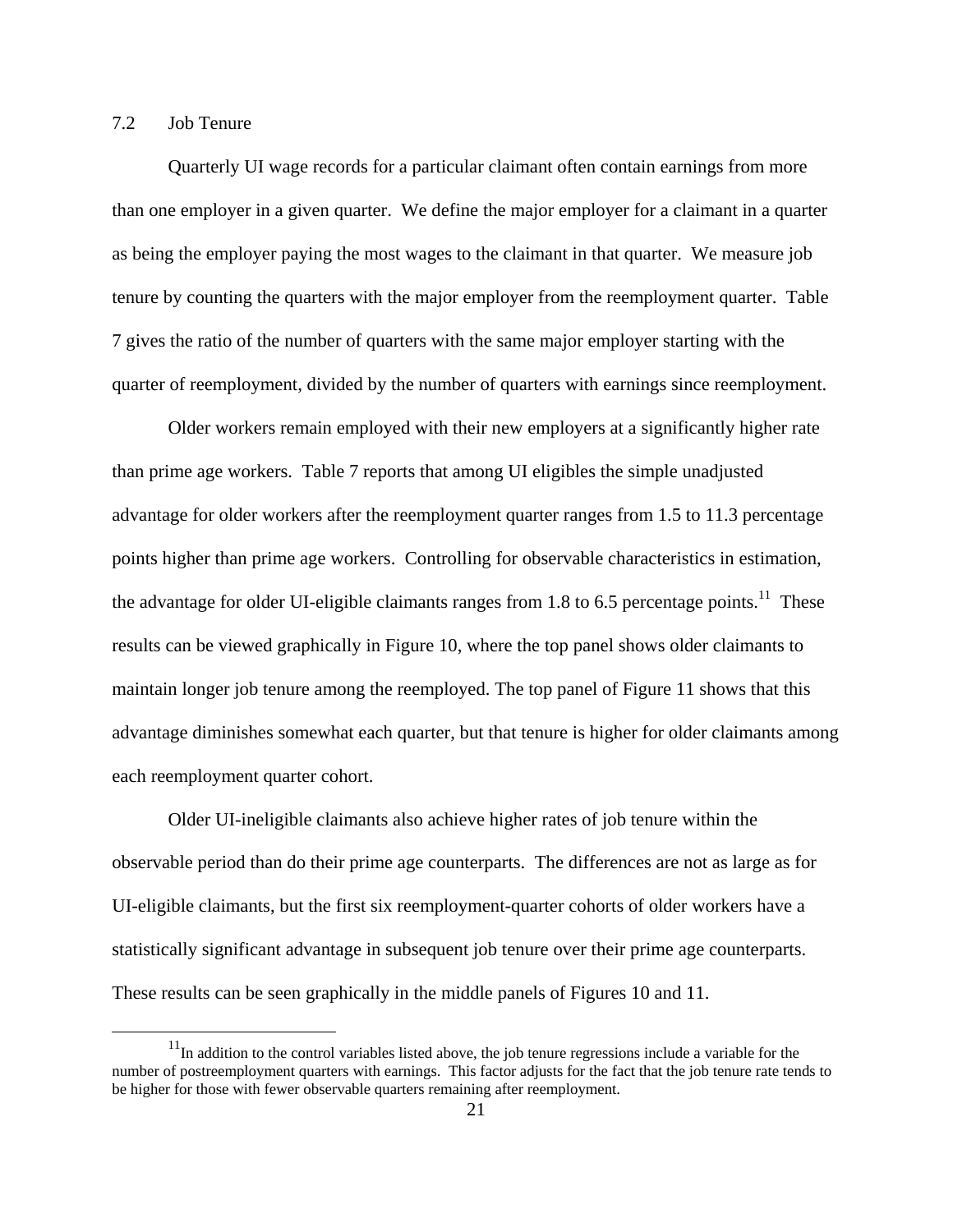### 7.2 Job Tenure

Quarterly UI wage records for a particular claimant often contain earnings from more than one employer in a given quarter. We define the major employer for a claimant in a quarter as being the employer paying the most wages to the claimant in that quarter. We measure job tenure by counting the quarters with the major employer from the reemployment quarter. Table 7 gives the ratio of the number of quarters with the same major employer starting with the quarter of reemployment, divided by the number of quarters with earnings since reemployment.

Older workers remain employed with their new employers at a significantly higher rate than prime age workers. Table 7 reports that among UI eligibles the simple unadjusted advantage for older workers after the reemployment quarter ranges from 1.5 to 11.3 percentage points higher than prime age workers. Controlling for observable characteristics in estimation, the advantage for older UI-eligible claimants ranges from 1.8 to 6.5 percentage points.[11] These results can be viewed graphically in Figure 10, where the top panel shows older claimants to maintain longer job tenure among the reemployed. The top panel of Figure 11 shows that this advantage diminishes somewhat each quarter, but that tenure is higher for older claimants among each reemployment quarter cohort.

Older UI-ineligible claimants also achieve higher rates of job tenure within the observable period than do their prime age counterparts. The differences are not as large as for UI-eligible claimants, but the first six reemployment-quarter cohorts of older workers have a statistically significant advantage in subsequent job tenure over their prime age counterparts. These results can be seen graphically in the middle panels of Figures 10 and 11.

[11] In addition to the control variables listed above, the job tenure regressions include a variable for the number of postreemployment quarters with earnings. This factor adjusts for the fact that the job tenure rate tends to be higher for those with fewer observable quarters remaining after reemployment.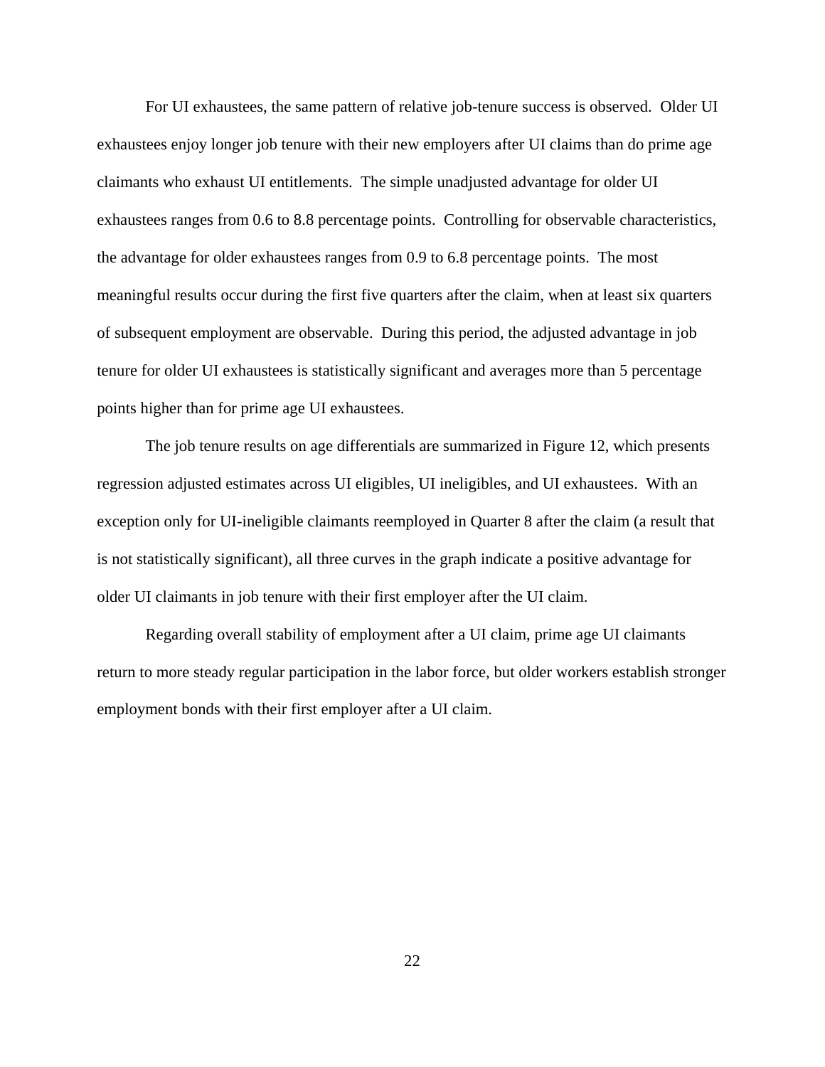For UI exhaustees, the same pattern of relative job-tenure success is observed. Older UI exhaustees enjoy longer job tenure with their new employers after UI claims than do prime age claimants who exhaust UI entitlements. The simple unadjusted advantage for older UI exhaustees ranges from 0.6 to 8.8 percentage points. Controlling for observable characteristics, the advantage for older exhaustees ranges from 0.9 to 6.8 percentage points. The most meaningful results occur during the first five quarters after the claim, when at least six quarters of subsequent employment are observable. During this period, the adjusted advantage in job tenure for older UI exhaustees is statistically significant and averages more than 5 percentage points higher than for prime age UI exhaustees.

The job tenure results on age differentials are summarized in Figure 12, which presents regression adjusted estimates across UI eligibles, UI ineligibles, and UI exhaustees. With an exception only for UI-ineligible claimants reemployed in Quarter 8 after the claim (a result that is not statistically significant), all three curves in the graph indicate a positive advantage for older UI claimants in job tenure with their first employer after the UI claim.

Regarding overall stability of employment after a UI claim, prime age UI claimants return to more steady regular participation in the labor force, but older workers establish stronger employment bonds with their first employer after a UI claim.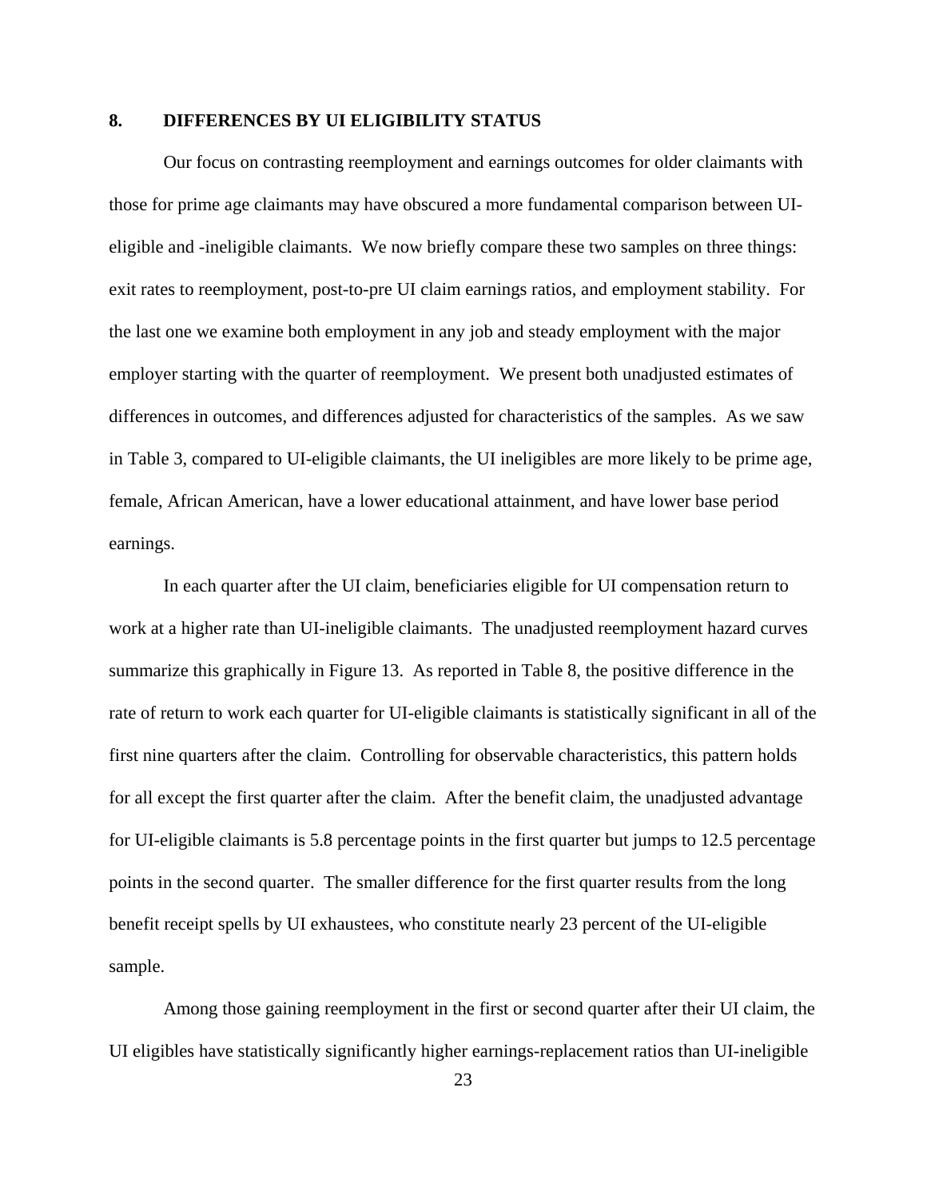## 8. DIFFERENCES BY UI ELIGIBILITY STATUS

Our focus on contrasting reemployment and earnings outcomes for older claimants with those for prime age claimants may have obscured a more fundamental comparison between UI-eligible and -ineligible claimants. We now briefly compare these two samples on three things: exit rates to reemployment, post-to-pre UI claim earnings ratios, and employment stability. For the last one we examine both employment in any job and steady employment with the major employer starting with the quarter of reemployment. We present both unadjusted estimates of differences in outcomes, and differences adjusted for characteristics of the samples. As we saw in Table 3, compared to UI-eligible claimants, the UI ineligibles are more likely to be prime age, female, African American, have a lower educational attainment, and have lower base period earnings.

In each quarter after the UI claim, beneficiaries eligible for UI compensation return to work at a higher rate than UI-ineligible claimants. The unadjusted reemployment hazard curves summarize this graphically in Figure 13. As reported in Table 8, the positive difference in the rate of return to work each quarter for UI-eligible claimants is statistically significant in all of the first nine quarters after the claim. Controlling for observable characteristics, this pattern holds for all except the first quarter after the claim. After the benefit claim, the unadjusted advantage for UI-eligible claimants is 5.8 percentage points in the first quarter but jumps to 12.5 percentage points in the second quarter. The smaller difference for the first quarter results from the long benefit receipt spells by UI exhaustees, who constitute nearly 23 percent of the UI-eligible sample.

Among those gaining reemployment in the first or second quarter after their UI claim, the UI eligibles have statistically significantly higher earnings-replacement ratios than UI-ineligible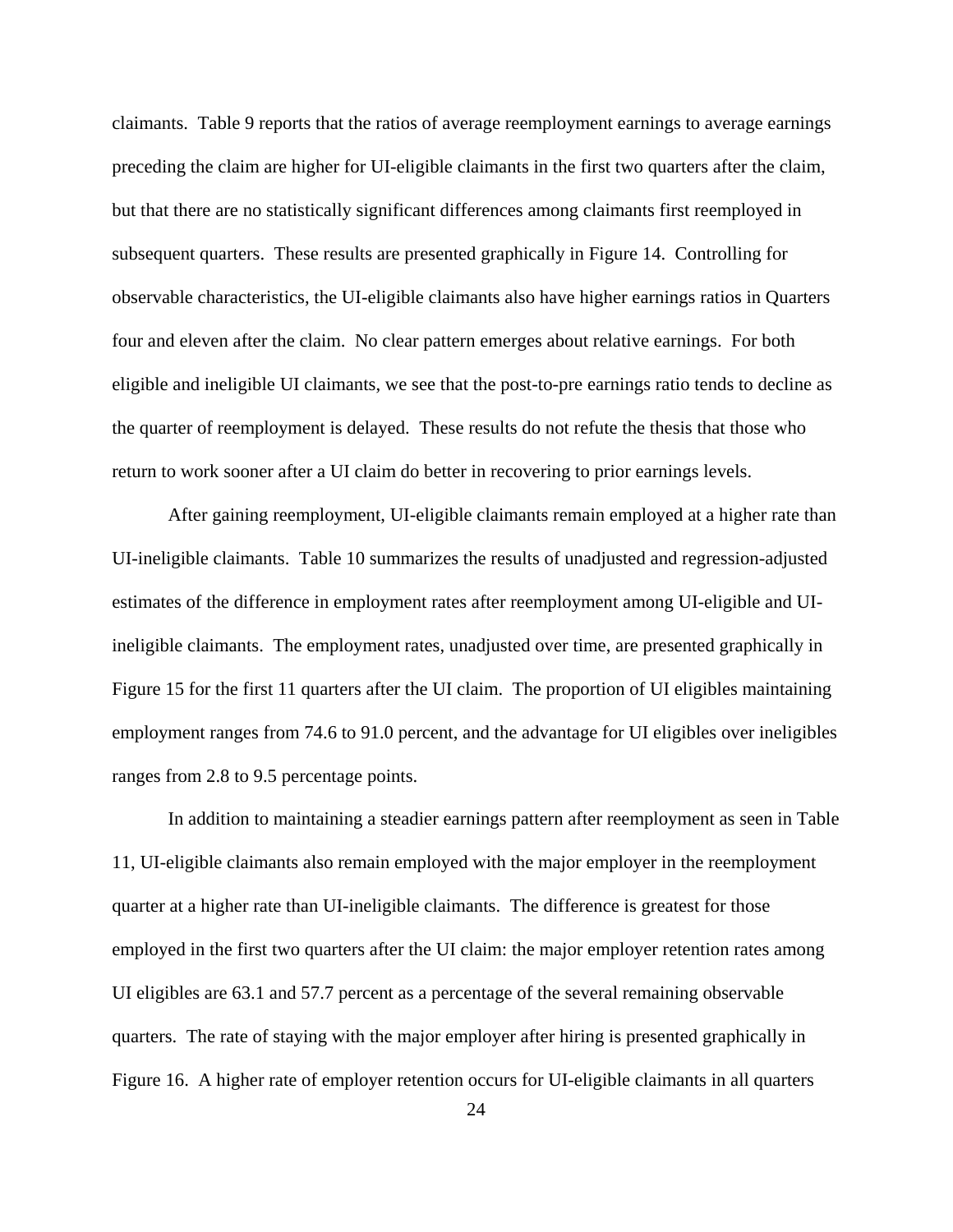claimants. Table 9 reports that the ratios of average reemployment earnings to average earnings preceding the claim are higher for UI-eligible claimants in the first two quarters after the claim, but that there are no statistically significant differences among claimants first reemployed in subsequent quarters. These results are presented graphically in Figure 14. Controlling for observable characteristics, the UI-eligible claimants also have higher earnings ratios in Quarters four and eleven after the claim. No clear pattern emerges about relative earnings. For both eligible and ineligible UI claimants, we see that the post-to-pre earnings ratio tends to decline as the quarter of reemployment is delayed. These results do not refute the thesis that those who return to work sooner after a UI claim do better in recovering to prior earnings levels.

After gaining reemployment, UI-eligible claimants remain employed at a higher rate than UI-ineligible claimants. Table 10 summarizes the results of unadjusted and regression-adjusted estimates of the difference in employment rates after reemployment among UI-eligible and UI-ineligible claimants. The employment rates, unadjusted over time, are presented graphically in Figure 15 for the first 11 quarters after the UI claim. The proportion of UI eligibles maintaining employment ranges from 74.6 to 91.0 percent, and the advantage for UI eligibles over ineligibles ranges from 2.8 to 9.5 percentage points.

In addition to maintaining a steadier earnings pattern after reemployment as seen in Table 11, UI-eligible claimants also remain employed with the major employer in the reemployment quarter at a higher rate than UI-ineligible claimants. The difference is greatest for those employed in the first two quarters after the UI claim: the major employer retention rates among UI eligibles are 63.1 and 57.7 percent as a percentage of the several remaining observable quarters. The rate of staying with the major employer after hiring is presented graphically in Figure 16. A higher rate of employer retention occurs for UI-eligible claimants in all quarters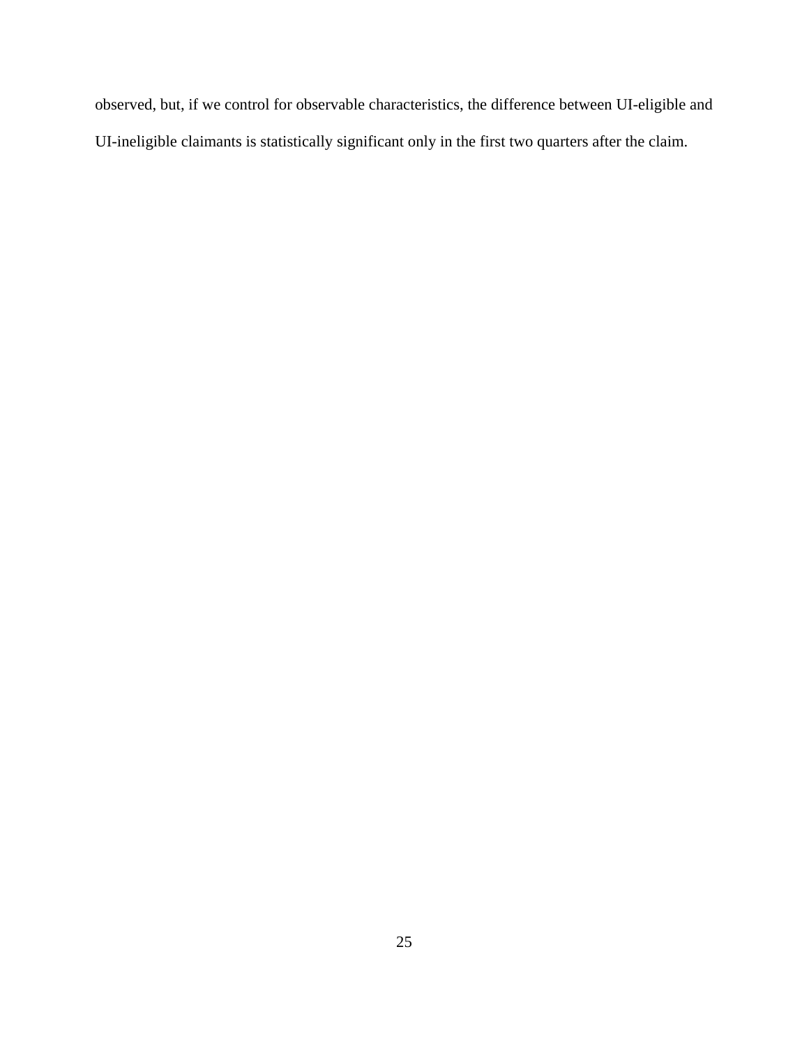observed, but, if we control for observable characteristics, the difference between UI-eligible and UI-ineligible claimants is statistically significant only in the first two quarters after the claim.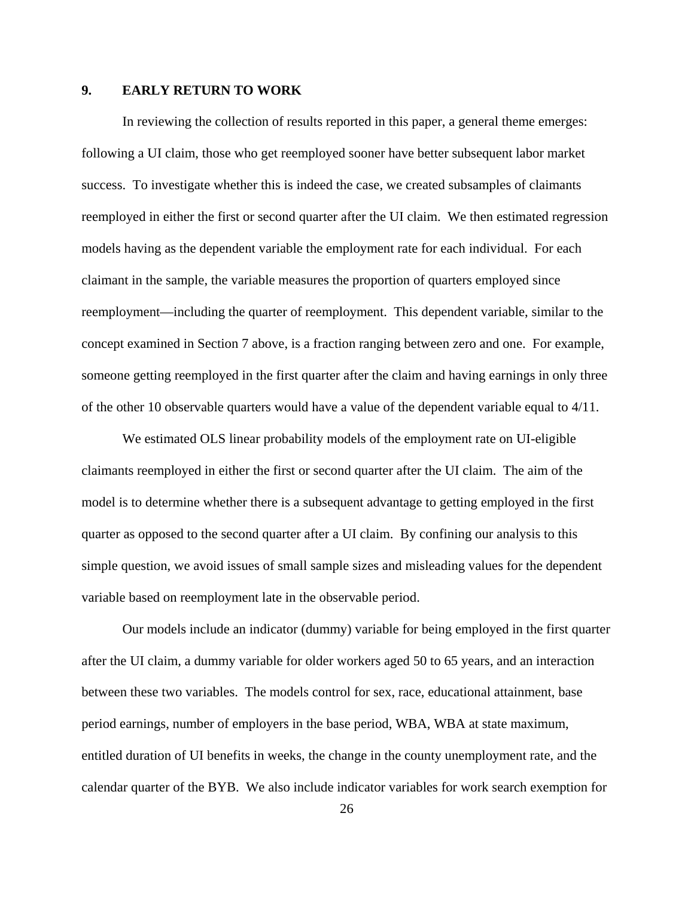## 9. EARLY RETURN TO WORK

In reviewing the collection of results reported in this paper, a general theme emerges: following a UI claim, those who get reemployed sooner have better subsequent labor market success. To investigate whether this is indeed the case, we created subsamples of claimants reemployed in either the first or second quarter after the UI claim. We then estimated regression models having as the dependent variable the employment rate for each individual. For each claimant in the sample, the variable measures the proportion of quarters employed since reemployment—including the quarter of reemployment. This dependent variable, similar to the concept examined in Section 7 above, is a fraction ranging between zero and one. For example, someone getting reemployed in the first quarter after the claim and having earnings in only three of the other 10 observable quarters would have a value of the dependent variable equal to 4/11.

We estimated OLS linear probability models of the employment rate on UI-eligible claimants reemployed in either the first or second quarter after the UI claim. The aim of the model is to determine whether there is a subsequent advantage to getting employed in the first quarter as opposed to the second quarter after a UI claim. By confining our analysis to this simple question, we avoid issues of small sample sizes and misleading values for the dependent variable based on reemployment late in the observable period.

Our models include an indicator (dummy) variable for being employed in the first quarter after the UI claim, a dummy variable for older workers aged 50 to 65 years, and an interaction between these two variables. The models control for sex, race, educational attainment, base period earnings, number of employers in the base period, WBA, WBA at state maximum, entitled duration of UI benefits in weeks, the change in the county unemployment rate, and the calendar quarter of the BYB. We also include indicator variables for work search exemption for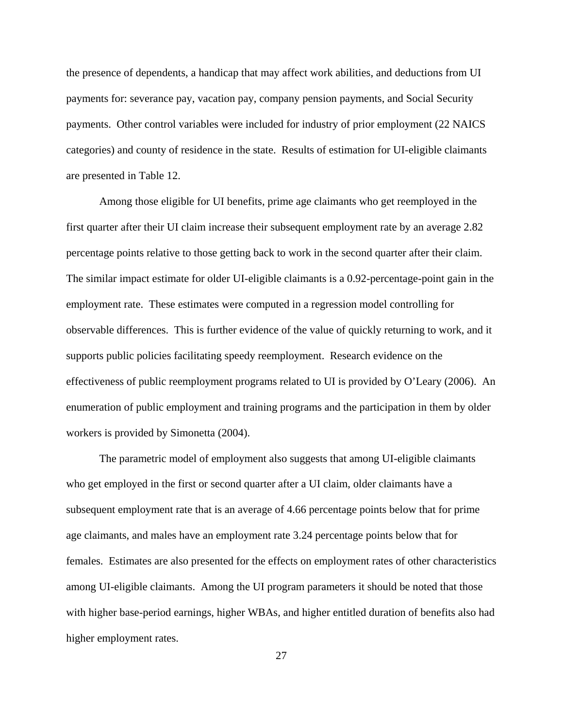the presence of dependents, a handicap that may affect work abilities, and deductions from UI payments for: severance pay, vacation pay, company pension payments, and Social Security payments. Other control variables were included for industry of prior employment (22 NAICS categories) and county of residence in the state. Results of estimation for UI-eligible claimants are presented in Table 12.

Among those eligible for UI benefits, prime age claimants who get reemployed in the first quarter after their UI claim increase their subsequent employment rate by an average 2.82 percentage points relative to those getting back to work in the second quarter after their claim. The similar impact estimate for older UI-eligible claimants is a 0.92-percentage-point gain in the employment rate. These estimates were computed in a regression model controlling for observable differences. This is further evidence of the value of quickly returning to work, and it supports public policies facilitating speedy reemployment. Research evidence on the effectiveness of public reemployment programs related to UI is provided by O'Leary (2006). An enumeration of public employment and training programs and the participation in them by older workers is provided by Simonetta (2004).

The parametric model of employment also suggests that among UI-eligible claimants who get employed in the first or second quarter after a UI claim, older claimants have a subsequent employment rate that is an average of 4.66 percentage points below that for prime age claimants, and males have an employment rate 3.24 percentage points below that for females. Estimates are also presented for the effects on employment rates of other characteristics among UI-eligible claimants. Among the UI program parameters it should be noted that those with higher base-period earnings, higher WBAs, and higher entitled duration of benefits also had higher employment rates.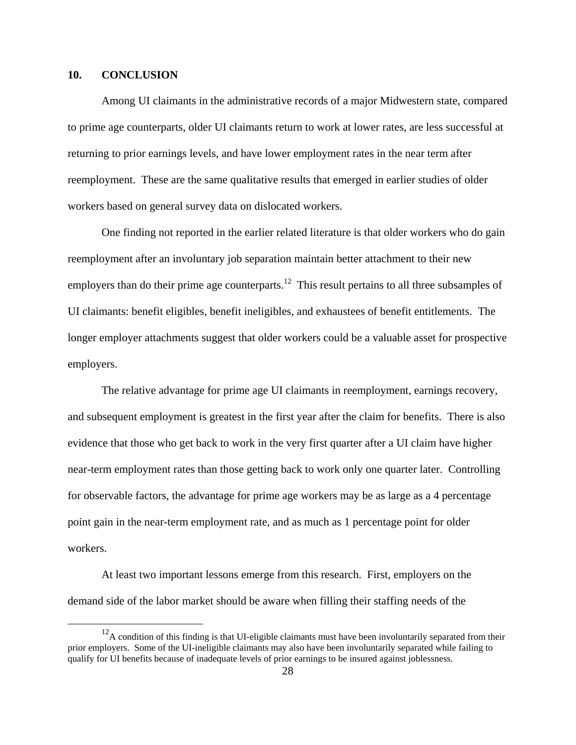## 10. CONCLUSION

Among UI claimants in the administrative records of a major Midwestern state, compared to prime age counterparts, older UI claimants return to work at lower rates, are less successful at returning to prior earnings levels, and have lower employment rates in the near term after reemployment. These are the same qualitative results that emerged in earlier studies of older workers based on general survey data on dislocated workers.

One finding not reported in the earlier related literature is that older workers who do gain reemployment after an involuntary job separation maintain better attachment to their new employers than do their prime age counterparts.[12] This result pertains to all three subsamples of UI claimants: benefit eligibles, benefit ineligibles, and exhaustees of benefit entitlements. The longer employer attachments suggest that older workers could be a valuable asset for prospective employers.

The relative advantage for prime age UI claimants in reemployment, earnings recovery, and subsequent employment is greatest in the first year after the claim for benefits. There is also evidence that those who get back to work in the very first quarter after a UI claim have higher near-term employment rates than those getting back to work only one quarter later. Controlling for observable factors, the advantage for prime age workers may be as large as a 4 percentage point gain in the near-term employment rate, and as much as 1 percentage point for older workers.

At least two important lessons emerge from this research. First, employers on the demand side of the labor market should be aware when filling their staffing needs of the

[12] A condition of this finding is that UI-eligible claimants must have been involuntarily separated from their prior employers. Some of the UI-ineligible claimants may also have been involuntarily separated while failing to qualify for UI benefits because of inadequate levels of prior earnings to be insured against joblessness.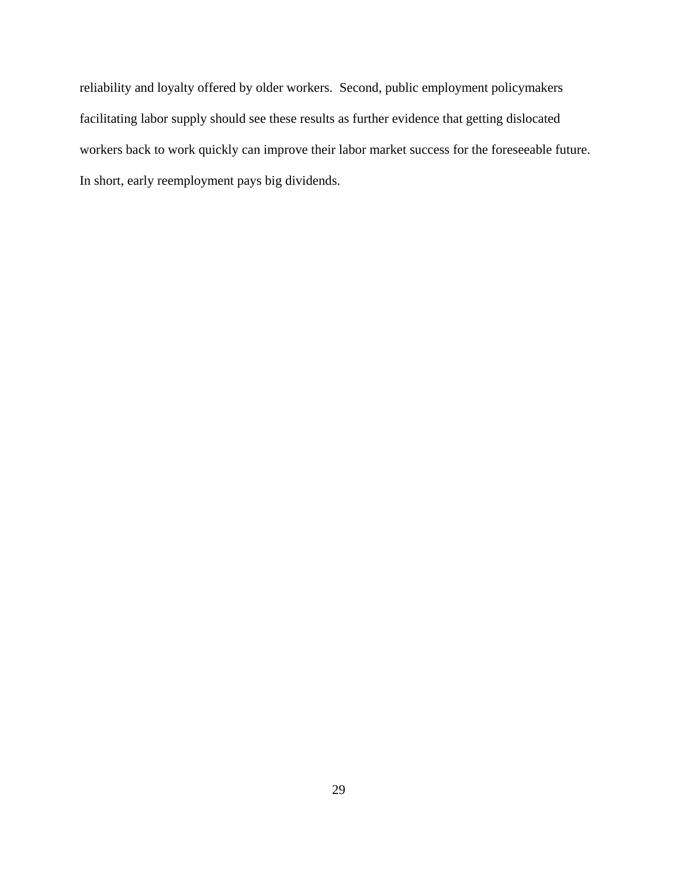reliability and loyalty offered by older workers. Second, public employment policymakers facilitating labor supply should see these results as further evidence that getting dislocated workers back to work quickly can improve their labor market success for the foreseeable future. In short, early reemployment pays big dividends.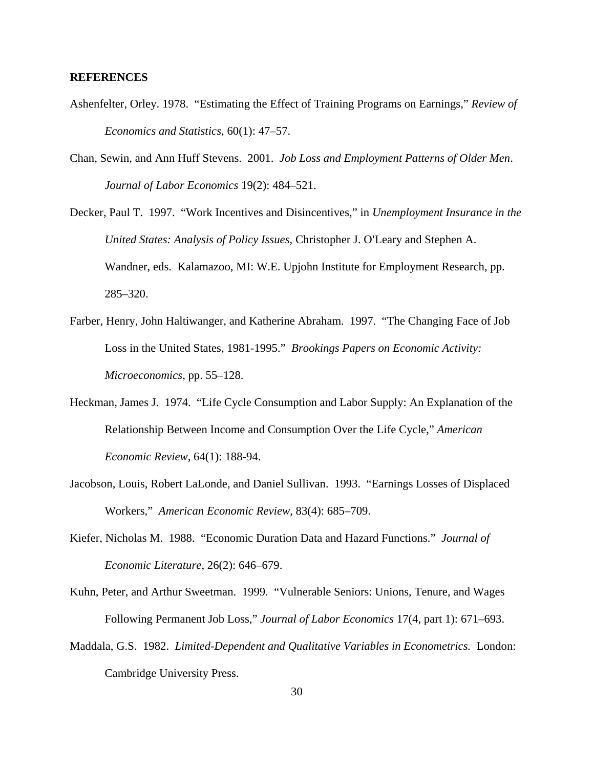## REFERENCES

Ashenfelter, Orley. 1978. "Estimating the Effect of Training Programs on Earnings," *Review of Economics and Statistics*, 60(1): 47–57.

Chan, Sewin, and Ann Huff Stevens. 2001. *Job Loss and Employment Patterns of Older Men*. *Journal of Labor Economics* 19(2): 484–521.

Decker, Paul T. 1997. "Work Incentives and Disincentives," in *Unemployment Insurance in the United States: Analysis of Policy Issues*, Christopher J. O'Leary and Stephen A. Wandner, eds. Kalamazoo, MI: W.E. Upjohn Institute for Employment Research, pp. 285–320.

Farber, Henry, John Haltiwanger, and Katherine Abraham. 1997. "The Changing Face of Job Loss in the United States, 1981-1995." *Brookings Papers on Economic Activity: Microeconomics*, pp. 55–128.

Heckman, James J. 1974. "Life Cycle Consumption and Labor Supply: An Explanation of the Relationship Between Income and Consumption Over the Life Cycle," *American Economic Review*, 64(1): 188-94.

Jacobson, Louis, Robert LaLonde, and Daniel Sullivan. 1993. "Earnings Losses of Displaced Workers," *American Economic Review*, 83(4): 685–709.

Kiefer, Nicholas M. 1988. "Economic Duration Data and Hazard Functions." *Journal of Economic Literature*, 26(2): 646–679.

Kuhn, Peter, and Arthur Sweetman. 1999. "Vulnerable Seniors: Unions, Tenure, and Wages Following Permanent Job Loss," *Journal of Labor Economics* 17(4, part 1): 671–693.

Maddala, G.S. 1982. *Limited-Dependent and Qualitative Variables in Econometrics.* London: Cambridge University Press.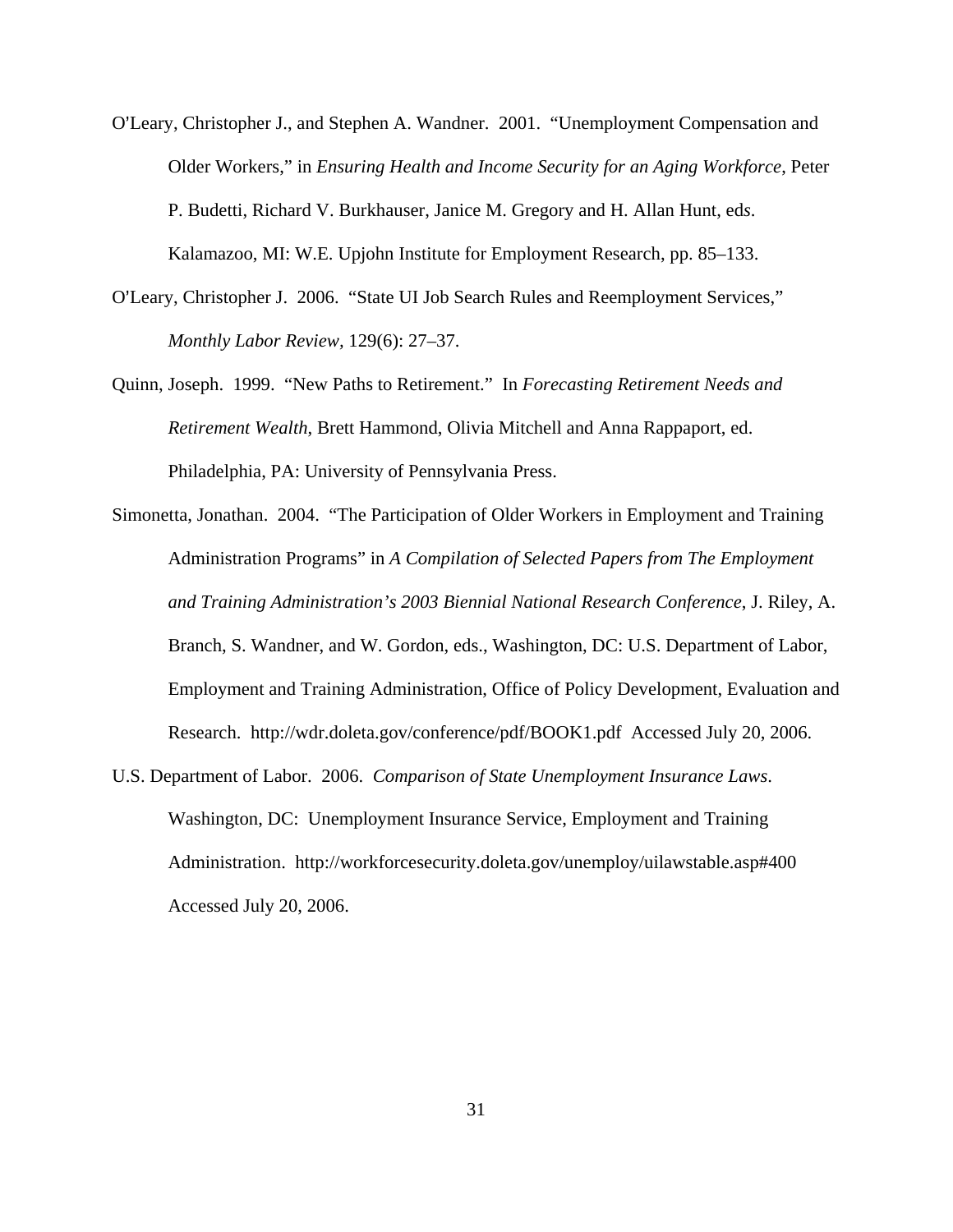O'Leary, Christopher J., and Stephen A. Wandner. 2001. "Unemployment Compensation and Older Workers," in *Ensuring Health and Income Security for an Aging Workforce*, Peter P. Budetti, Richard V. Burkhauser, Janice M. Gregory and H. Allan Hunt, eds. Kalamazoo, MI: W.E. Upjohn Institute for Employment Research, pp. 85–133.

O'Leary, Christopher J. 2006. "State UI Job Search Rules and Reemployment Services," *Monthly Labor Review*, 129(6): 27–37.

Quinn, Joseph. 1999. "New Paths to Retirement." In *Forecasting Retirement Needs and Retirement Wealth*, Brett Hammond, Olivia Mitchell and Anna Rappaport, ed. Philadelphia, PA: University of Pennsylvania Press.

Simonetta, Jonathan. 2004. "The Participation of Older Workers in Employment and Training Administration Programs" in *A Compilation of Selected Papers from The Employment and Training Administration's 2003 Biennial National Research Conference*, J. Riley, A. Branch, S. Wandner, and W. Gordon, eds., Washington, DC: U.S. Department of Labor, Employment and Training Administration, Office of Policy Development, Evaluation and Research. http://wdr.doleta.gov/conference/pdf/BOOK1.pdf Accessed July 20, 2006.

U.S. Department of Labor. 2006. *Comparison of State Unemployment Insurance Laws*. Washington, DC: Unemployment Insurance Service, Employment and Training Administration. http://workforcesecurity.doleta.gov/unemploy/uilawstable.asp#400 Accessed July 20, 2006.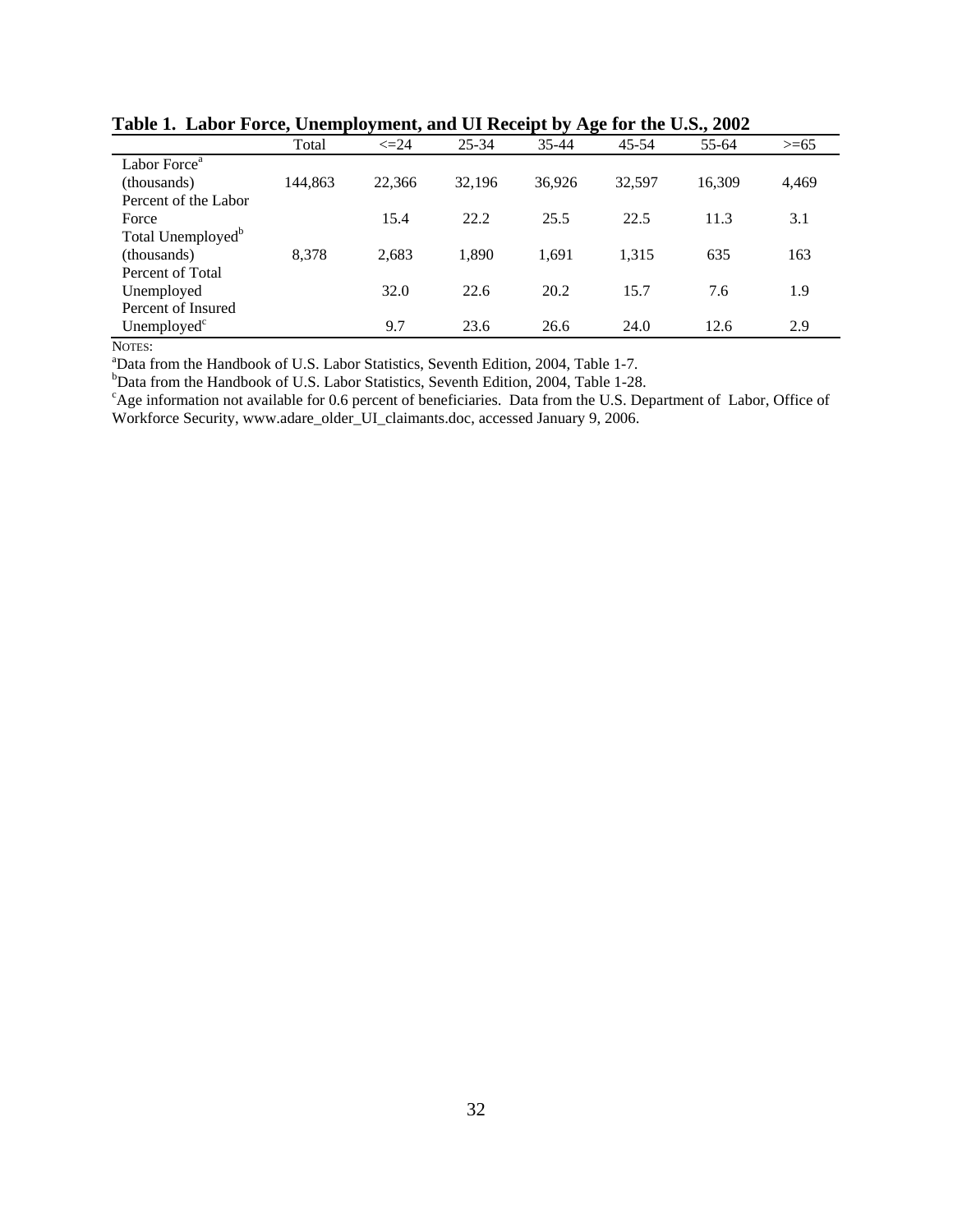**Table 1. Labor Force, Unemployment, and UI Receipt by Age for the U.S., 2002**

| | Total | <=24 | 25-34 | 35-44 | 45-54 | 55-64 | >=65 |
|---|---|---|---|---|---|---|---|
| Labor Force[a] (thousands) | 144,863 | 22,366 | 32,196 | 36,926 | 32,597 | 16,309 | 4,469 |
| Percent of the Labor Force | | 15.4 | 22.2 | 25.5 | 22.5 | 11.3 | 3.1 |
| Total Unemployed[b] (thousands) | 8,378 | 2,683 | 1,890 | 1,691 | 1,315 | 635 | 163 |
| Percent of Total Unemployed | | 32.0 | 22.6 | 20.2 | 15.7 | 7.6 | 1.9 |
| Percent of Insured Unemployed[c] | | 9.7 | 23.6 | 26.6 | 24.0 | 12.6 | 2.9 |

NOTES:

[a]Data from the Handbook of U.S. Labor Statistics, Seventh Edition, 2004, Table 1-7.

[b]Data from the Handbook of U.S. Labor Statistics, Seventh Edition, 2004, Table 1-28.

[c]Age information not available for 0.6 percent of beneficiaries. Data from the U.S. Department of Labor, Office of Workforce Security, www.adare_older_UI_claimants.doc, accessed January 9, 2006.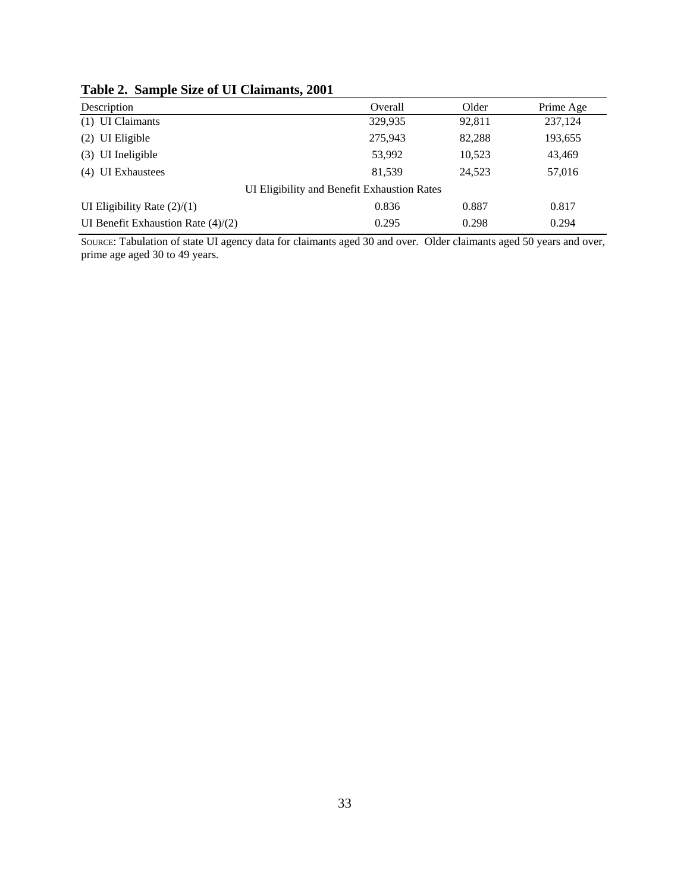**Table 2. Sample Size of UI Claimants, 2001**

| Description | Overall | Older | Prime Age |
|---|---|---|---|
| (1) UI Claimants | 329,935 | 92,811 | 237,124 |
| (2) UI Eligible | 275,943 | 82,288 | 193,655 |
| (3) UI Ineligible | 53,992 | 10,523 | 43,469 |
| (4) UI Exhaustees | 81,539 | 24,523 | 57,016 |
| UI Eligibility and Benefit Exhaustion Rates | | | |
| UI Eligibility Rate (2)/(1) | 0.836 | 0.887 | 0.817 |
| UI Benefit Exhaustion Rate (4)/(2) | 0.295 | 0.298 | 0.294 |

SOURCE: Tabulation of state UI agency data for claimants aged 30 and over. Older claimants aged 50 years and over, prime age aged 30 to 49 years.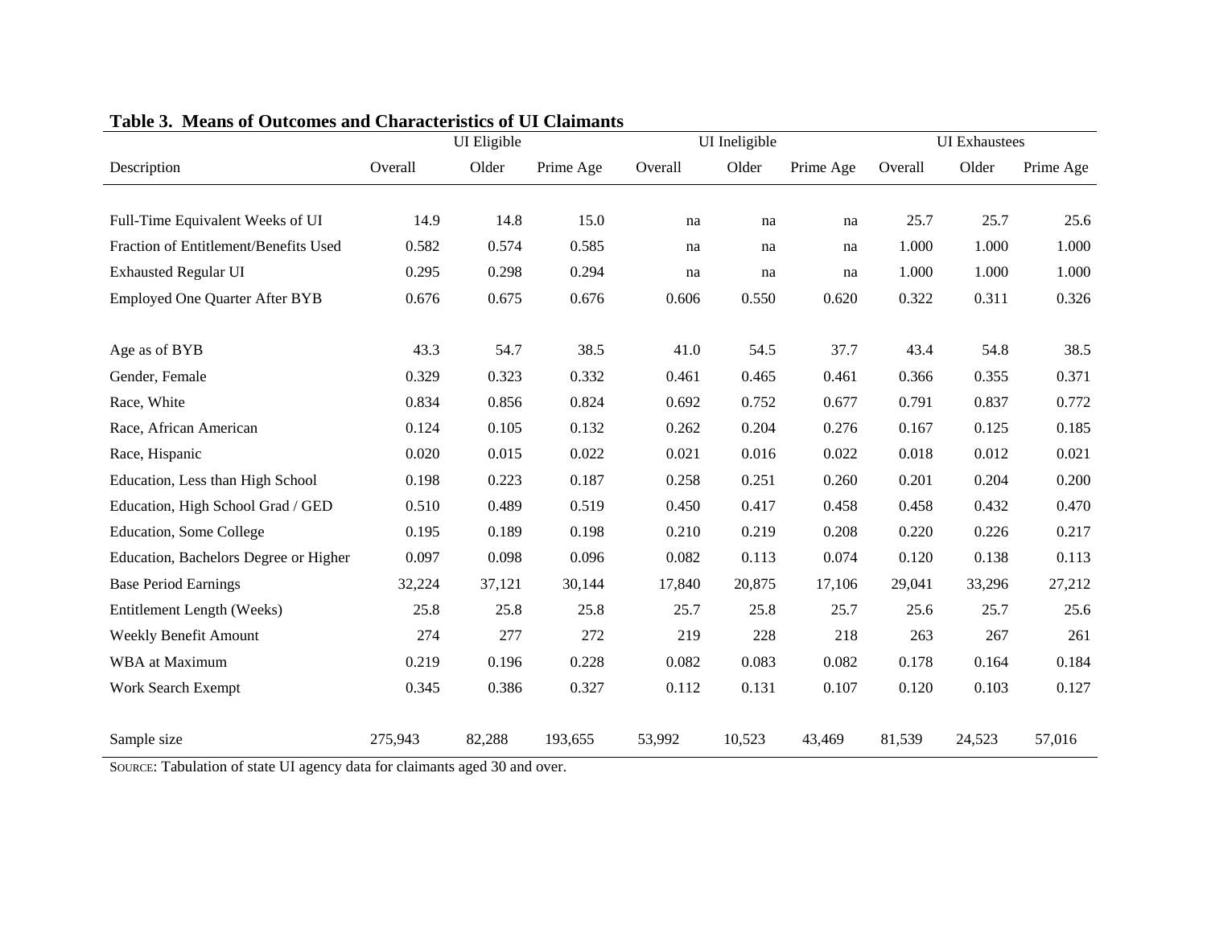**Table 3. Means of Outcomes and Characteristics of UI Claimants**

| | UI Eligible | | | UI Ineligible | | | UI Exhaustees | | |
|---|---|---|---|---|---|---|---|---|---|
| Description | Overall | Older | Prime Age | Overall | Older | Prime Age | Overall | Older | Prime Age |
| Full-Time Equivalent Weeks of UI | 14.9 | 14.8 | 15.0 | na | na | na | 25.7 | 25.7 | 25.6 |
| Fraction of Entitlement/Benefits Used | 0.582 | 0.574 | 0.585 | na | na | na | 1.000 | 1.000 | 1.000 |
| Exhausted Regular UI | 0.295 | 0.298 | 0.294 | na | na | na | 1.000 | 1.000 | 1.000 |
| Employed One Quarter After BYB | 0.676 | 0.675 | 0.676 | 0.606 | 0.550 | 0.620 | 0.322 | 0.311 | 0.326 |
| Age as of BYB | 43.3 | 54.7 | 38.5 | 41.0 | 54.5 | 37.7 | 43.4 | 54.8 | 38.5 |
| Gender, Female | 0.329 | 0.323 | 0.332 | 0.461 | 0.465 | 0.461 | 0.366 | 0.355 | 0.371 |
| Race, White | 0.834 | 0.856 | 0.824 | 0.692 | 0.752 | 0.677 | 0.791 | 0.837 | 0.772 |
| Race, African American | 0.124 | 0.105 | 0.132 | 0.262 | 0.204 | 0.276 | 0.167 | 0.125 | 0.185 |
| Race, Hispanic | 0.020 | 0.015 | 0.022 | 0.021 | 0.016 | 0.022 | 0.018 | 0.012 | 0.021 |
| Education, Less than High School | 0.198 | 0.223 | 0.187 | 0.258 | 0.251 | 0.260 | 0.201 | 0.204 | 0.200 |
| Education, High School Grad / GED | 0.510 | 0.489 | 0.519 | 0.450 | 0.417 | 0.458 | 0.458 | 0.432 | 0.470 |
| Education, Some College | 0.195 | 0.189 | 0.198 | 0.210 | 0.219 | 0.208 | 0.220 | 0.226 | 0.217 |
| Education, Bachelors Degree or Higher | 0.097 | 0.098 | 0.096 | 0.082 | 0.113 | 0.074 | 0.120 | 0.138 | 0.113 |
| Base Period Earnings | 32,224 | 37,121 | 30,144 | 17,840 | 20,875 | 17,106 | 29,041 | 33,296 | 27,212 |
| Entitlement Length (Weeks) | 25.8 | 25.8 | 25.8 | 25.7 | 25.8 | 25.7 | 25.6 | 25.7 | 25.6 |
| Weekly Benefit Amount | 274 | 277 | 272 | 219 | 228 | 218 | 263 | 267 | 261 |
| WBA at Maximum | 0.219 | 0.196 | 0.228 | 0.082 | 0.083 | 0.082 | 0.178 | 0.164 | 0.184 |
| Work Search Exempt | 0.345 | 0.386 | 0.327 | 0.112 | 0.131 | 0.107 | 0.120 | 0.103 | 0.127 |
| Sample size | 275,943 | 82,288 | 193,655 | 53,992 | 10,523 | 43,469 | 81,539 | 24,523 | 57,016 |

SOURCE: Tabulation of state UI agency data for claimants aged 30 and over.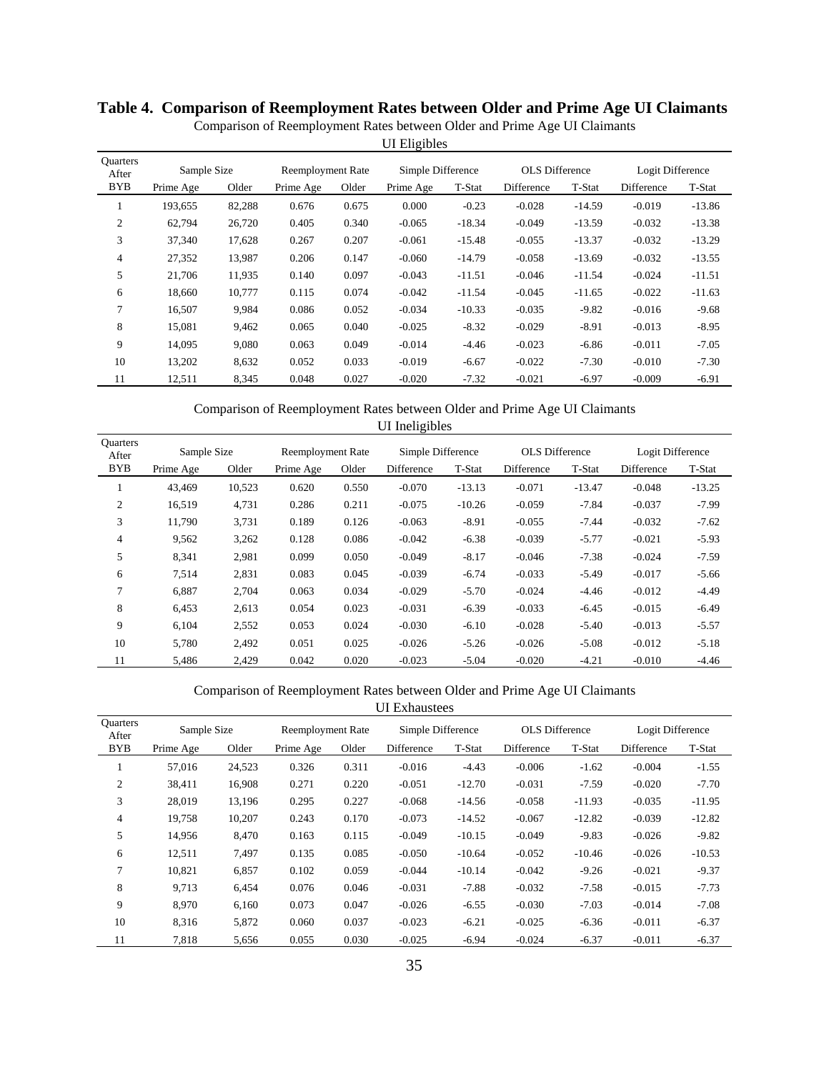**Table 4. Comparison of Reemployment Rates between Older and Prime Age UI Claimants**

Comparison of Reemployment Rates between Older and Prime Age UI Claimants

UI Eligibles

| Quarters After BYB | Sample Size | | Reemployment Rate | | Simple Difference | | OLS Difference | | Logit Difference | |
|---|---|---|---|---|---|---|---|---|---|---|
| | Prime Age | Older | Prime Age | Older | Prime Age | T-Stat | Difference | T-Stat | Difference | T-Stat |
| 1 | 193,655 | 82,288 | 0.676 | 0.675 | 0.000 | -0.23 | -0.028 | -14.59 | -0.019 | -13.86 |
| 2 | 62,794 | 26,720 | 0.405 | 0.340 | -0.065 | -18.34 | -0.049 | -13.59 | -0.032 | -13.38 |
| 3 | 37,340 | 17,628 | 0.267 | 0.207 | -0.061 | -15.48 | -0.055 | -13.37 | -0.032 | -13.29 |
| 4 | 27,352 | 13,987 | 0.206 | 0.147 | -0.060 | -14.79 | -0.058 | -13.69 | -0.032 | -13.55 |
| 5 | 21,706 | 11,935 | 0.140 | 0.097 | -0.043 | -11.51 | -0.046 | -11.54 | -0.024 | -11.51 |
| 6 | 18,660 | 10,777 | 0.115 | 0.074 | -0.042 | -11.54 | -0.045 | -11.65 | -0.022 | -11.63 |
| 7 | 16,507 | 9,984 | 0.086 | 0.052 | -0.034 | -10.33 | -0.035 | -9.82 | -0.016 | -9.68 |
| 8 | 15,081 | 9,462 | 0.065 | 0.040 | -0.025 | -8.32 | -0.029 | -8.91 | -0.013 | -8.95 |
| 9 | 14,095 | 9,080 | 0.063 | 0.049 | -0.014 | -4.46 | -0.023 | -6.86 | -0.011 | -7.05 |
| 10 | 13,202 | 8,632 | 0.052 | 0.033 | -0.019 | -6.67 | -0.022 | -7.30 | -0.010 | -7.30 |
| 11 | 12,511 | 8,345 | 0.048 | 0.027 | -0.020 | -7.32 | -0.021 | -6.97 | -0.009 | -6.91 |

Comparison of Reemployment Rates between Older and Prime Age UI Claimants

UI Ineligibles

| Quarters After BYB | Sample Size | | Reemployment Rate | | Simple Difference | | OLS Difference | | Logit Difference | |
|---|---|---|---|---|---|---|---|---|---|---|
| | Prime Age | Older | Prime Age | Older | Difference | T-Stat | Difference | T-Stat | Difference | T-Stat |
| 1 | 43,469 | 10,523 | 0.620 | 0.550 | -0.070 | -13.13 | -0.071 | -13.47 | -0.048 | -13.25 |
| 2 | 16,519 | 4,731 | 0.286 | 0.211 | -0.075 | -10.26 | -0.059 | -7.84 | -0.037 | -7.99 |
| 3 | 11,790 | 3,731 | 0.189 | 0.126 | -0.063 | -8.91 | -0.055 | -7.44 | -0.032 | -7.62 |
| 4 | 9,562 | 3,262 | 0.128 | 0.086 | -0.042 | -6.38 | -0.039 | -5.77 | -0.021 | -5.93 |
| 5 | 8,341 | 2,981 | 0.099 | 0.050 | -0.049 | -8.17 | -0.046 | -7.38 | -0.024 | -7.59 |
| 6 | 7,514 | 2,831 | 0.083 | 0.045 | -0.039 | -6.74 | -0.033 | -5.49 | -0.017 | -5.66 |
| 7 | 6,887 | 2,704 | 0.063 | 0.034 | -0.029 | -5.70 | -0.024 | -4.46 | -0.012 | -4.49 |
| 8 | 6,453 | 2,613 | 0.054 | 0.023 | -0.031 | -6.39 | -0.033 | -6.45 | -0.015 | -6.49 |
| 9 | 6,104 | 2,552 | 0.053 | 0.024 | -0.030 | -6.10 | -0.028 | -5.40 | -0.013 | -5.57 |
| 10 | 5,780 | 2,492 | 0.051 | 0.025 | -0.026 | -5.26 | -0.026 | -5.08 | -0.012 | -5.18 |
| 11 | 5,486 | 2,429 | 0.042 | 0.020 | -0.023 | -5.04 | -0.020 | -4.21 | -0.010 | -4.46 |

Comparison of Reemployment Rates between Older and Prime Age UI Claimants

UI Exhaustees

| Quarters After BYB | Sample Size | | Reemployment Rate | | Simple Difference | | OLS Difference | | Logit Difference | |
|---|---|---|---|---|---|---|---|---|---|---|
| | Prime Age | Older | Prime Age | Older | Difference | T-Stat | Difference | T-Stat | Difference | T-Stat |
| 1 | 57,016 | 24,523 | 0.326 | 0.311 | -0.016 | -4.43 | -0.006 | -1.62 | -0.004 | -1.55 |
| 2 | 38,411 | 16,908 | 0.271 | 0.220 | -0.051 | -12.70 | -0.031 | -7.59 | -0.020 | -7.70 |
| 3 | 28,019 | 13,196 | 0.295 | 0.227 | -0.068 | -14.56 | -0.058 | -11.93 | -0.035 | -11.95 |
| 4 | 19,758 | 10,207 | 0.243 | 0.170 | -0.073 | -14.52 | -0.067 | -12.82 | -0.039 | -12.82 |
| 5 | 14,956 | 8,470 | 0.163 | 0.115 | -0.049 | -10.15 | -0.049 | -9.83 | -0.026 | -9.82 |
| 6 | 12,511 | 7,497 | 0.135 | 0.085 | -0.050 | -10.64 | -0.052 | -10.46 | -0.026 | -10.53 |
| 7 | 10,821 | 6,857 | 0.102 | 0.059 | -0.044 | -10.14 | -0.042 | -9.26 | -0.021 | -9.37 |
| 8 | 9,713 | 6,454 | 0.076 | 0.046 | -0.031 | -7.88 | -0.032 | -7.58 | -0.015 | -7.73 |
| 9 | 8,970 | 6,160 | 0.073 | 0.047 | -0.026 | -6.55 | -0.030 | -7.03 | -0.014 | -7.08 |
| 10 | 8,316 | 5,872 | 0.060 | 0.037 | -0.023 | -6.21 | -0.025 | -6.36 | -0.011 | -6.37 |
| 11 | 7,818 | 5,656 | 0.055 | 0.030 | -0.025 | -6.94 | -0.024 | -6.37 | -0.011 | -6.37 |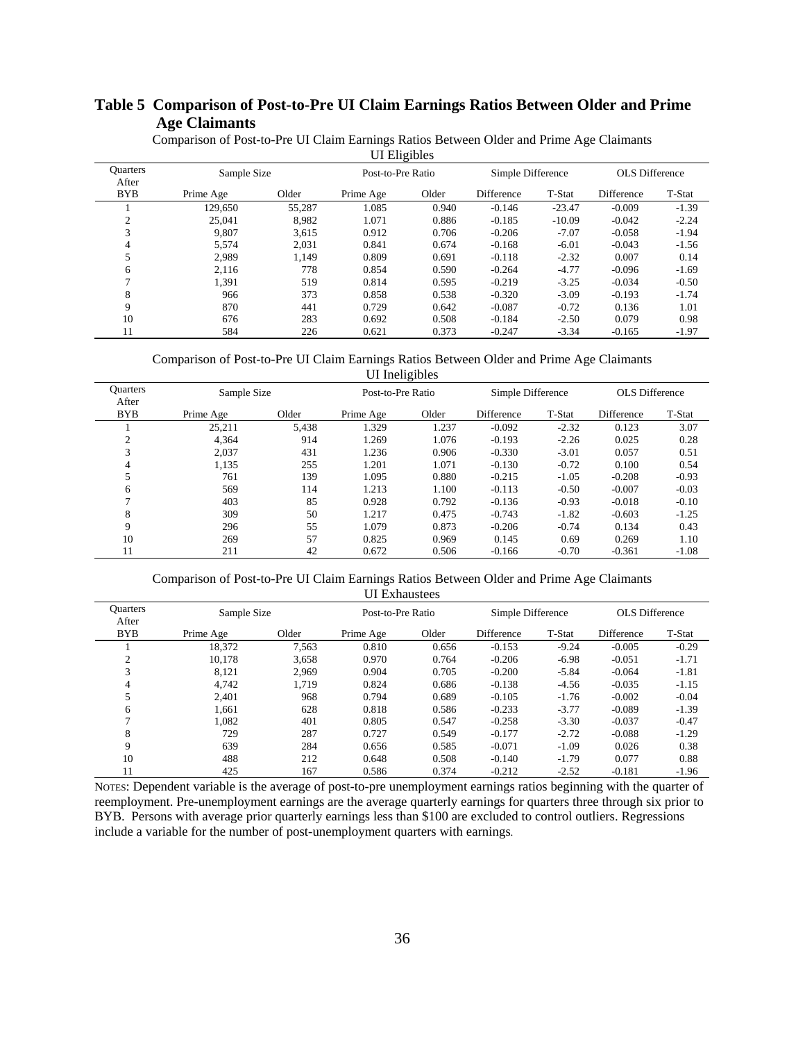# Table 5 Comparison of Post-to-Pre UI Claim Earnings Ratios Between Older and Prime Age Claimants

Comparison of Post-to-Pre UI Claim Earnings Ratios Between Older and Prime Age Claimants

UI Eligibles

| Quarters After | Sample Size | | Post-to-Pre Ratio | | Simple Difference | | OLS Difference | |
|---|---|---|---|---|---|---|---|---|
| BYB | Prime Age | Older | Prime Age | Older | Difference | T-Stat | Difference | T-Stat |
| 1 | 129,650 | 55,287 | 1.085 | 0.940 | -0.146 | -23.47 | -0.009 | -1.39 |
| 2 | 25,041 | 8,982 | 1.071 | 0.886 | -0.185 | -10.09 | -0.042 | -2.24 |
| 3 | 9,807 | 3,615 | 0.912 | 0.706 | -0.206 | -7.07 | -0.058 | -1.94 |
| 4 | 5,574 | 2,031 | 0.841 | 0.674 | -0.168 | -6.01 | -0.043 | -1.56 |
| 5 | 2,989 | 1,149 | 0.809 | 0.691 | -0.118 | -2.32 | 0.007 | 0.14 |
| 6 | 2,116 | 778 | 0.854 | 0.590 | -0.264 | -4.77 | -0.096 | -1.69 |
| 7 | 1,391 | 519 | 0.814 | 0.595 | -0.219 | -3.25 | -0.034 | -0.50 |
| 8 | 966 | 373 | 0.858 | 0.538 | -0.320 | -3.09 | -0.193 | -1.74 |
| 9 | 870 | 441 | 0.729 | 0.642 | -0.087 | -0.72 | 0.136 | 1.01 |
| 10 | 676 | 283 | 0.692 | 0.508 | -0.184 | -2.50 | 0.079 | 0.98 |
| 11 | 584 | 226 | 0.621 | 0.373 | -0.247 | -3.34 | -0.165 | -1.97 |

Comparison of Post-to-Pre UI Claim Earnings Ratios Between Older and Prime Age Claimants

UI Ineligibles

| Quarters After | Sample Size | | Post-to-Pre Ratio | | Simple Difference | | OLS Difference | |
|---|---|---|---|---|---|---|---|---|
| BYB | Prime Age | Older | Prime Age | Older | Difference | T-Stat | Difference | T-Stat |
| 1 | 25,211 | 5,438 | 1.329 | 1.237 | -0.092 | -2.32 | 0.123 | 3.07 |
| 2 | 4,364 | 914 | 1.269 | 1.076 | -0.193 | -2.26 | 0.025 | 0.28 |
| 3 | 2,037 | 431 | 1.236 | 0.906 | -0.330 | -3.01 | 0.057 | 0.51 |
| 4 | 1,135 | 255 | 1.201 | 1.071 | -0.130 | -0.72 | 0.100 | 0.54 |
| 5 | 761 | 139 | 1.095 | 0.880 | -0.215 | -1.05 | -0.208 | -0.93 |
| 6 | 569 | 114 | 1.213 | 1.100 | -0.113 | -0.50 | -0.007 | -0.03 |
| 7 | 403 | 85 | 0.928 | 0.792 | -0.136 | -0.93 | -0.018 | -0.10 |
| 8 | 309 | 50 | 1.217 | 0.475 | -0.743 | -1.82 | -0.603 | -1.25 |
| 9 | 296 | 55 | 1.079 | 0.873 | -0.206 | -0.74 | 0.134 | 0.43 |
| 10 | 269 | 57 | 0.825 | 0.969 | 0.145 | 0.69 | 0.269 | 1.10 |
| 11 | 211 | 42 | 0.672 | 0.506 | -0.166 | -0.70 | -0.361 | -1.08 |

Comparison of Post-to-Pre UI Claim Earnings Ratios Between Older and Prime Age Claimants

UI Exhaustees

| Quarters After | Sample Size | | Post-to-Pre Ratio | | Simple Difference | | OLS Difference | |
|---|---|---|---|---|---|---|---|---|
| BYB | Prime Age | Older | Prime Age | Older | Difference | T-Stat | Difference | T-Stat |
| 1 | 18,372 | 7,563 | 0.810 | 0.656 | -0.153 | -9.24 | -0.005 | -0.29 |
| 2 | 10,178 | 3,658 | 0.970 | 0.764 | -0.206 | -6.98 | -0.051 | -1.71 |
| 3 | 8,121 | 2,969 | 0.904 | 0.705 | -0.200 | -5.84 | -0.064 | -1.81 |
| 4 | 4,742 | 1,719 | 0.824 | 0.686 | -0.138 | -4.56 | -0.035 | -1.15 |
| 5 | 2,401 | 968 | 0.794 | 0.689 | -0.105 | -1.76 | -0.002 | -0.04 |
| 6 | 1,661 | 628 | 0.818 | 0.586 | -0.233 | -3.77 | -0.089 | -1.39 |
| 7 | 1,082 | 401 | 0.805 | 0.547 | -0.258 | -3.30 | -0.037 | -0.47 |
| 8 | 729 | 287 | 0.727 | 0.549 | -0.177 | -2.72 | -0.088 | -1.29 |
| 9 | 639 | 284 | 0.656 | 0.585 | -0.071 | -1.09 | 0.026 | 0.38 |
| 10 | 488 | 212 | 0.648 | 0.508 | -0.140 | -1.79 | 0.077 | 0.88 |
| 11 | 425 | 167 | 0.586 | 0.374 | -0.212 | -2.52 | -0.181 | -1.96 |

NOTES: Dependent variable is the average of post-to-pre unemployment earnings ratios beginning with the quarter of reemployment. Pre-unemployment earnings are the average quarterly earnings for quarters three through six prior to BYB. Persons with average prior quarterly earnings less than $100 are excluded to control outliers. Regressions include a variable for the number of post-unemployment quarters with earnings.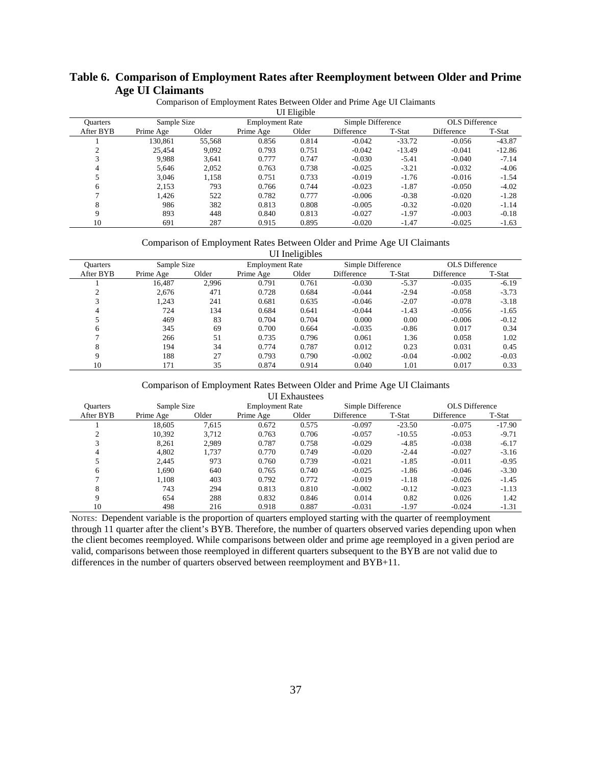## Table 6. Comparison of Employment Rates after Reemployment between Older and Prime Age UI Claimants

Comparison of Employment Rates Between Older and Prime Age UI Claimants

UI Eligible

| Quarters | Sample Size | | Employment Rate | | Simple Difference | | OLS Difference | |
|---|---|---|---|---|---|---|---|---|
| After BYB | Prime Age | Older | Prime Age | Older | Difference | T-Stat | Difference | T-Stat |
| 1 | 130,861 | 55,568 | 0.856 | 0.814 | -0.042 | -33.72 | -0.056 | -43.87 |
| 2 | 25,454 | 9,092 | 0.793 | 0.751 | -0.042 | -13.49 | -0.041 | -12.86 |
| 3 | 9,988 | 3,641 | 0.777 | 0.747 | -0.030 | -5.41 | -0.040 | -7.14 |
| 4 | 5,646 | 2,052 | 0.763 | 0.738 | -0.025 | -3.21 | -0.032 | -4.06 |
| 5 | 3,046 | 1,158 | 0.751 | 0.733 | -0.019 | -1.76 | -0.016 | -1.54 |
| 6 | 2,153 | 793 | 0.766 | 0.744 | -0.023 | -1.87 | -0.050 | -4.02 |
| 7 | 1,426 | 522 | 0.782 | 0.777 | -0.006 | -0.38 | -0.020 | -1.28 |
| 8 | 986 | 382 | 0.813 | 0.808 | -0.005 | -0.32 | -0.020 | -1.14 |
| 9 | 893 | 448 | 0.840 | 0.813 | -0.027 | -1.97 | -0.003 | -0.18 |
| 10 | 691 | 287 | 0.915 | 0.895 | -0.020 | -1.47 | -0.025 | -1.63 |

Comparison of Employment Rates Between Older and Prime Age UI Claimants

UI Ineligibles

| Quarters | Sample Size | | Employment Rate | | Simple Difference | | OLS Difference | |
|---|---|---|---|---|---|---|---|---|
| After BYB | Prime Age | Older | Prime Age | Older | Difference | T-Stat | Difference | T-Stat |
| 1 | 16,487 | 2,996 | 0.791 | 0.761 | -0.030 | -5.37 | -0.035 | -6.19 |
| 2 | 2,676 | 471 | 0.728 | 0.684 | -0.044 | -2.94 | -0.058 | -3.73 |
| 3 | 1,243 | 241 | 0.681 | 0.635 | -0.046 | -2.07 | -0.078 | -3.18 |
| 4 | 724 | 134 | 0.684 | 0.641 | -0.044 | -1.43 | -0.056 | -1.65 |
| 5 | 469 | 83 | 0.704 | 0.704 | 0.000 | 0.00 | -0.006 | -0.12 |
| 6 | 345 | 69 | 0.700 | 0.664 | -0.035 | -0.86 | 0.017 | 0.34 |
| 7 | 266 | 51 | 0.735 | 0.796 | 0.061 | 1.36 | 0.058 | 1.02 |
| 8 | 194 | 34 | 0.774 | 0.787 | 0.012 | 0.23 | 0.031 | 0.45 |
| 9 | 188 | 27 | 0.793 | 0.790 | -0.002 | -0.04 | -0.002 | -0.03 |
| 10 | 171 | 35 | 0.874 | 0.914 | 0.040 | 1.01 | 0.017 | 0.33 |

Comparison of Employment Rates Between Older and Prime Age UI Claimants

UI Exhaustees

| Quarters | Sample Size | | Employment Rate | | Simple Difference | | OLS Difference | |
|---|---|---|---|---|---|---|---|---|
| After BYB | Prime Age | Older | Prime Age | Older | Difference | T-Stat | Difference | T-Stat |
| 1 | 18,605 | 7,615 | 0.672 | 0.575 | -0.097 | -23.50 | -0.075 | -17.90 |
| 2 | 10,392 | 3,712 | 0.763 | 0.706 | -0.057 | -10.55 | -0.053 | -9.71 |
| 3 | 8,261 | 2,989 | 0.787 | 0.758 | -0.029 | -4.85 | -0.038 | -6.17 |
| 4 | 4,802 | 1,737 | 0.770 | 0.749 | -0.020 | -2.44 | -0.027 | -3.16 |
| 5 | 2,445 | 973 | 0.760 | 0.739 | -0.021 | -1.85 | -0.011 | -0.95 |
| 6 | 1,690 | 640 | 0.765 | 0.740 | -0.025 | -1.86 | -0.046 | -3.30 |
| 7 | 1,108 | 403 | 0.792 | 0.772 | -0.019 | -1.18 | -0.026 | -1.45 |
| 8 | 743 | 294 | 0.813 | 0.810 | -0.002 | -0.12 | -0.023 | -1.13 |
| 9 | 654 | 288 | 0.832 | 0.846 | 0.014 | 0.82 | 0.026 | 1.42 |
| 10 | 498 | 216 | 0.918 | 0.887 | -0.031 | -1.97 | -0.024 | -1.31 |

NOTES: Dependent variable is the proportion of quarters employed starting with the quarter of reemployment through 11 quarter after the client's BYB. Therefore, the number of quarters observed varies depending upon when the client becomes reemployed. While comparisons between older and prime age reemployed in a given period are valid, comparisons between those reemployed in different quarters subsequent to the BYB are not valid due to differences in the number of quarters observed between reemployment and BYB+11.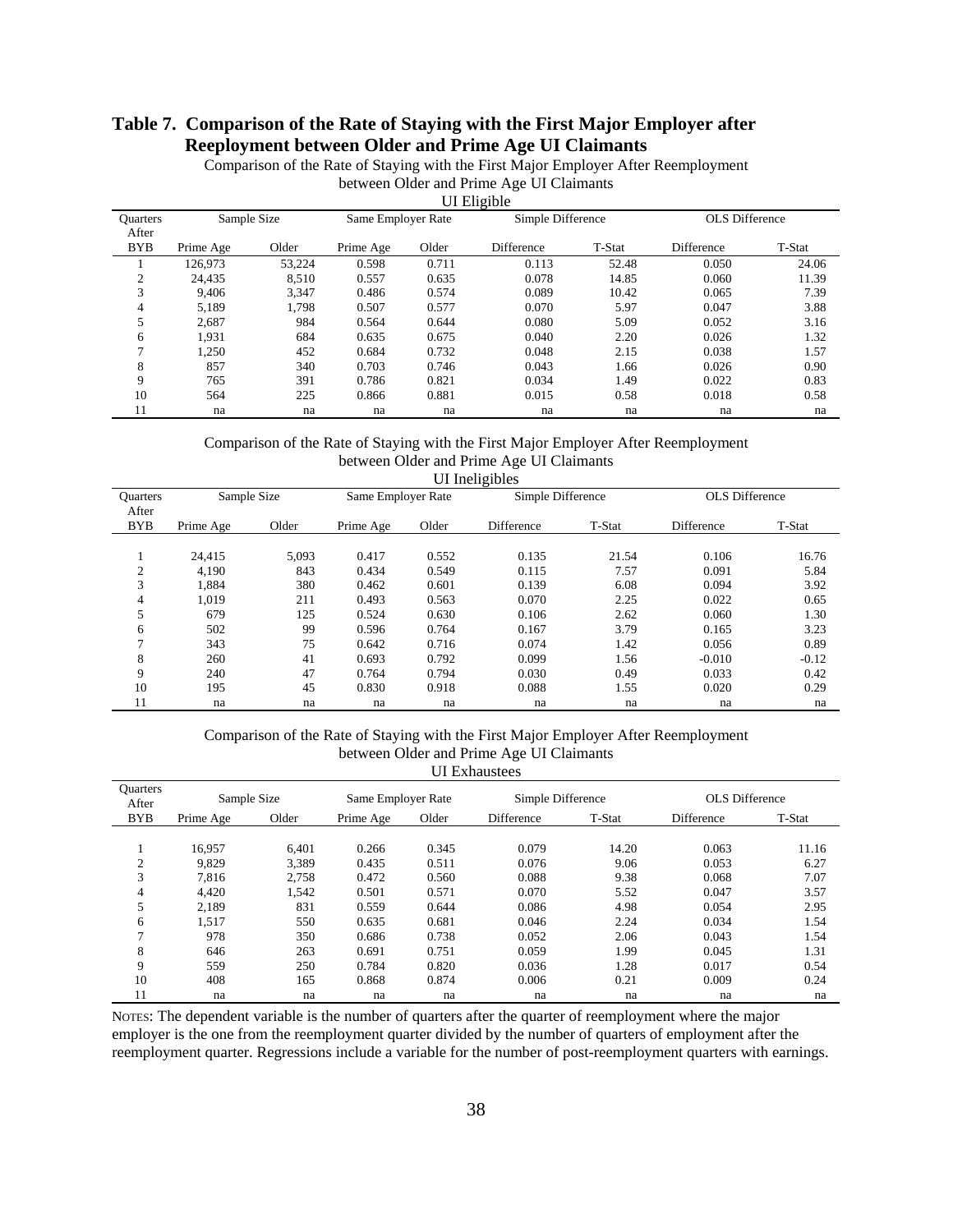## Table 7. Comparison of the Rate of Staying with the First Major Employer after Reeployment between Older and Prime Age UI Claimants

Comparison of the Rate of Staying with the First Major Employer After Reemployment between Older and Prime Age UI Claimants

UI Eligible

| Quarters After BYB | Sample Size | | Same Employer Rate | | Simple Difference | | OLS Difference | |
|---|---|---|---|---|---|---|---|---|
| | Prime Age | Older | Prime Age | Older | Difference | T-Stat | Difference | T-Stat |
| 1 | 126,973 | 53,224 | 0.598 | 0.711 | 0.113 | 52.48 | 0.050 | 24.06 |
| 2 | 24,435 | 8,510 | 0.557 | 0.635 | 0.078 | 14.85 | 0.060 | 11.39 |
| 3 | 9,406 | 3,347 | 0.486 | 0.574 | 0.089 | 10.42 | 0.065 | 7.39 |
| 4 | 5,189 | 1,798 | 0.507 | 0.577 | 0.070 | 5.97 | 0.047 | 3.88 |
| 5 | 2,687 | 984 | 0.564 | 0.644 | 0.080 | 5.09 | 0.052 | 3.16 |
| 6 | 1,931 | 684 | 0.635 | 0.675 | 0.040 | 2.20 | 0.026 | 1.32 |
| 7 | 1,250 | 452 | 0.684 | 0.732 | 0.048 | 2.15 | 0.038 | 1.57 |
| 8 | 857 | 340 | 0.703 | 0.746 | 0.043 | 1.66 | 0.026 | 0.90 |
| 9 | 765 | 391 | 0.786 | 0.821 | 0.034 | 1.49 | 0.022 | 0.83 |
| 10 | 564 | 225 | 0.866 | 0.881 | 0.015 | 0.58 | 0.018 | 0.58 |
| 11 | na | na | na | na | na | na | na | na |

Comparison of the Rate of Staying with the First Major Employer After Reemployment between Older and Prime Age UI Claimants

UI Ineligibles

| Quarters After BYB | Sample Size | | Same Employer Rate | | Simple Difference | | OLS Difference | |
|---|---|---|---|---|---|---|---|---|
| | Prime Age | Older | Prime Age | Older | Difference | T-Stat | Difference | T-Stat |
| 1 | 24,415 | 5,093 | 0.417 | 0.552 | 0.135 | 21.54 | 0.106 | 16.76 |
| 2 | 4,190 | 843 | 0.434 | 0.549 | 0.115 | 7.57 | 0.091 | 5.84 |
| 3 | 1,884 | 380 | 0.462 | 0.601 | 0.139 | 6.08 | 0.094 | 3.92 |
| 4 | 1,019 | 211 | 0.493 | 0.563 | 0.070 | 2.25 | 0.022 | 0.65 |
| 5 | 679 | 125 | 0.524 | 0.630 | 0.106 | 2.62 | 0.060 | 1.30 |
| 6 | 502 | 99 | 0.596 | 0.764 | 0.167 | 3.79 | 0.165 | 3.23 |
| 7 | 343 | 75 | 0.642 | 0.716 | 0.074 | 1.42 | 0.056 | 0.89 |
| 8 | 260 | 41 | 0.693 | 0.792 | 0.099 | 1.56 | -0.010 | -0.12 |
| 9 | 240 | 47 | 0.764 | 0.794 | 0.030 | 0.49 | 0.033 | 0.42 |
| 10 | 195 | 45 | 0.830 | 0.918 | 0.088 | 1.55 | 0.020 | 0.29 |
| 11 | na | na | na | na | na | na | na | na |

Comparison of the Rate of Staying with the First Major Employer After Reemployment between Older and Prime Age UI Claimants

UI Exhaustees

| Quarters After BYB | Sample Size | | Same Employer Rate | | Simple Difference | | OLS Difference | |
|---|---|---|---|---|---|---|---|---|
| | Prime Age | Older | Prime Age | Older | Difference | T-Stat | Difference | T-Stat |
| 1 | 16,957 | 6,401 | 0.266 | 0.345 | 0.079 | 14.20 | 0.063 | 11.16 |
| 2 | 9,829 | 3,389 | 0.435 | 0.511 | 0.076 | 9.06 | 0.053 | 6.27 |
| 3 | 7,816 | 2,758 | 0.472 | 0.560 | 0.088 | 9.38 | 0.068 | 7.07 |
| 4 | 4,420 | 1,542 | 0.501 | 0.571 | 0.070 | 5.52 | 0.047 | 3.57 |
| 5 | 2,189 | 831 | 0.559 | 0.644 | 0.086 | 4.98 | 0.054 | 2.95 |
| 6 | 1,517 | 550 | 0.635 | 0.681 | 0.046 | 2.24 | 0.034 | 1.54 |
| 7 | 978 | 350 | 0.686 | 0.738 | 0.052 | 2.06 | 0.043 | 1.54 |
| 8 | 646 | 263 | 0.691 | 0.751 | 0.059 | 1.99 | 0.045 | 1.31 |
| 9 | 559 | 250 | 0.784 | 0.820 | 0.036 | 1.28 | 0.017 | 0.54 |
| 10 | 408 | 165 | 0.868 | 0.874 | 0.006 | 0.21 | 0.009 | 0.24 |
| 11 | na | na | na | na | na | na | na | na |

NOTES: The dependent variable is the number of quarters after the quarter of reemployment where the major employer is the one from the reemployment quarter divided by the number of quarters of employment after the reemployment quarter. Regressions include a variable for the number of post-reemployment quarters with earnings.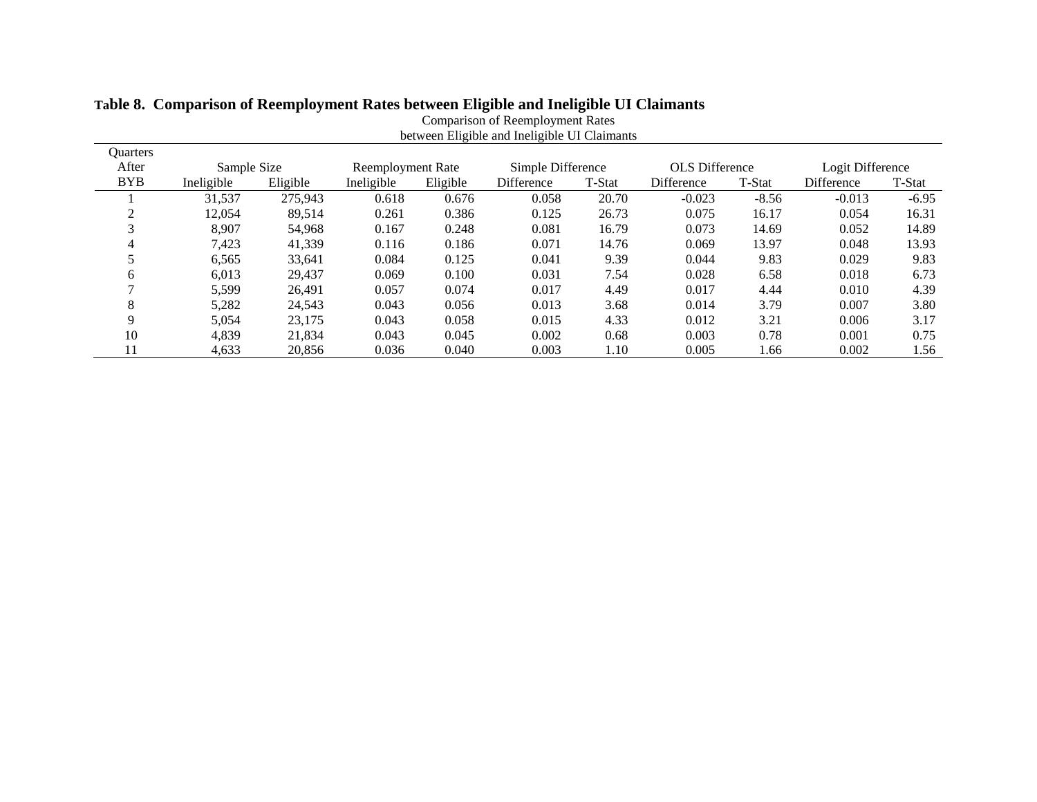**Table 8. Comparison of Reemployment Rates between Eligible and Ineligible UI Claimants**

Comparison of Reemployment Rates
between Eligible and Ineligible UI Claimants

| Quarters After BYB | Sample Size | | Reemployment Rate | | Simple Difference | | OLS Difference | | Logit Difference | |
|---|---|---|---|---|---|---|---|---|---|---|
| | Ineligible | Eligible | Ineligible | Eligible | Difference | T-Stat | Difference | T-Stat | Difference | T-Stat |
| 1 | 31,537 | 275,943 | 0.618 | 0.676 | 0.058 | 20.70 | -0.023 | -8.56 | -0.013 | -6.95 |
| 2 | 12,054 | 89,514 | 0.261 | 0.386 | 0.125 | 26.73 | 0.075 | 16.17 | 0.054 | 16.31 |
| 3 | 8,907 | 54,968 | 0.167 | 0.248 | 0.081 | 16.79 | 0.073 | 14.69 | 0.052 | 14.89 |
| 4 | 7,423 | 41,339 | 0.116 | 0.186 | 0.071 | 14.76 | 0.069 | 13.97 | 0.048 | 13.93 |
| 5 | 6,565 | 33,641 | 0.084 | 0.125 | 0.041 | 9.39 | 0.044 | 9.83 | 0.029 | 9.83 |
| 6 | 6,013 | 29,437 | 0.069 | 0.100 | 0.031 | 7.54 | 0.028 | 6.58 | 0.018 | 6.73 |
| 7 | 5,599 | 26,491 | 0.057 | 0.074 | 0.017 | 4.49 | 0.017 | 4.44 | 0.010 | 4.39 |
| 8 | 5,282 | 24,543 | 0.043 | 0.056 | 0.013 | 3.68 | 0.014 | 3.79 | 0.007 | 3.80 |
| 9 | 5,054 | 23,175 | 0.043 | 0.058 | 0.015 | 4.33 | 0.012 | 3.21 | 0.006 | 3.17 |
| 10 | 4,839 | 21,834 | 0.043 | 0.045 | 0.002 | 0.68 | 0.003 | 0.78 | 0.001 | 0.75 |
| 11 | 4,633 | 20,856 | 0.036 | 0.040 | 0.003 | 1.10 | 0.005 | 1.66 | 0.002 | 1.56 |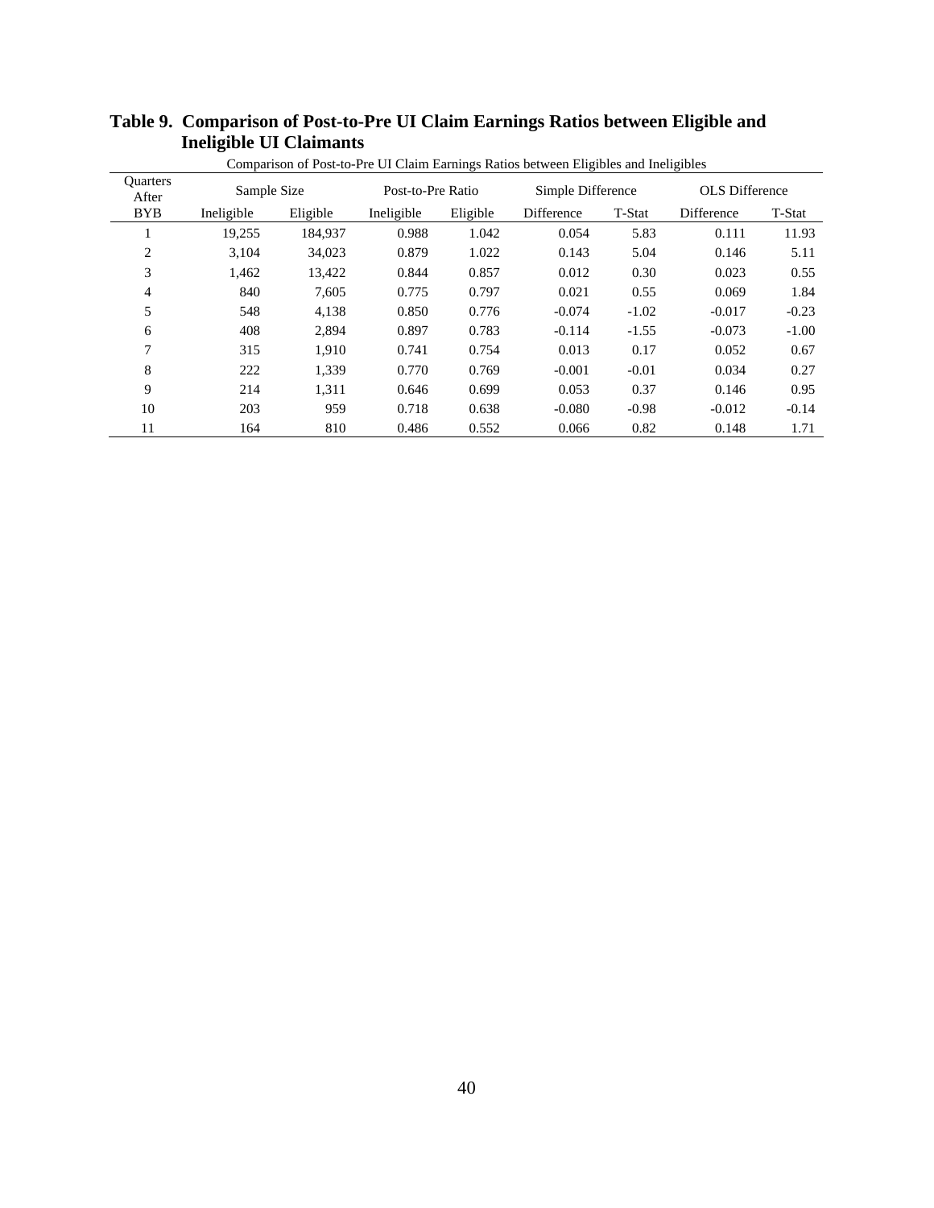**Table 9. Comparison of Post-to-Pre UI Claim Earnings Ratios between Eligible and Ineligible UI Claimants**

Comparison of Post-to-Pre UI Claim Earnings Ratios between Eligibles and Ineligibles

| Quarters After | Sample Size | | Post-to-Pre Ratio | | Simple Difference | | OLS Difference | |
|---|---|---|---|---|---|---|---|---|
| BYB | Ineligible | Eligible | Ineligible | Eligible | Difference | T-Stat | Difference | T-Stat |
| 1 | 19,255 | 184,937 | 0.988 | 1.042 | 0.054 | 5.83 | 0.111 | 11.93 |
| 2 | 3,104 | 34,023 | 0.879 | 1.022 | 0.143 | 5.04 | 0.146 | 5.11 |
| 3 | 1,462 | 13,422 | 0.844 | 0.857 | 0.012 | 0.30 | 0.023 | 0.55 |
| 4 | 840 | 7,605 | 0.775 | 0.797 | 0.021 | 0.55 | 0.069 | 1.84 |
| 5 | 548 | 4,138 | 0.850 | 0.776 | -0.074 | -1.02 | -0.017 | -0.23 |
| 6 | 408 | 2,894 | 0.897 | 0.783 | -0.114 | -1.55 | -0.073 | -1.00 |
| 7 | 315 | 1,910 | 0.741 | 0.754 | 0.013 | 0.17 | 0.052 | 0.67 |
| 8 | 222 | 1,339 | 0.770 | 0.769 | -0.001 | -0.01 | 0.034 | 0.27 |
| 9 | 214 | 1,311 | 0.646 | 0.699 | 0.053 | 0.37 | 0.146 | 0.95 |
| 10 | 203 | 959 | 0.718 | 0.638 | -0.080 | -0.98 | -0.012 | -0.14 |
| 11 | 164 | 810 | 0.486 | 0.552 | 0.066 | 0.82 | 0.148 | 1.71 |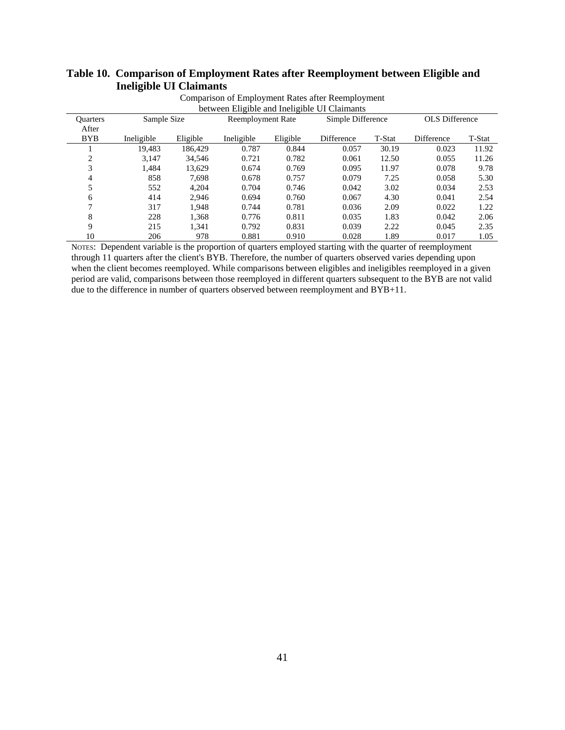**Table 10. Comparison of Employment Rates after Reemployment between Eligible and Ineligible UI Claimants**

Comparison of Employment Rates after Reemployment between Eligible and Ineligible UI Claimants

| Quarters After BYB | Sample Size | | Reemployment Rate | | Simple Difference | | OLS Difference | |
|---|---|---|---|---|---|---|---|---|
| | Ineligible | Eligible | Ineligible | Eligible | Difference | T-Stat | Difference | T-Stat |
| 1 | 19,483 | 186,429 | 0.787 | 0.844 | 0.057 | 30.19 | 0.023 | 11.92 |
| 2 | 3,147 | 34,546 | 0.721 | 0.782 | 0.061 | 12.50 | 0.055 | 11.26 |
| 3 | 1,484 | 13,629 | 0.674 | 0.769 | 0.095 | 11.97 | 0.078 | 9.78 |
| 4 | 858 | 7,698 | 0.678 | 0.757 | 0.079 | 7.25 | 0.058 | 5.30 |
| 5 | 552 | 4,204 | 0.704 | 0.746 | 0.042 | 3.02 | 0.034 | 2.53 |
| 6 | 414 | 2,946 | 0.694 | 0.760 | 0.067 | 4.30 | 0.041 | 2.54 |
| 7 | 317 | 1,948 | 0.744 | 0.781 | 0.036 | 2.09 | 0.022 | 1.22 |
| 8 | 228 | 1,368 | 0.776 | 0.811 | 0.035 | 1.83 | 0.042 | 2.06 |
| 9 | 215 | 1,341 | 0.792 | 0.831 | 0.039 | 2.22 | 0.045 | 2.35 |
| 10 | 206 | 978 | 0.881 | 0.910 | 0.028 | 1.89 | 0.017 | 1.05 |

NOTES: Dependent variable is the proportion of quarters employed starting with the quarter of reemployment through 11 quarters after the client's BYB. Therefore, the number of quarters observed varies depending upon when the client becomes reemployed. While comparisons between eligibles and ineligibles reemployed in a given period are valid, comparisons between those reemployed in different quarters subsequent to the BYB are not valid due to the difference in number of quarters observed between reemployment and BYB+11.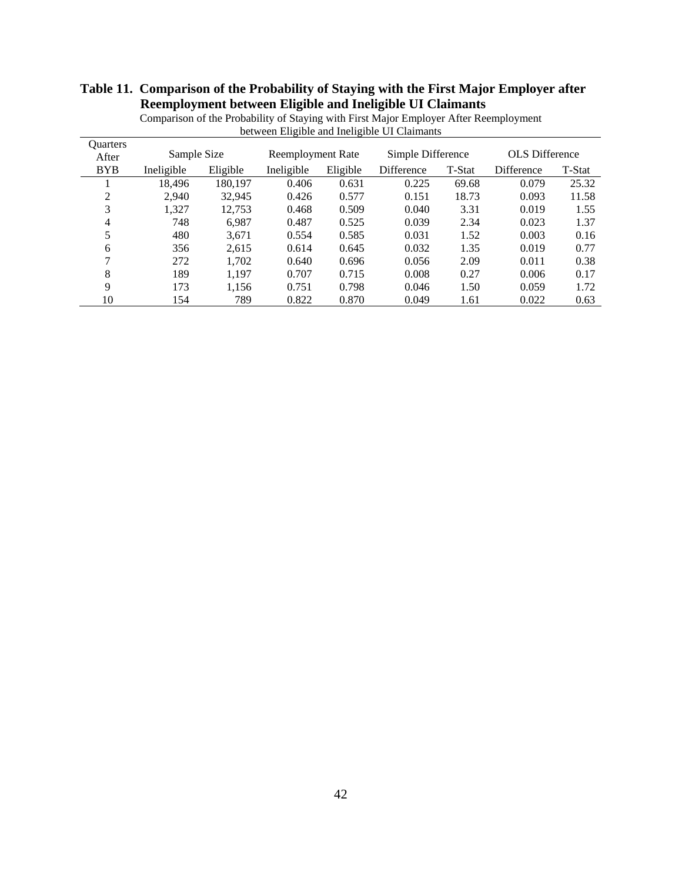**Table 11. Comparison of the Probability of Staying with the First Major Employer after Reemployment between Eligible and Ineligible UI Claimants**

Comparison of the Probability of Staying with First Major Employer After Reemployment between Eligible and Ineligible UI Claimants

| Quarters After BYB | Sample Size | | Reemployment Rate | | Simple Difference | | OLS Difference | |
|---|---|---|---|---|---|---|---|---|
| | Ineligible | Eligible | Ineligible | Eligible | Difference | T-Stat | Difference | T-Stat |
| 1 | 18,496 | 180,197 | 0.406 | 0.631 | 0.225 | 69.68 | 0.079 | 25.32 |
| 2 | 2,940 | 32,945 | 0.426 | 0.577 | 0.151 | 18.73 | 0.093 | 11.58 |
| 3 | 1,327 | 12,753 | 0.468 | 0.509 | 0.040 | 3.31 | 0.019 | 1.55 |
| 4 | 748 | 6,987 | 0.487 | 0.525 | 0.039 | 2.34 | 0.023 | 1.37 |
| 5 | 480 | 3,671 | 0.554 | 0.585 | 0.031 | 1.52 | 0.003 | 0.16 |
| 6 | 356 | 2,615 | 0.614 | 0.645 | 0.032 | 1.35 | 0.019 | 0.77 |
| 7 | 272 | 1,702 | 0.640 | 0.696 | 0.056 | 2.09 | 0.011 | 0.38 |
| 8 | 189 | 1,197 | 0.707 | 0.715 | 0.008 | 0.27 | 0.006 | 0.17 |
| 9 | 173 | 1,156 | 0.751 | 0.798 | 0.046 | 1.50 | 0.059 | 1.72 |
| 10 | 154 | 789 | 0.822 | 0.870 | 0.049 | 1.61 | 0.022 | 0.63 |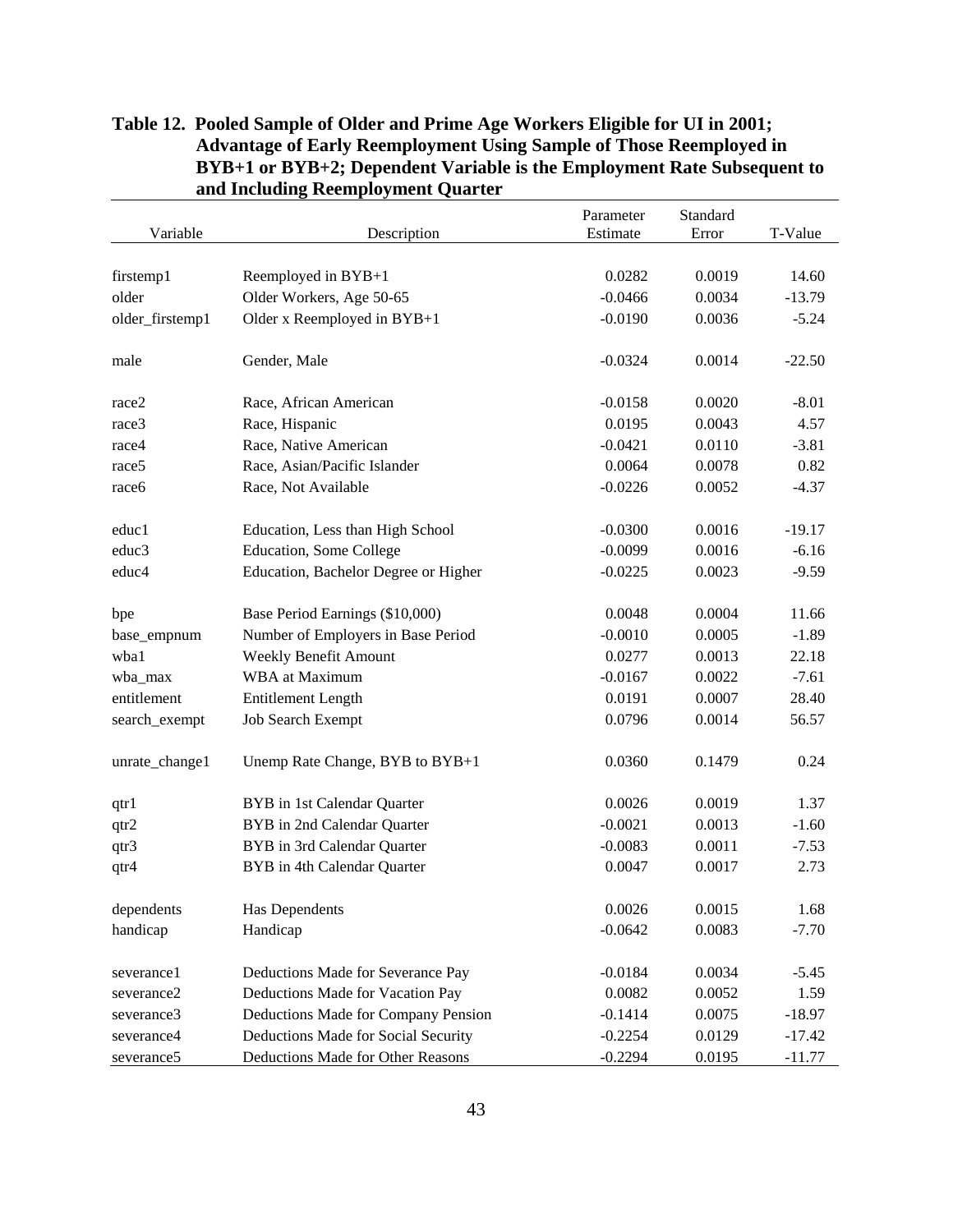**Table 12. Pooled Sample of Older and Prime Age Workers Eligible for UI in 2001; Advantage of Early Reemployment Using Sample of Those Reemployed in BYB+1 or BYB+2; Dependent Variable is the Employment Rate Subsequent to and Including Reemployment Quarter**

| Variable | Description | Parameter Estimate | Standard Error | T-Value |
|---|---|---|---|---|
| firstemp1 | Reemployed in BYB+1 | 0.0282 | 0.0019 | 14.60 |
| older | Older Workers, Age 50-65 | -0.0466 | 0.0034 | -13.79 |
| older_firstemp1 | Older x Reemployed in BYB+1 | -0.0190 | 0.0036 | -5.24 |
| male | Gender, Male | -0.0324 | 0.0014 | -22.50 |
| race2 | Race, African American | -0.0158 | 0.0020 | -8.01 |
| race3 | Race, Hispanic | 0.0195 | 0.0043 | 4.57 |
| race4 | Race, Native American | -0.0421 | 0.0110 | -3.81 |
| race5 | Race, Asian/Pacific Islander | 0.0064 | 0.0078 | 0.82 |
| race6 | Race, Not Available | -0.0226 | 0.0052 | -4.37 |
| educ1 | Education, Less than High School | -0.0300 | 0.0016 | -19.17 |
| educ3 | Education, Some College | -0.0099 | 0.0016 | -6.16 |
| educ4 | Education, Bachelor Degree or Higher | -0.0225 | 0.0023 | -9.59 |
| bpe | Base Period Earnings ($10,000) | 0.0048 | 0.0004 | 11.66 |
| base_empnum | Number of Employers in Base Period | -0.0010 | 0.0005 | -1.89 |
| wba1 | Weekly Benefit Amount | 0.0277 | 0.0013 | 22.18 |
| wba_max | WBA at Maximum | -0.0167 | 0.0022 | -7.61 |
| entitlement | Entitlement Length | 0.0191 | 0.0007 | 28.40 |
| search_exempt | Job Search Exempt | 0.0796 | 0.0014 | 56.57 |
| unrate_change1 | Unemp Rate Change, BYB to BYB+1 | 0.0360 | 0.1479 | 0.24 |
| qtr1 | BYB in 1st Calendar Quarter | 0.0026 | 0.0019 | 1.37 |
| qtr2 | BYB in 2nd Calendar Quarter | -0.0021 | 0.0013 | -1.60 |
| qtr3 | BYB in 3rd Calendar Quarter | -0.0083 | 0.0011 | -7.53 |
| qtr4 | BYB in 4th Calendar Quarter | 0.0047 | 0.0017 | 2.73 |
| dependents | Has Dependents | 0.0026 | 0.0015 | 1.68 |
| handicap | Handicap | -0.0642 | 0.0083 | -7.70 |
| severance1 | Deductions Made for Severance Pay | -0.0184 | 0.0034 | -5.45 |
| severance2 | Deductions Made for Vacation Pay | 0.0082 | 0.0052 | 1.59 |
| severance3 | Deductions Made for Company Pension | -0.1414 | 0.0075 | -18.97 |
| severance4 | Deductions Made for Social Security | -0.2254 | 0.0129 | -17.42 |
| severance5 | Deductions Made for Other Reasons | -0.2294 | 0.0195 | -11.77 |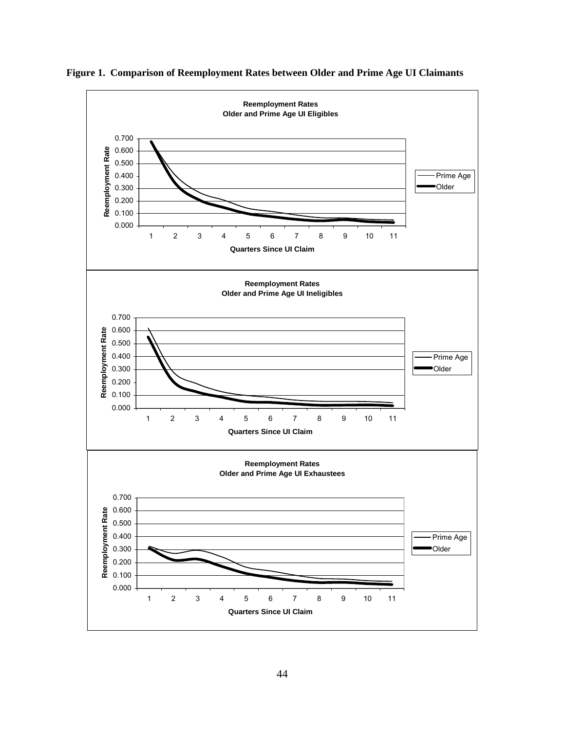**Figure 1. Comparison of Reemployment Rates between Older and Prime Age UI Claimants**

**Reemployment Rates**
**Older and Prime Age UI Eligibles**

**Reemployment Rates**
**Older and Prime Age UI Ineligibles**

**Reemployment Rates**
**Older and Prime Age UI Exhaustees**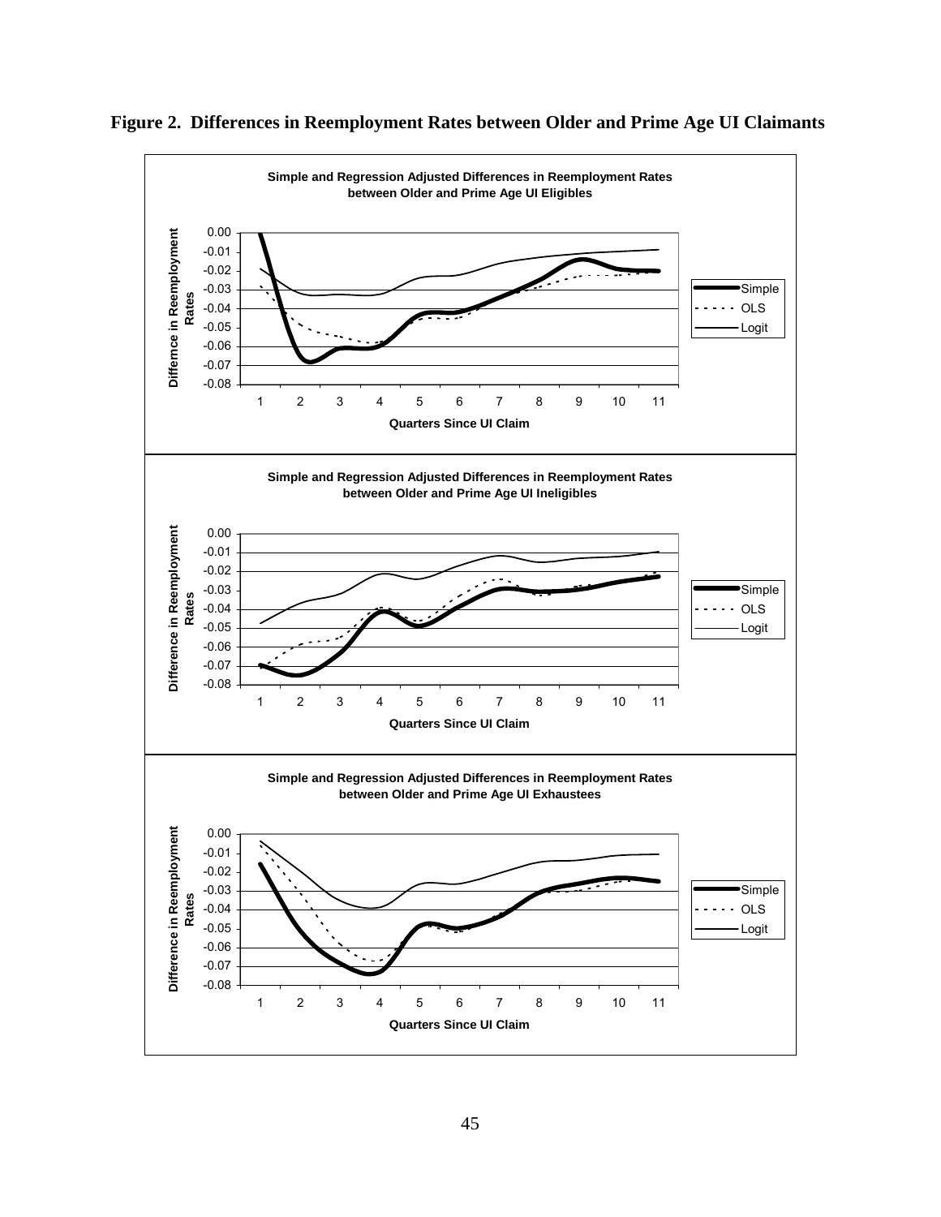**Figure 2. Differences in Reemployment Rates between Older and Prime Age UI Claimants**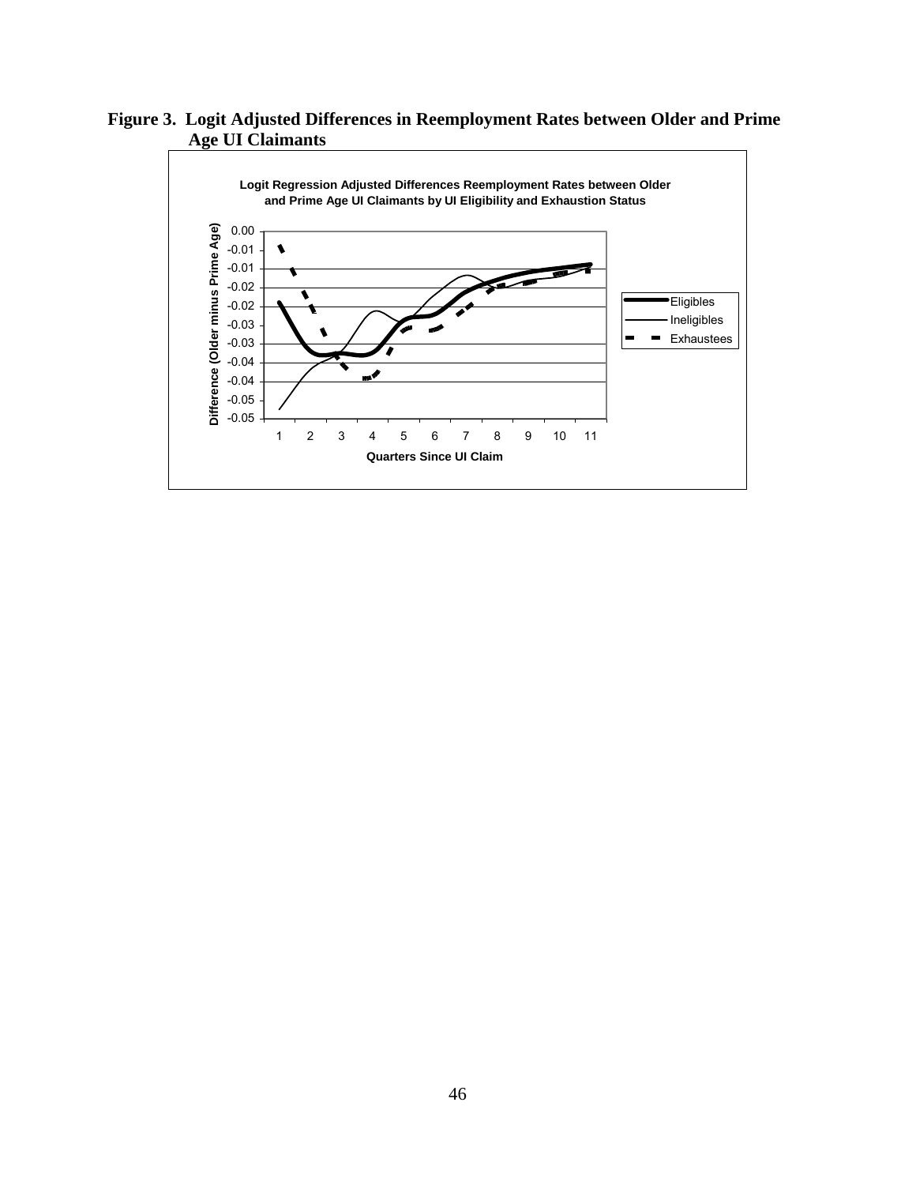**Figure 3. Logit Adjusted Differences in Reemployment Rates between Older and Prime Age UI Claimants**

Logit Regression Adjusted Differences Reemployment Rates between Older and Prime Age UI Claimants by UI Eligibility and Exhaustion Status

Difference (Older minus Prime Age)

0.00, -0.01, -0.01, -0.02, -0.02, -0.03, -0.03, -0.04, -0.04, -0.05, -0.05

1 2 3 4 5 6 7 8 9 10 11

Quarters Since UI Claim

Eligibles
Ineligibles
Exhaustees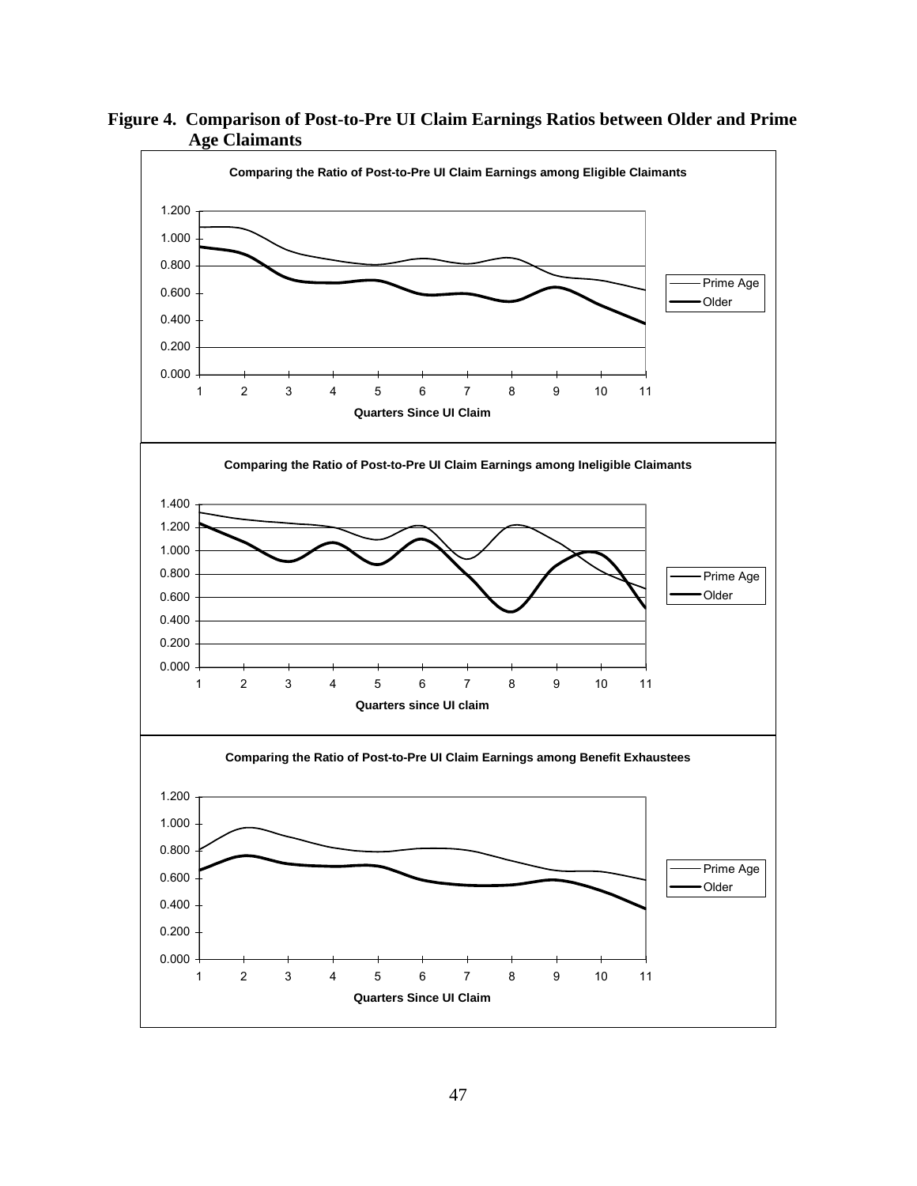**Figure 4. Comparison of Post-to-Pre UI Claim Earnings Ratios between Older and Prime Age Claimants**

**Comparing the Ratio of Post-to-Pre UI Claim Earnings among Eligible Claimants**

1.200
1.000
0.800
0.600
0.400
0.200
0.000

1 2 3 4 5 6 7 8 9 10 11

**Quarters Since UI Claim**

Prime Age
Older

**Comparing the Ratio of Post-to-Pre UI Claim Earnings among Ineligible Claimants**

1.400
1.200
1.000
0.800
0.600
0.400
0.200
0.000

1 2 3 4 5 6 7 8 9 10 11

**Quarters since UI claim**

Prime Age
Older

**Comparing the Ratio of Post-to-Pre UI Claim Earnings among Benefit Exhaustees**

1.200
1.000
0.800
0.600
0.400
0.200
0.000

1 2 3 4 5 6 7 8 9 10 11

**Quarters Since UI Claim**

Prime Age
Older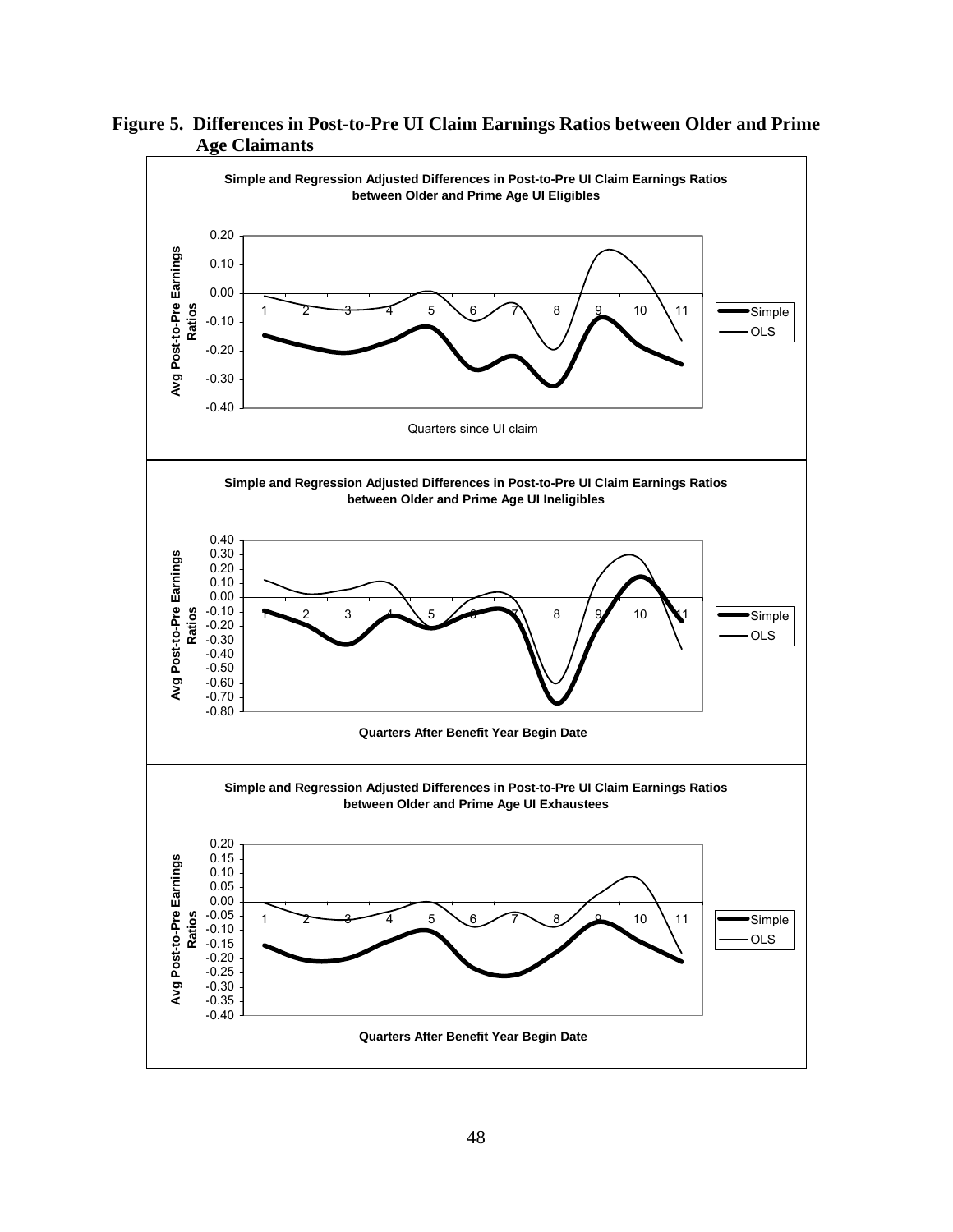**Figure 5. Differences in Post-to-Pre UI Claim Earnings Ratios between Older and Prime Age Claimants**

**Simple and Regression Adjusted Differences in Post-to-Pre UI Claim Earnings Ratios between Older and Prime Age UI Eligibles**

Avg Post-to-Pre Earnings Ratios

Quarters since UI claim

Legend: Simple, OLS

**Simple and Regression Adjusted Differences in Post-to-Pre UI Claim Earnings Ratios between Older and Prime Age UI Ineligibles**

Avg Post-to-Pre Earnings Ratios

**Quarters After Benefit Year Begin Date**

Legend: Simple, OLS

**Simple and Regression Adjusted Differences in Post-to-Pre UI Claim Earnings Ratios between Older and Prime Age UI Exhaustees**

Avg Post-to-Pre Earnings Ratios

**Quarters After Benefit Year Begin Date**

Legend: Simple, OLS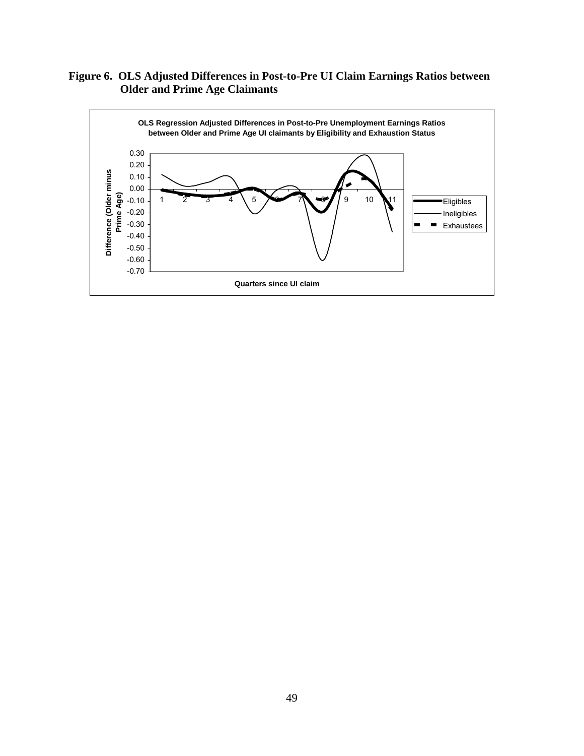**Figure 6. OLS Adjusted Differences in Post-to-Pre UI Claim Earnings Ratios between Older and Prime Age Claimants**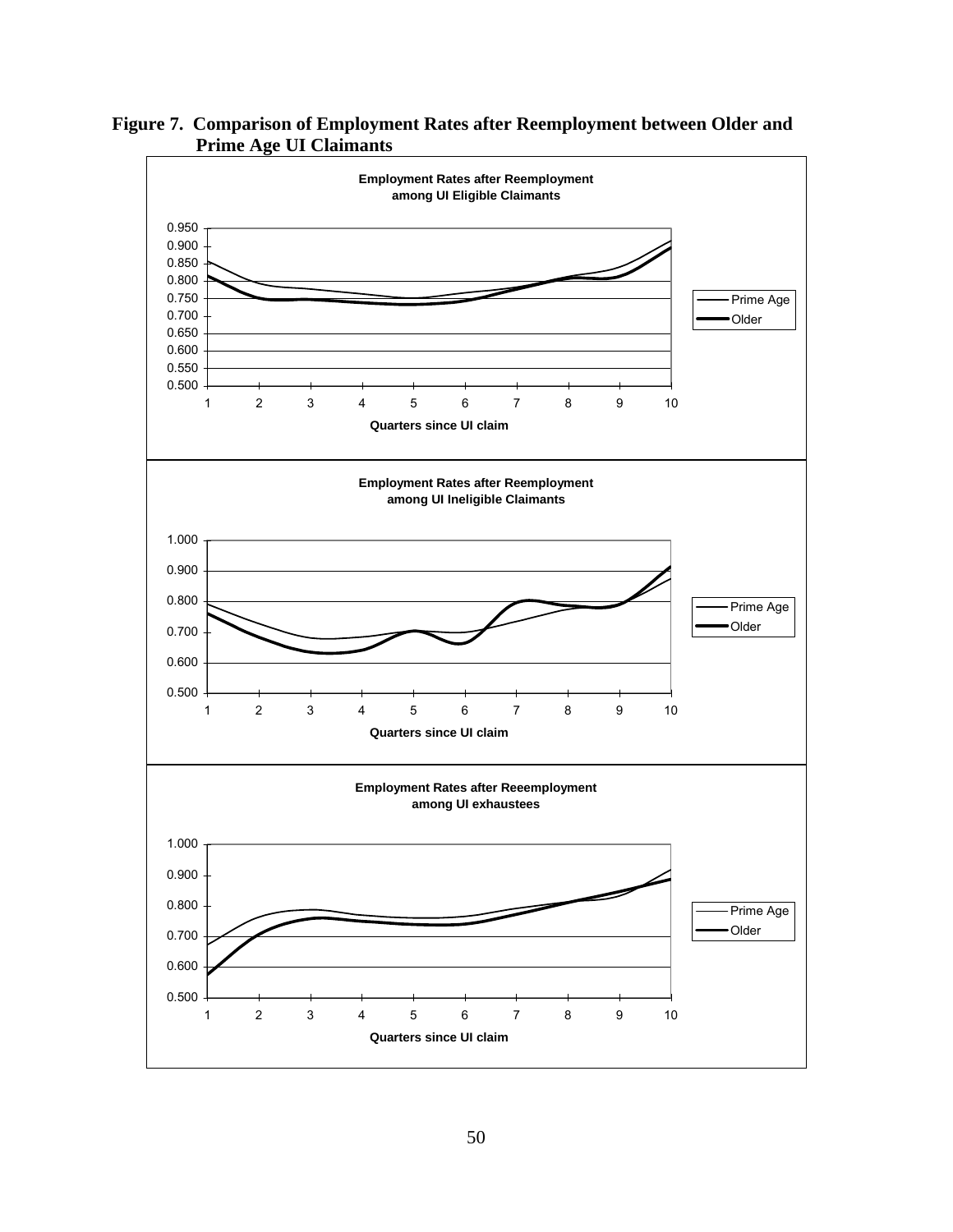**Figure 7. Comparison of Employment Rates after Reemployment between Older and Prime Age UI Claimants**

**Employment Rates after Reemployment among UI Eligible Claimants**

Quarters since UI claim

Prime Age

Older

**Employment Rates after Reemployment among UI Ineligible Claimants**

Quarters since UI claim

Prime Age

Older

**Employment Rates after Reeemployment among UI exhaustees**

Quarters since UI claim

Prime Age

Older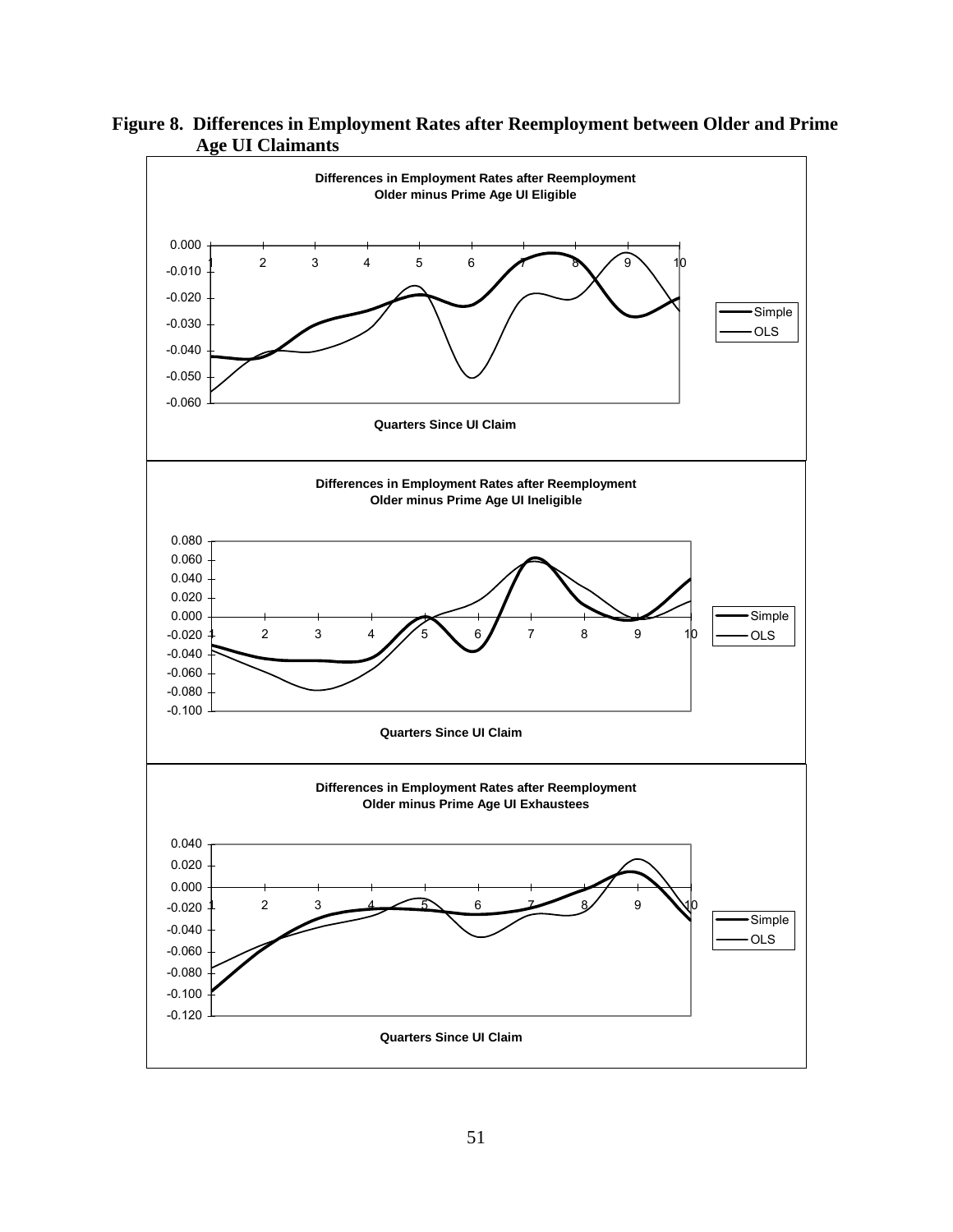**Figure 8. Differences in Employment Rates after Reemployment between Older and Prime Age UI Claimants**

**Differences in Employment Rates after Reemployment**
**Older minus Prime Age UI Eligible**

Legend: Simple, OLS

Y-axis: 0.000, -0.010, -0.020, -0.030, -0.040, -0.050, -0.060

X-axis: 1, 2, 3, 4, 5, 6, 7, 8, 9, 10

**Quarters Since UI Claim**

**Differences in Employment Rates after Reemployment**
**Older minus Prime Age UI Ineligible**

Legend: Simple, OLS

Y-axis: 0.080, 0.060, 0.040, 0.020, 0.000, -0.020, -0.040, -0.060, -0.080, -0.100

X-axis: 1, 2, 3, 4, 5, 6, 7, 8, 9, 10

**Quarters Since UI Claim**

**Differences in Employment Rates after Reemployment**
**Older minus Prime Age UI Exhaustees**

Legend: Simple, OLS

Y-axis: 0.040, 0.020, 0.000, -0.020, -0.040, -0.060, -0.080, -0.100, -0.120

X-axis: 1, 2, 3, 4, 5, 6, 7, 8, 9, 10

**Quarters Since UI Claim**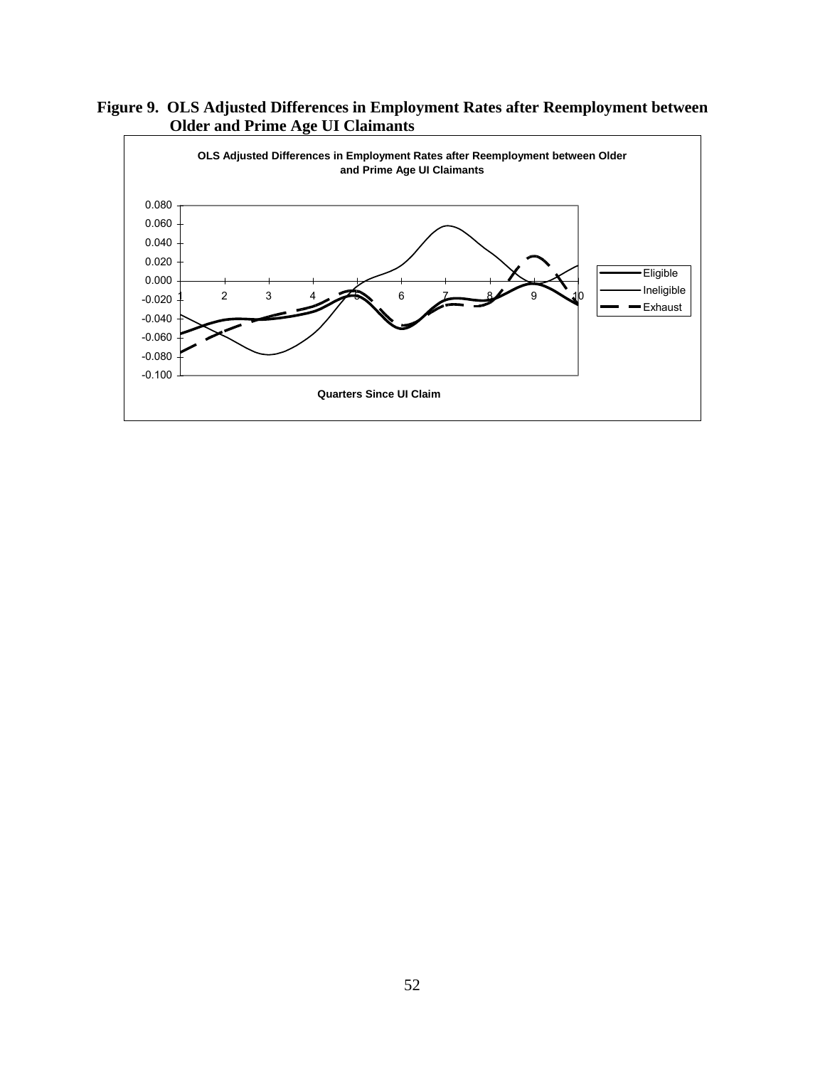**Figure 9. OLS Adjusted Differences in Employment Rates after Reemployment between Older and Prime Age UI Claimants**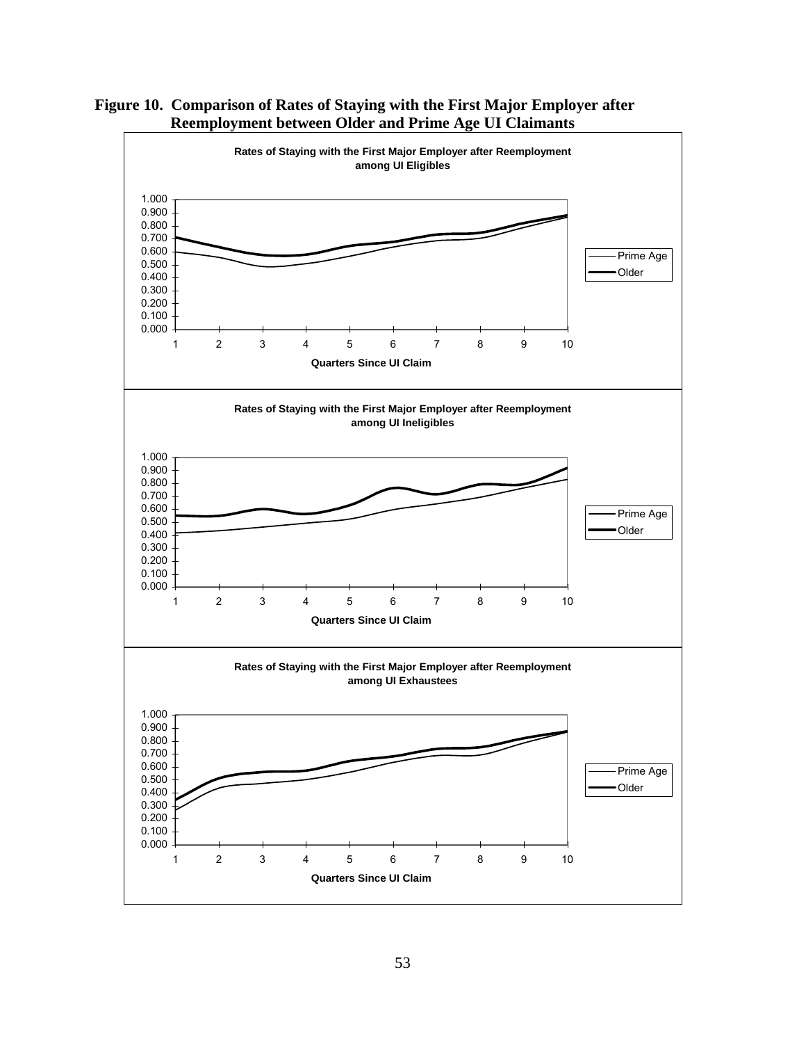**Figure 10. Comparison of Rates of Staying with the First Major Employer after Reemployment between Older and Prime Age UI Claimants**

**Rates of Staying with the First Major Employer after Reemployment among UI Eligibles**

**Rates of Staying with the First Major Employer after Reemployment among UI Ineligibles**

**Rates of Staying with the First Major Employer after Reemployment among UI Exhaustees**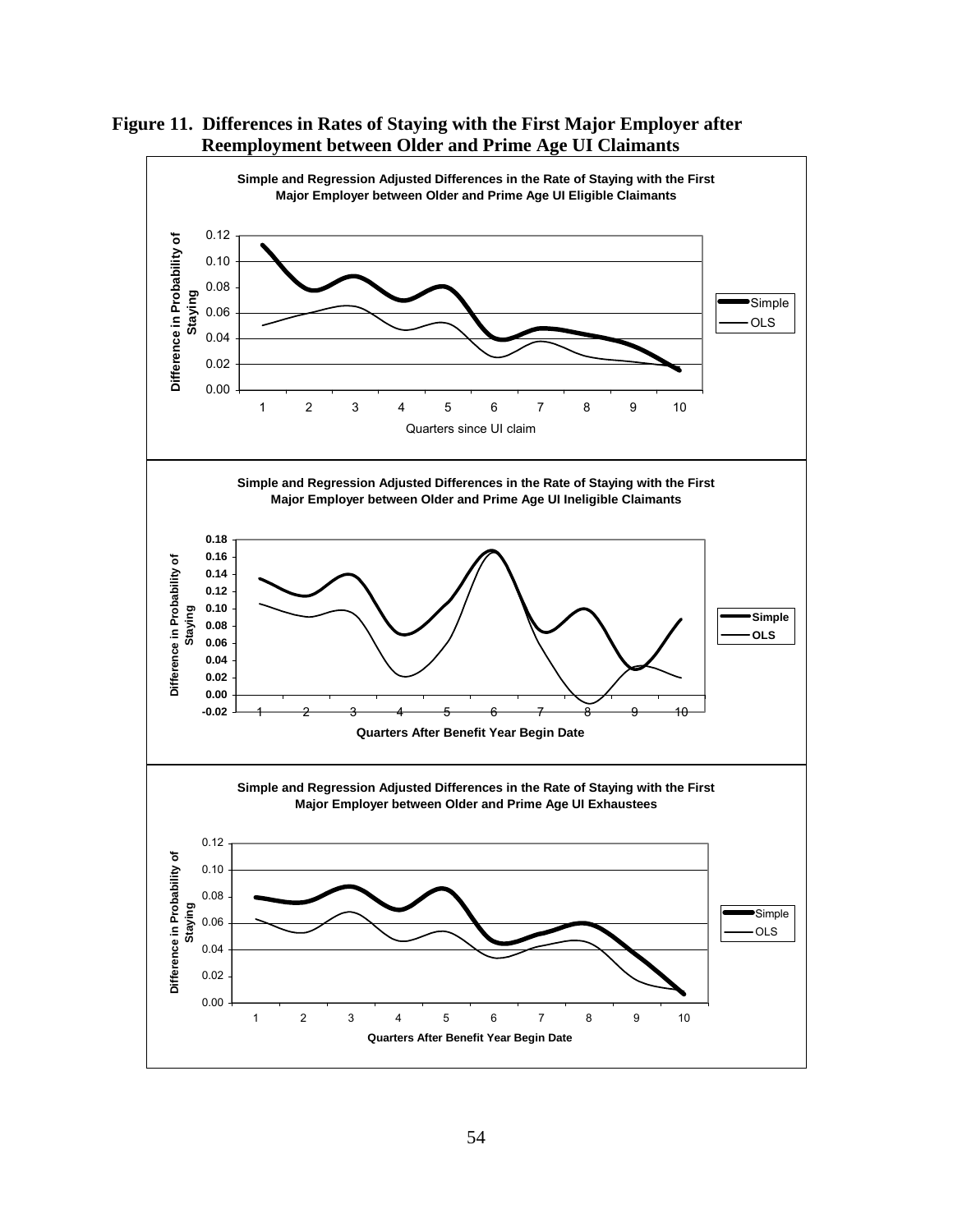**Figure 11. Differences in Rates of Staying with the First Major Employer after Reemployment between Older and Prime Age UI Claimants**

**Simple and Regression Adjusted Differences in the Rate of Staying with the First Major Employer between Older and Prime Age UI Eligible Claimants**

**Simple and Regression Adjusted Differences in the Rate of Staying with the First Major Employer between Older and Prime Age UI Ineligible Claimants**

**Simple and Regression Adjusted Differences in the Rate of Staying with the First Major Employer between Older and Prime Age UI Exhaustees**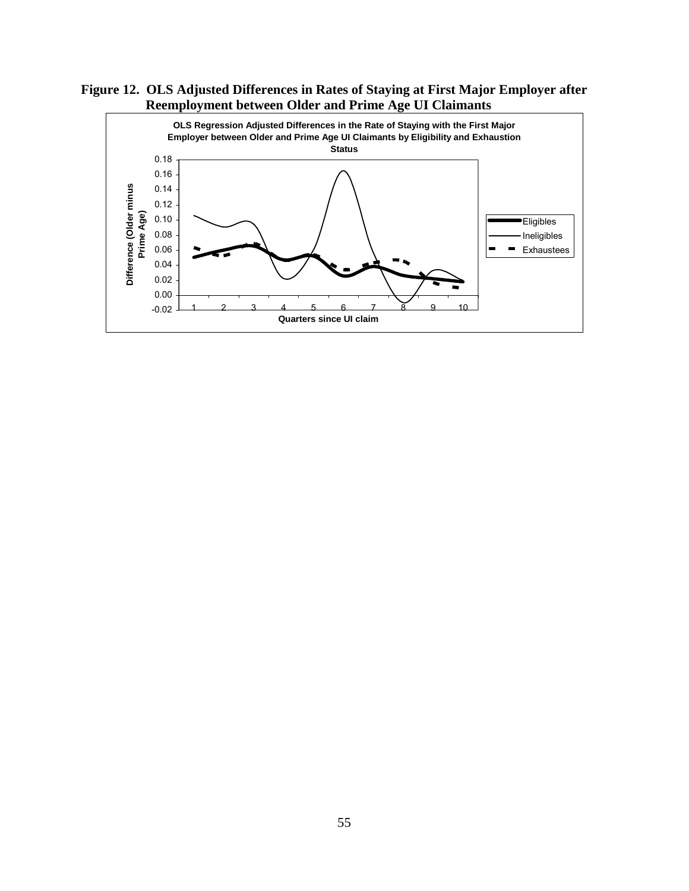**Figure 12. OLS Adjusted Differences in Rates of Staying at First Major Employer after Reemployment between Older and Prime Age UI Claimants**

OLS Regression Adjusted Differences in the Rate of Staying with the First Major Employer between Older and Prime Age UI Claimants by Eligibility and Exhaustion Status

Difference (Older minus Prime Age)

Quarters since UI claim

Eligibles

Ineligibles

Exhaustees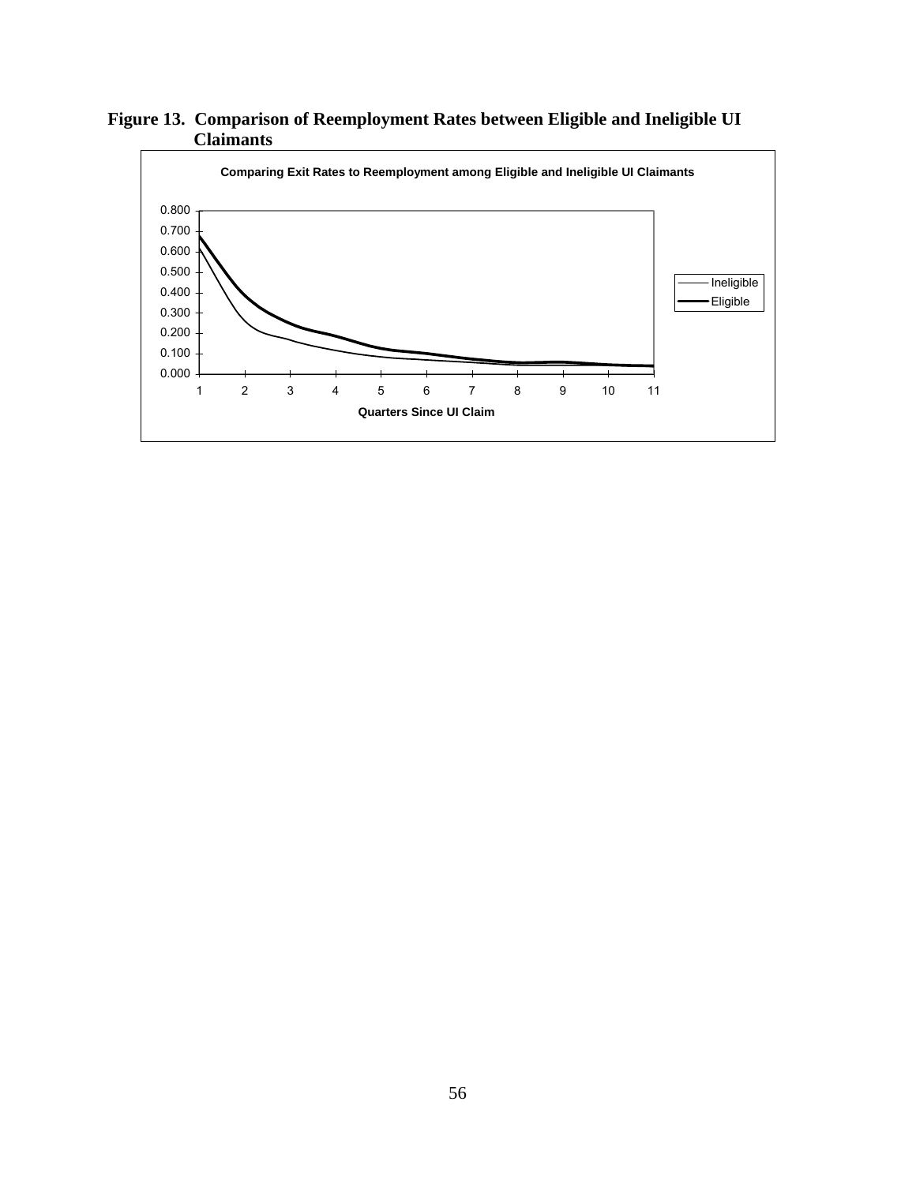**Figure 13. Comparison of Reemployment Rates between Eligible and Ineligible UI Claimants**

Comparing Exit Rates to Reemployment among Eligible and Ineligible UI Claimants

Quarters Since UI Claim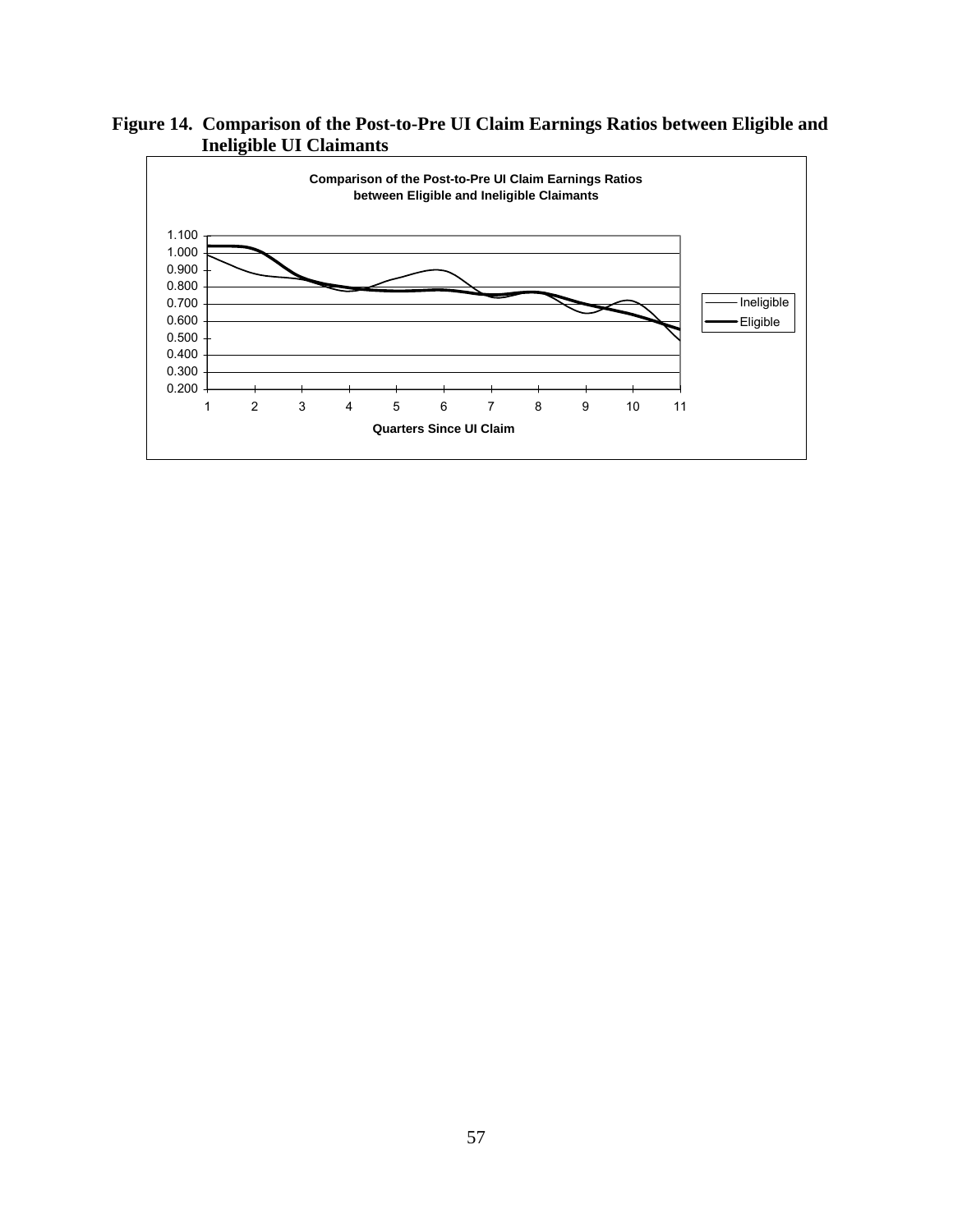**Figure 14. Comparison of the Post-to-Pre UI Claim Earnings Ratios between Eligible and Ineligible UI Claimants**

**Comparison of the Post-to-Pre UI Claim Earnings Ratios between Eligible and Ineligible Claimants**

Quarters Since UI Claim

Ineligible
Eligible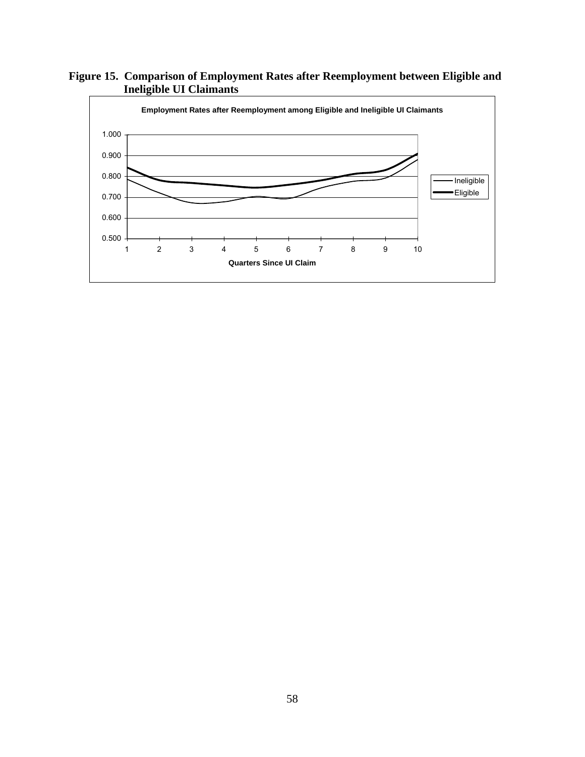**Figure 15. Comparison of Employment Rates after Reemployment between Eligible and Ineligible UI Claimants**

**Employment Rates after Reemployment among Eligible and Ineligible UI Claimants**

1.000

0.900

0.800

0.700

0.600

0.500

1 2 3 4 5 6 7 8 9 10

**Quarters Since UI Claim**

Ineligible

Eligible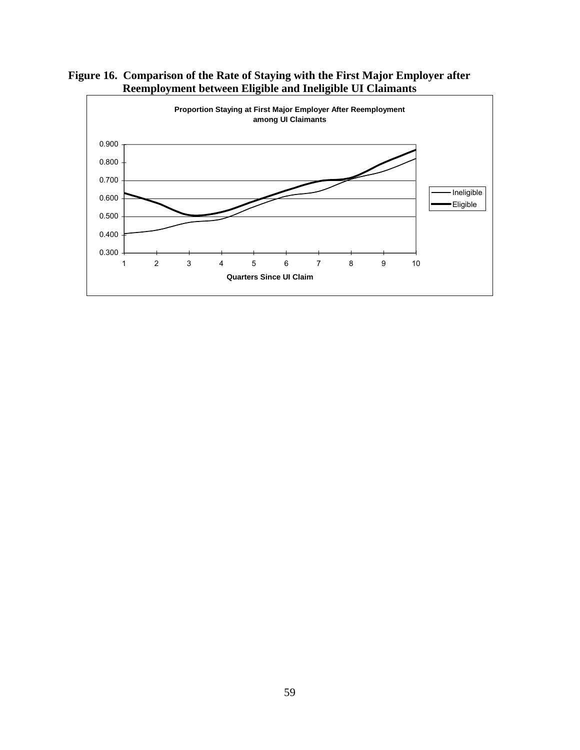**Figure 16. Comparison of the Rate of Staying with the First Major Employer after Reemployment between Eligible and Ineligible UI Claimants**

Proportion Staying at First Major Employer After Reemployment among UI Claimants

0.900
0.800
0.700
0.600
0.500
0.400
0.300

1 2 3 4 5 6 7 8 9 10

Quarters Since UI Claim

Ineligible
Eligible